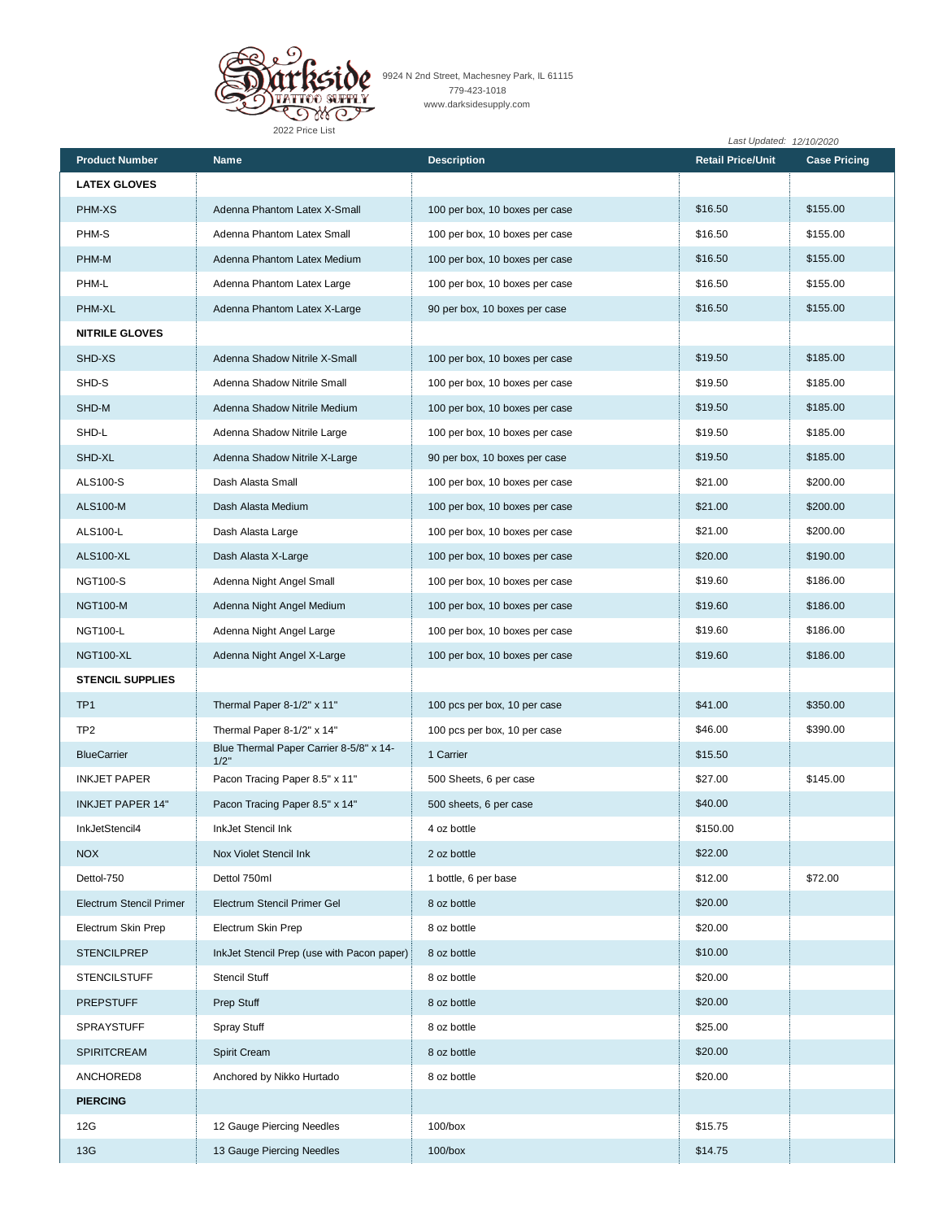Darkside Tattoo Supply

9924 N 2nd Street, Machesney Park, IL 61115
779-423-1018
www.darksidesupply.com

2022 Price List

*Last Updated: 12/10/2020*

| Product Number | Name | Description | Retail Price/Unit | Case Pricing |
|---|---|---|---|---|
| **LATEX GLOVES** | | | | |
| PHM-XS | Adenna Phantom Latex X-Small | 100 per box, 10 boxes per case | $16.50 | $155.00 |
| PHM-S | Adenna Phantom Latex Small | 100 per box, 10 boxes per case | $16.50 | $155.00 |
| PHM-M | Adenna Phantom Latex Medium | 100 per box, 10 boxes per case | $16.50 | $155.00 |
| PHM-L | Adenna Phantom Latex Large | 100 per box, 10 boxes per case | $16.50 | $155.00 |
| PHM-XL | Adenna Phantom Latex X-Large | 90 per box, 10 boxes per case | $16.50 | $155.00 |
| **NITRILE GLOVES** | | | | |
| SHD-XS | Adenna Shadow Nitrile X-Small | 100 per box, 10 boxes per case | $19.50 | $185.00 |
| SHD-S | Adenna Shadow Nitrile Small | 100 per box, 10 boxes per case | $19.50 | $185.00 |
| SHD-M | Adenna Shadow Nitrile Medium | 100 per box, 10 boxes per case | $19.50 | $185.00 |
| SHD-L | Adenna Shadow Nitrile Large | 100 per box, 10 boxes per case | $19.50 | $185.00 |
| SHD-XL | Adenna Shadow Nitrile X-Large | 90 per box, 10 boxes per case | $19.50 | $185.00 |
| ALS100-S | Dash Alasta Small | 100 per box, 10 boxes per case | $21.00 | $200.00 |
| ALS100-M | Dash Alasta Medium | 100 per box, 10 boxes per case | $21.00 | $200.00 |
| ALS100-L | Dash Alasta Large | 100 per box, 10 boxes per case | $21.00 | $200.00 |
| ALS100-XL | Dash Alasta X-Large | 100 per box, 10 boxes per case | $20.00 | $190.00 |
| NGT100-S | Adenna Night Angel Small | 100 per box, 10 boxes per case | $19.60 | $186.00 |
| NGT100-M | Adenna Night Angel Medium | 100 per box, 10 boxes per case | $19.60 | $186.00 |
| NGT100-L | Adenna Night Angel Large | 100 per box, 10 boxes per case | $19.60 | $186.00 |
| NGT100-XL | Adenna Night Angel X-Large | 100 per box, 10 boxes per case | $19.60 | $186.00 |
| **STENCIL SUPPLIES** | | | | |
| TP1 | Thermal Paper 8-1/2" x 11" | 100 pcs per box, 10 per case | $41.00 | $350.00 |
| TP2 | Thermal Paper 8-1/2" x 14" | 100 pcs per box, 10 per case | $46.00 | $390.00 |
| BlueCarrier | Blue Thermal Paper Carrier 8-5/8" x 14-1/2" | 1 Carrier | $15.50 | |
| INKJET PAPER | Pacon Tracing Paper 8.5" x 11" | 500 Sheets, 6 per case | $27.00 | $145.00 |
| INKJET PAPER 14" | Pacon Tracing Paper 8.5" x 14" | 500 sheets, 6 per case | $40.00 | |
| InkJetStencil4 | InkJet Stencil Ink | 4 oz bottle | $150.00 | |
| NOX | Nox Violet Stencil Ink | 2 oz bottle | $22.00 | |
| Dettol-750 | Dettol 750ml | 1 bottle, 6 per base | $12.00 | $72.00 |
| Electrum Stencil Primer | Electrum Stencil Primer Gel | 8 oz bottle | $20.00 | |
| Electrum Skin Prep | Electrum Skin Prep | 8 oz bottle | $20.00 | |
| STENCILPREP | InkJet Stencil Prep (use with Pacon paper) | 8 oz bottle | $10.00 | |
| STENCILSTUFF | Stencil Stuff | 8 oz bottle | $20.00 | |
| PREPSTUFF | Prep Stuff | 8 oz bottle | $20.00 | |
| SPRAYSTUFF | Spray Stuff | 8 oz bottle | $25.00 | |
| SPIRITCREAM | Spirit Cream | 8 oz bottle | $20.00 | |
| ANCHORED8 | Anchored by Nikko Hurtado | 8 oz bottle | $20.00 | |
| **PIERCING** | | | | |
| 12G | 12 Gauge Piercing Needles | 100/box | $15.75 | |
| 13G | 13 Gauge Piercing Needles | 100/box | $14.75 | |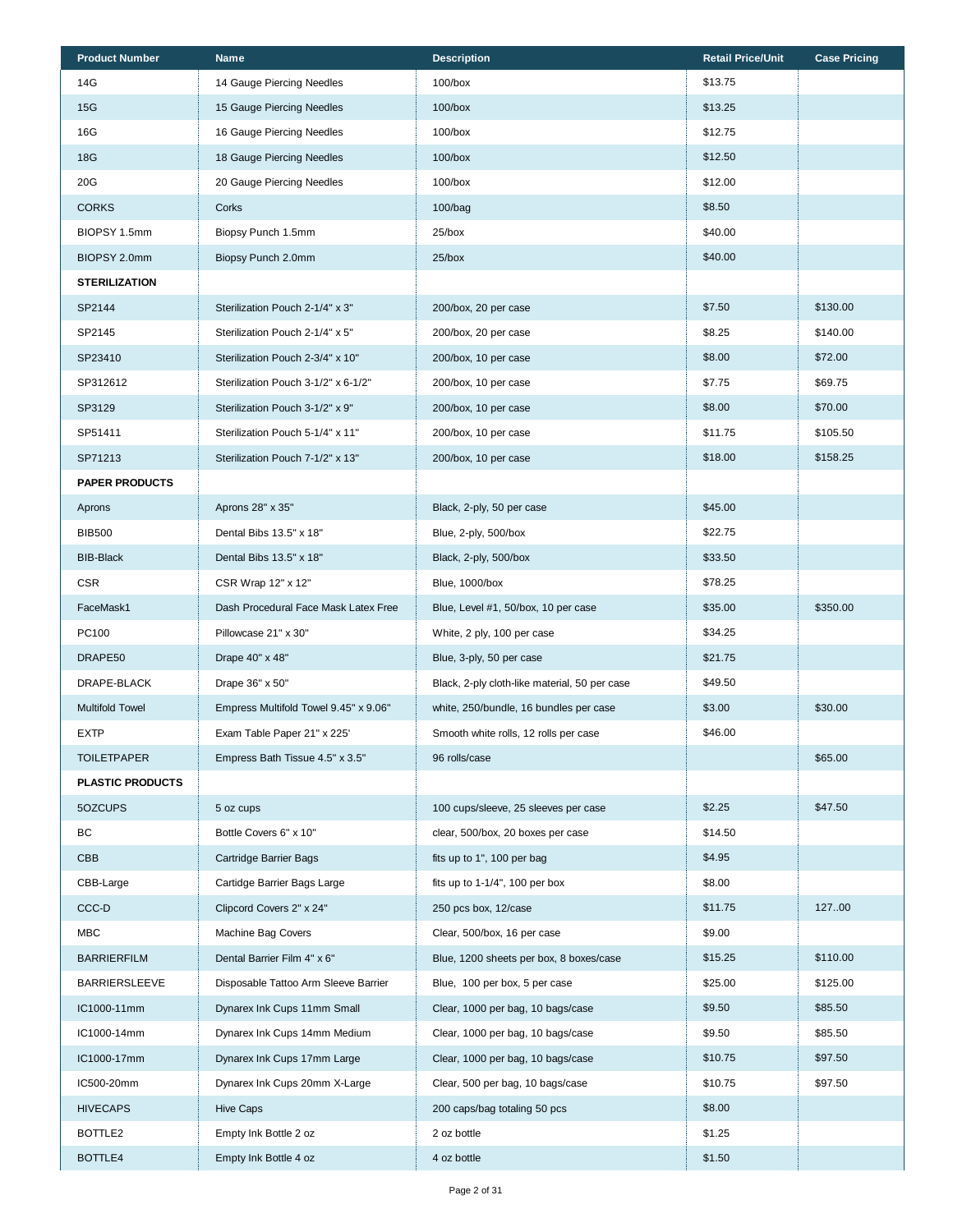| Product Number | Name | Description | Retail Price/Unit | Case Pricing |
|---|---|---|---|---|
| 14G | 14 Gauge Piercing Needles | 100/box | $13.75 | |
| 15G | 15 Gauge Piercing Needles | 100/box | $13.25 | |
| 16G | 16 Gauge Piercing Needles | 100/box | $12.75 | |
| 18G | 18 Gauge Piercing Needles | 100/box | $12.50 | |
| 20G | 20 Gauge Piercing Needles | 100/box | $12.00 | |
| CORKS | Corks | 100/bag | $8.50 | |
| BIOPSY 1.5mm | Biopsy Punch 1.5mm | 25/box | $40.00 | |
| BIOPSY 2.0mm | Biopsy Punch 2.0mm | 25/box | $40.00 | |
| **STERILIZATION** | | | | |
| SP2144 | Sterilization Pouch 2-1/4" x 3" | 200/box, 20 per case | $7.50 | $130.00 |
| SP2145 | Sterilization Pouch 2-1/4" x 5" | 200/box, 20 per case | $8.25 | $140.00 |
| SP23410 | Sterilization Pouch 2-3/4" x 10" | 200/box, 10 per case | $8.00 | $72.00 |
| SP312612 | Sterilization Pouch 3-1/2" x 6-1/2" | 200/box, 10 per case | $7.75 | $69.75 |
| SP3129 | Sterilization Pouch 3-1/2" x 9" | 200/box, 10 per case | $8.00 | $70.00 |
| SP51411 | Sterilization Pouch 5-1/4" x 11" | 200/box, 10 per case | $11.75 | $105.50 |
| SP71213 | Sterilization Pouch 7-1/2" x 13" | 200/box, 10 per case | $18.00 | $158.25 |
| **PAPER PRODUCTS** | | | | |
| Aprons | Aprons 28" x 35" | Black, 2-ply, 50 per case | $45.00 | |
| BIB500 | Dental Bibs 13.5" x 18" | Blue, 2-ply, 500/box | $22.75 | |
| BIB-Black | Dental Bibs 13.5" x 18" | Black, 2-ply, 500/box | $33.50 | |
| CSR | CSR Wrap 12" x 12" | Blue, 1000/box | $78.25 | |
| FaceMask1 | Dash Procedural Face Mask Latex Free | Blue, Level #1, 50/box, 10 per case | $35.00 | $350.00 |
| PC100 | Pillowcase 21" x 30" | White, 2 ply, 100 per case | $34.25 | |
| DRAPE50 | Drape 40" x 48" | Blue, 3-ply, 50 per case | $21.75 | |
| DRAPE-BLACK | Drape 36" x 50" | Black, 2-ply cloth-like material, 50 per case | $49.50 | |
| Multifold Towel | Empress Multifold Towel 9.45" x 9.06" | white, 250/bundle, 16 bundles per case | $3.00 | $30.00 |
| EXTP | Exam Table Paper 21" x 225' | Smooth white rolls, 12 rolls per case | $46.00 | |
| TOILETPAPER | Empress Bath Tissue 4.5" x 3.5" | 96 rolls/case | | $65.00 |
| **PLASTIC PRODUCTS** | | | | |
| 5OZCUPS | 5 oz cups | 100 cups/sleeve, 25 sleeves per case | $2.25 | $47.50 |
| BC | Bottle Covers 6" x 10" | clear, 500/box, 20 boxes per case | $14.50 | |
| CBB | Cartridge Barrier Bags | fits up to 1", 100 per bag | $4.95 | |
| CBB-Large | Cartidge Barrier Bags Large | fits up to 1-1/4", 100 per box | $8.00 | |
| CCC-D | Clipcord Covers 2" x 24" | 250 pcs box, 12/case | $11.75 | 127..00 |
| MBC | Machine Bag Covers | Clear, 500/box, 16 per case | $9.00 | |
| BARRIERFILM | Dental Barrier Film 4" x 6" | Blue, 1200 sheets per box, 8 boxes/case | $15.25 | $110.00 |
| BARRIERSLEEVE | Disposable Tattoo Arm Sleeve Barrier | Blue, 100 per box, 5 per case | $25.00 | $125.00 |
| IC1000-11mm | Dynarex Ink Cups 11mm Small | Clear, 1000 per bag, 10 bags/case | $9.50 | $85.50 |
| IC1000-14mm | Dynarex Ink Cups 14mm Medium | Clear, 1000 per bag, 10 bags/case | $9.50 | $85.50 |
| IC1000-17mm | Dynarex Ink Cups 17mm Large | Clear, 1000 per bag, 10 bags/case | $10.75 | $97.50 |
| IC500-20mm | Dynarex Ink Cups 20mm X-Large | Clear, 500 per bag, 10 bags/case | $10.75 | $97.50 |
| HIVECAPS | Hive Caps | 200 caps/bag totaling 50 pcs | $8.00 | |
| BOTTLE2 | Empty Ink Bottle 2 oz | 2 oz bottle | $1.25 | |
| BOTTLE4 | Empty Ink Bottle 4 oz | 4 oz bottle | $1.50 | |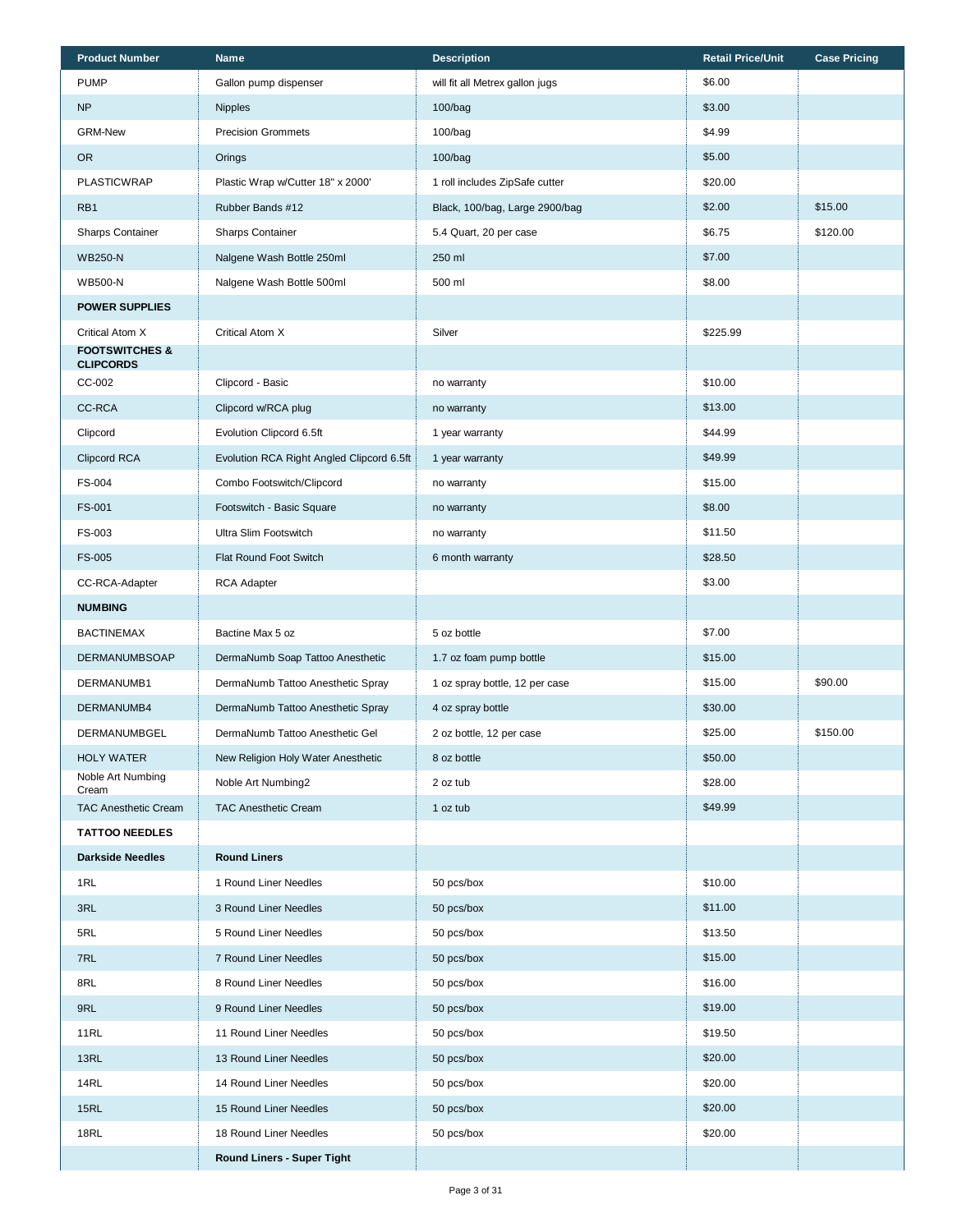| Product Number | Name | Description | Retail Price/Unit | Case Pricing |
|---|---|---|---|---|
| PUMP | Gallon pump dispenser | will fit all Metrex gallon jugs | $6.00 | |
| NP | Nipples | 100/bag | $3.00 | |
| GRM-New | Precision Grommets | 100/bag | $4.99 | |
| OR | Orings | 100/bag | $5.00 | |
| PLASTICWRAP | Plastic Wrap w/Cutter 18" x 2000' | 1 roll includes ZipSafe cutter | $20.00 | |
| RB1 | Rubber Bands #12 | Black, 100/bag, Large 2900/bag | $2.00 | $15.00 |
| Sharps Container | Sharps Container | 5.4 Quart, 20 per case | $6.75 | $120.00 |
| WB250-N | Nalgene Wash Bottle 250ml | 250 ml | $7.00 | |
| WB500-N | Nalgene Wash Bottle 500ml | 500 ml | $8.00 | |
| **POWER SUPPLIES** | | | | |
| Critical Atom X | Critical Atom X | Silver | $225.99 | |
| **FOOTSWITCHES & CLIPCORDS** | | | | |
| CC-002 | Clipcord - Basic | no warranty | $10.00 | |
| CC-RCA | Clipcord w/RCA plug | no warranty | $13.00 | |
| Clipcord | Evolution Clipcord 6.5ft | 1 year warranty | $44.99 | |
| Clipcord RCA | Evolution RCA Right Angled Clipcord 6.5ft | 1 year warranty | $49.99 | |
| FS-004 | Combo Footswitch/Clipcord | no warranty | $15.00 | |
| FS-001 | Footswitch - Basic Square | no warranty | $8.00 | |
| FS-003 | Ultra Slim Footswitch | no warranty | $11.50 | |
| FS-005 | Flat Round Foot Switch | 6 month warranty | $28.50 | |
| CC-RCA-Adapter | RCA Adapter | | $3.00 | |
| **NUMBING** | | | | |
| BACTINEMAX | Bactine Max 5 oz | 5 oz bottle | $7.00 | |
| DERMANUMBSOAP | DermaNumb Soap Tattoo Anesthetic | 1.7 oz foam pump bottle | $15.00 | |
| DERMANUMB1 | DermaNumb Tattoo Anesthetic Spray | 1 oz spray bottle, 12 per case | $15.00 | $90.00 |
| DERMANUMB4 | DermaNumb Tattoo Anesthetic Spray | 4 oz spray bottle | $30.00 | |
| DERMANUMBGEL | DermaNumb Tattoo Anesthetic Gel | 2 oz bottle, 12 per case | $25.00 | $150.00 |
| HOLY WATER | New Religion Holy Water Anesthetic | 8 oz bottle | $50.00 | |
| Noble Art Numbing Cream | Noble Art Numbing2 | 2 oz tub | $28.00 | |
| TAC Anesthetic Cream | TAC Anesthetic Cream | 1 oz tub | $49.99 | |
| **TATTOO NEEDLES** | | | | |
| **Darkside Needles** | **Round Liners** | | | |
| 1RL | 1 Round Liner Needles | 50 pcs/box | $10.00 | |
| 3RL | 3 Round Liner Needles | 50 pcs/box | $11.00 | |
| 5RL | 5 Round Liner Needles | 50 pcs/box | $13.50 | |
| 7RL | 7 Round Liner Needles | 50 pcs/box | $15.00 | |
| 8RL | 8 Round Liner Needles | 50 pcs/box | $16.00 | |
| 9RL | 9 Round Liner Needles | 50 pcs/box | $19.00 | |
| 11RL | 11 Round Liner Needles | 50 pcs/box | $19.50 | |
| 13RL | 13 Round Liner Needles | 50 pcs/box | $20.00 | |
| 14RL | 14 Round Liner Needles | 50 pcs/box | $20.00 | |
| 15RL | 15 Round Liner Needles | 50 pcs/box | $20.00 | |
| 18RL | 18 Round Liner Needles | 50 pcs/box | $20.00 | |
| | **Round Liners - Super Tight** | | | |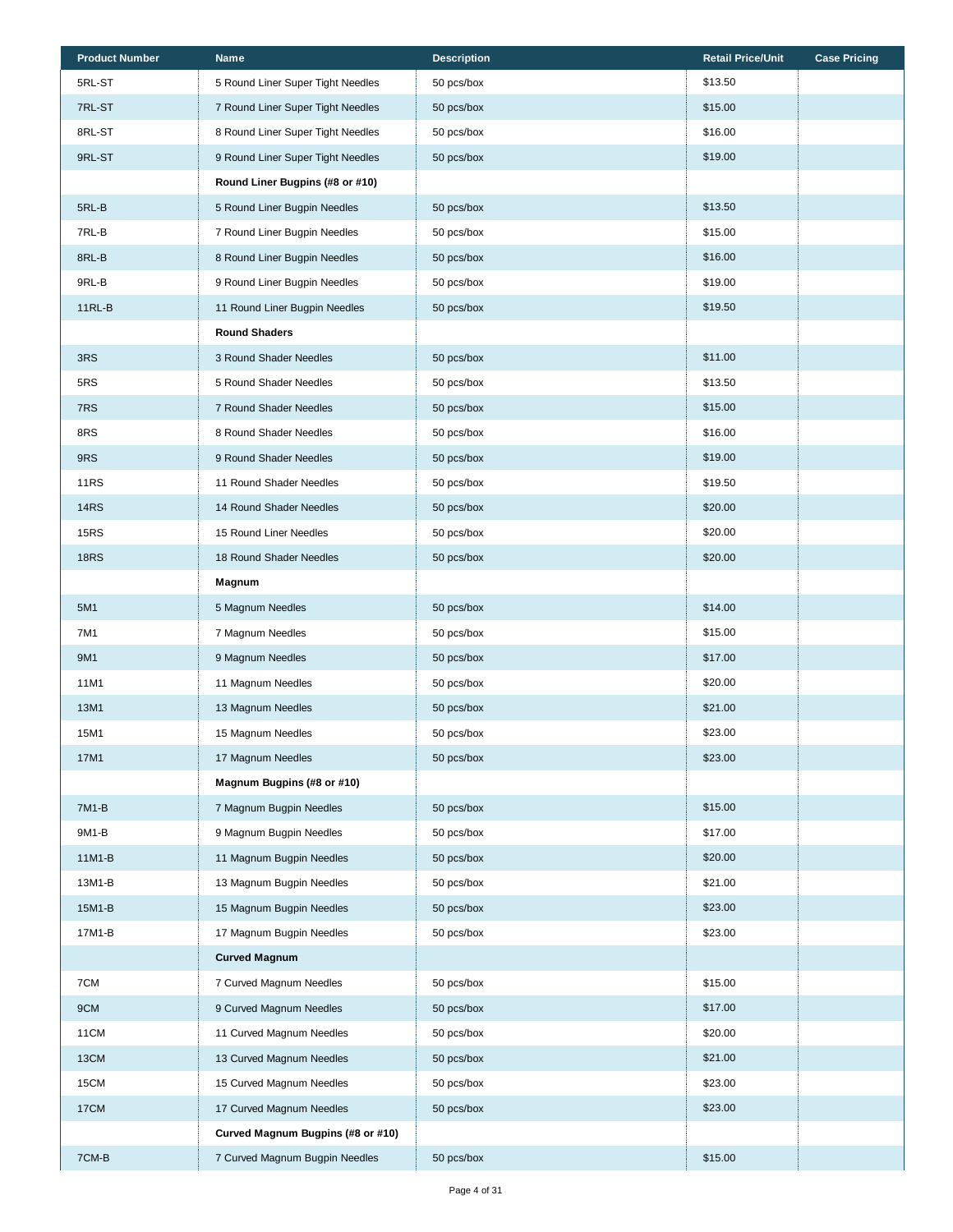| Product Number | Name | Description | Retail Price/Unit | Case Pricing |
|---|---|---|---|---|
| 5RL-ST | 5 Round Liner Super Tight Needles | 50 pcs/box | $13.50 | |
| 7RL-ST | 7 Round Liner Super Tight Needles | 50 pcs/box | $15.00 | |
| 8RL-ST | 8 Round Liner Super Tight Needles | 50 pcs/box | $16.00 | |
| 9RL-ST | 9 Round Liner Super Tight Needles | 50 pcs/box | $19.00 | |
| | **Round Liner Bugpins (#8 or #10)** | | | |
| 5RL-B | 5 Round Liner Bugpin Needles | 50 pcs/box | $13.50 | |
| 7RL-B | 7 Round Liner Bugpin Needles | 50 pcs/box | $15.00 | |
| 8RL-B | 8 Round Liner Bugpin Needles | 50 pcs/box | $16.00 | |
| 9RL-B | 9 Round Liner Bugpin Needles | 50 pcs/box | $19.00 | |
| 11RL-B | 11 Round Liner Bugpin Needles | 50 pcs/box | $19.50 | |
| | **Round Shaders** | | | |
| 3RS | 3 Round Shader Needles | 50 pcs/box | $11.00 | |
| 5RS | 5 Round Shader Needles | 50 pcs/box | $13.50 | |
| 7RS | 7 Round Shader Needles | 50 pcs/box | $15.00 | |
| 8RS | 8 Round Shader Needles | 50 pcs/box | $16.00 | |
| 9RS | 9 Round Shader Needles | 50 pcs/box | $19.00 | |
| 11RS | 11 Round Shader Needles | 50 pcs/box | $19.50 | |
| 14RS | 14 Round Shader Needles | 50 pcs/box | $20.00 | |
| 15RS | 15 Round Liner Needles | 50 pcs/box | $20.00 | |
| 18RS | 18 Round Shader Needles | 50 pcs/box | $20.00 | |
| | **Magnum** | | | |
| 5M1 | 5 Magnum Needles | 50 pcs/box | $14.00 | |
| 7M1 | 7 Magnum Needles | 50 pcs/box | $15.00 | |
| 9M1 | 9 Magnum Needles | 50 pcs/box | $17.00 | |
| 11M1 | 11 Magnum Needles | 50 pcs/box | $20.00 | |
| 13M1 | 13 Magnum Needles | 50 pcs/box | $21.00 | |
| 15M1 | 15 Magnum Needles | 50 pcs/box | $23.00 | |
| 17M1 | 17 Magnum Needles | 50 pcs/box | $23.00 | |
| | **Magnum Bugpins (#8 or #10)** | | | |
| 7M1-B | 7 Magnum Bugpin Needles | 50 pcs/box | $15.00 | |
| 9M1-B | 9 Magnum Bugpin Needles | 50 pcs/box | $17.00 | |
| 11M1-B | 11 Magnum Bugpin Needles | 50 pcs/box | $20.00 | |
| 13M1-B | 13 Magnum Bugpin Needles | 50 pcs/box | $21.00 | |
| 15M1-B | 15 Magnum Bugpin Needles | 50 pcs/box | $23.00 | |
| 17M1-B | 17 Magnum Bugpin Needles | 50 pcs/box | $23.00 | |
| | **Curved Magnum** | | | |
| 7CM | 7 Curved Magnum Needles | 50 pcs/box | $15.00 | |
| 9CM | 9 Curved Magnum Needles | 50 pcs/box | $17.00 | |
| 11CM | 11 Curved Magnum Needles | 50 pcs/box | $20.00 | |
| 13CM | 13 Curved Magnum Needles | 50 pcs/box | $21.00 | |
| 15CM | 15 Curved Magnum Needles | 50 pcs/box | $23.00 | |
| 17CM | 17 Curved Magnum Needles | 50 pcs/box | $23.00 | |
| | **Curved Magnum Bugpins (#8 or #10)** | | | |
| 7CM-B | 7 Curved Magnum Bugpin Needles | 50 pcs/box | $15.00 | |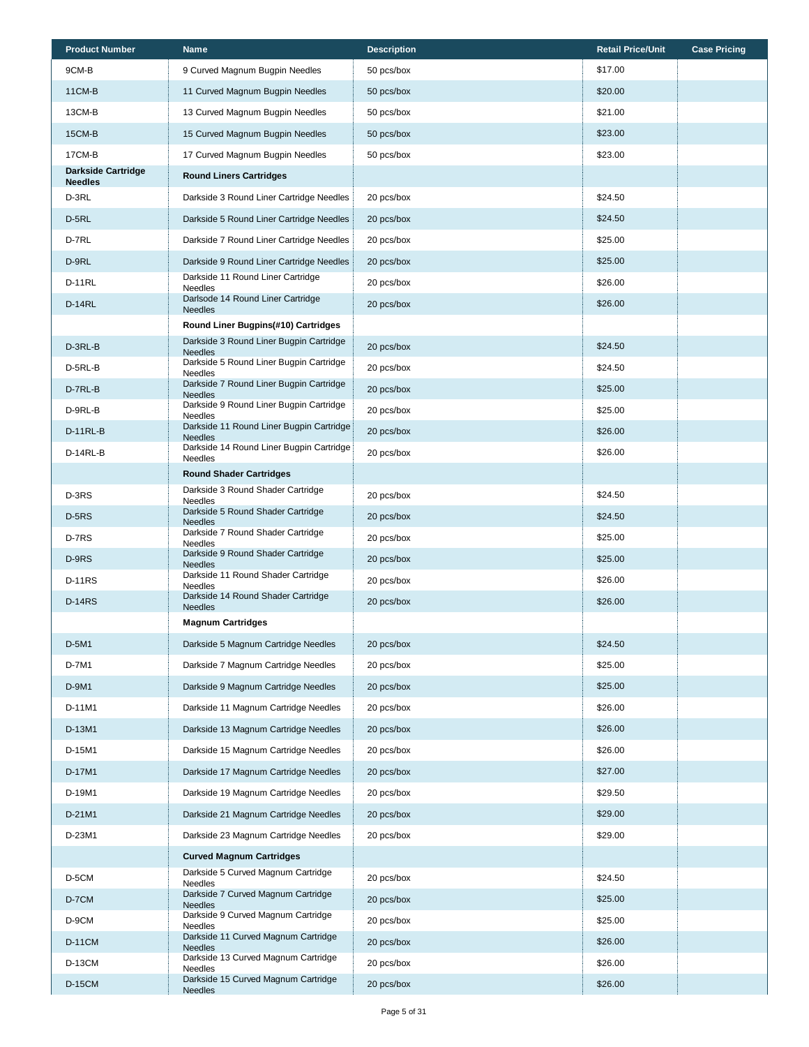| Product Number | Name | Description | Retail Price/Unit | Case Pricing |
|---|---|---|---|---|
| 9CM-B | 9 Curved Magnum Bugpin Needles | 50 pcs/box | $17.00 | |
| 11CM-B | 11 Curved Magnum Bugpin Needles | 50 pcs/box | $20.00 | |
| 13CM-B | 13 Curved Magnum Bugpin Needles | 50 pcs/box | $21.00 | |
| 15CM-B | 15 Curved Magnum Bugpin Needles | 50 pcs/box | $23.00 | |
| 17CM-B | 17 Curved Magnum Bugpin Needles | 50 pcs/box | $23.00 | |
| **Darkside Cartridge Needles** | **Round Liners Cartridges** | | | |
| D-3RL | Darkside 3 Round Liner Cartridge Needles | 20 pcs/box | $24.50 | |
| D-5RL | Darkside 5 Round Liner Cartridge Needles | 20 pcs/box | $24.50 | |
| D-7RL | Darkside 7 Round Liner Cartridge Needles | 20 pcs/box | $25.00 | |
| D-9RL | Darkside 9 Round Liner Cartridge Needles | 20 pcs/box | $25.00 | |
| D-11RL | Darkside 11 Round Liner Cartridge Needles | 20 pcs/box | $26.00 | |
| D-14RL | Darlsode 14 Round Liner Cartridge Needles | 20 pcs/box | $26.00 | |
| | **Round Liner Bugpins(#10) Cartridges** | | | |
| D-3RL-B | Darkside 3 Round Liner Bugpin Cartridge Needles | 20 pcs/box | $24.50 | |
| D-5RL-B | Darkside 5 Round Liner Bugpin Cartridge Needles | 20 pcs/box | $24.50 | |
| D-7RL-B | Darkside 7 Round Liner Bugpin Cartridge Needles | 20 pcs/box | $25.00 | |
| D-9RL-B | Darkside 9 Round Liner Bugpin Cartridge Needles | 20 pcs/box | $25.00 | |
| D-11RL-B | Darkside 11 Round Liner Bugpin Cartridge Needles | 20 pcs/box | $26.00 | |
| D-14RL-B | Darkside 14 Round Liner Bugpin Cartridge Needles | 20 pcs/box | $26.00 | |
| | **Round Shader Cartridges** | | | |
| D-3RS | Darkside 3 Round Shader Cartridge Needles | 20 pcs/box | $24.50 | |
| D-5RS | Darkside 5 Round Shader Cartridge Needles | 20 pcs/box | $24.50 | |
| D-7RS | Darkside 7 Round Shader Cartridge Needles | 20 pcs/box | $25.00 | |
| D-9RS | Darkside 9 Round Shader Cartridge Needles | 20 pcs/box | $25.00 | |
| D-11RS | Darkside 11 Round Shader Cartridge Needles | 20 pcs/box | $26.00 | |
| D-14RS | Darkside 14 Round Shader Cartridge Needles | 20 pcs/box | $26.00 | |
| | **Magnum Cartridges** | | | |
| D-5M1 | Darkside 5 Magnum Cartridge Needles | 20 pcs/box | $24.50 | |
| D-7M1 | Darkside 7 Magnum Cartridge Needles | 20 pcs/box | $25.00 | |
| D-9M1 | Darkside 9 Magnum Cartridge Needles | 20 pcs/box | $25.00 | |
| D-11M1 | Darkside 11 Magnum Cartridge Needles | 20 pcs/box | $26.00 | |
| D-13M1 | Darkside 13 Magnum Cartridge Needles | 20 pcs/box | $26.00 | |
| D-15M1 | Darkside 15 Magnum Cartridge Needles | 20 pcs/box | $26.00 | |
| D-17M1 | Darkside 17 Magnum Cartridge Needles | 20 pcs/box | $27.00 | |
| D-19M1 | Darkside 19 Magnum Cartridge Needles | 20 pcs/box | $29.50 | |
| D-21M1 | Darkside 21 Magnum Cartridge Needles | 20 pcs/box | $29.00 | |
| D-23M1 | Darkside 23 Magnum Cartridge Needles | 20 pcs/box | $29.00 | |
| | **Curved Magnum Cartridges** | | | |
| D-5CM | Darkside 5 Curved Magnum Cartridge Needles | 20 pcs/box | $24.50 | |
| D-7CM | Darkside 7 Curved Magnum Cartridge Needles | 20 pcs/box | $25.00 | |
| D-9CM | Darkside 9 Curved Magnum Cartridge Needles | 20 pcs/box | $25.00 | |
| D-11CM | Darkside 11 Curved Magnum Cartridge Needles | 20 pcs/box | $26.00 | |
| D-13CM | Darkside 13 Curved Magnum Cartridge Needles | 20 pcs/box | $26.00 | |
| D-15CM | Darkside 15 Curved Magnum Cartridge Needles | 20 pcs/box | $26.00 | |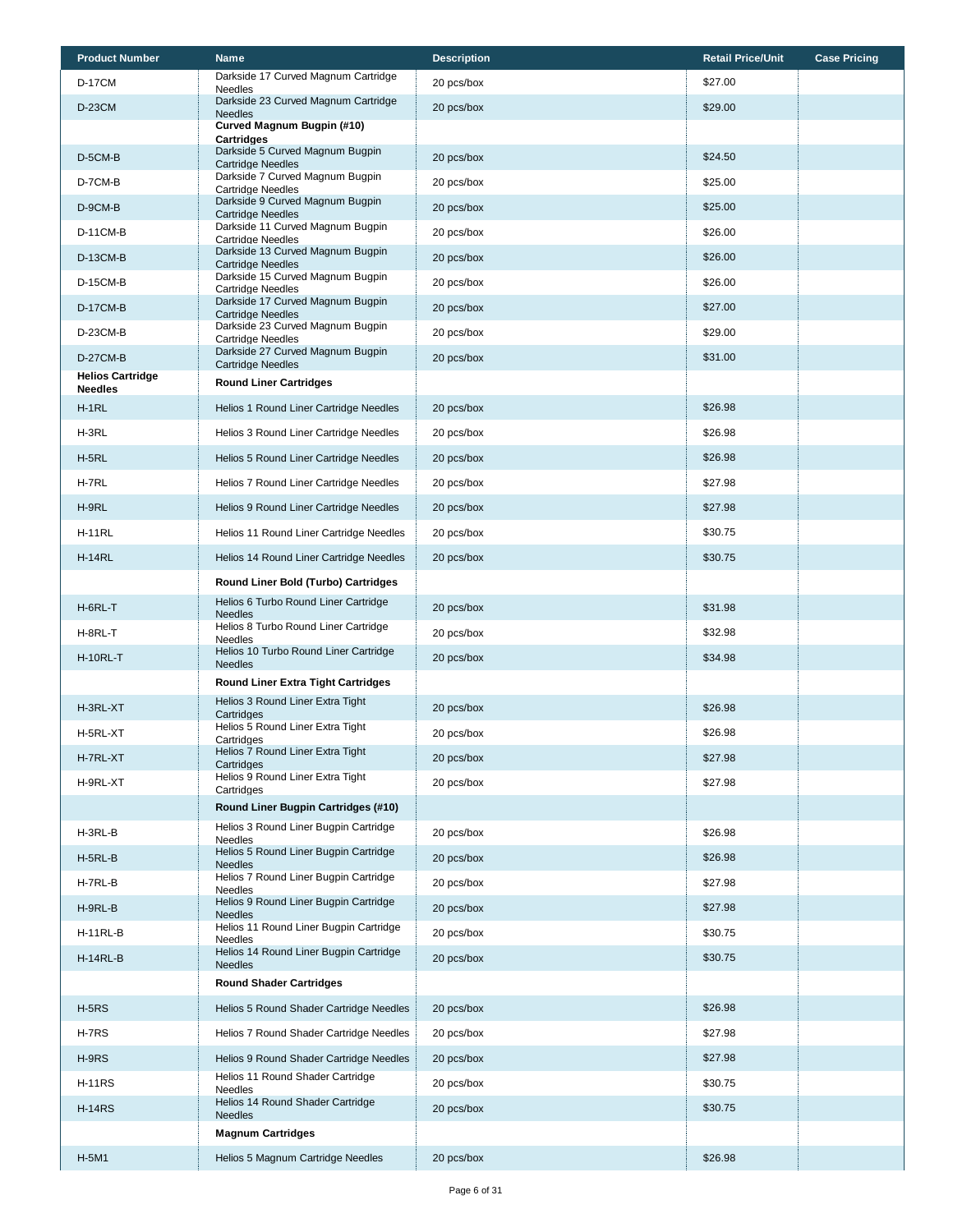| Product Number | Name | Description | Retail Price/Unit | Case Pricing |
|---|---|---|---|---|
| D-17CM | Darkside 17 Curved Magnum Cartridge Needles | 20 pcs/box | $27.00 | |
| D-23CM | Darkside 23 Curved Magnum Cartridge Needles | 20 pcs/box | $29.00 | |
| | **Curved Magnum Bugpin (#10) Cartridges** | | | |
| D-5CM-B | Darkside 5 Curved Magnum Bugpin Cartridge Needles | 20 pcs/box | $24.50 | |
| D-7CM-B | Darkside 7 Curved Magnum Bugpin Cartridge Needles | 20 pcs/box | $25.00 | |
| D-9CM-B | Darkside 9 Curved Magnum Bugpin Cartridge Needles | 20 pcs/box | $25.00 | |
| D-11CM-B | Darkside 11 Curved Magnum Bugpin Cartridge Needles | 20 pcs/box | $26.00 | |
| D-13CM-B | Darkside 13 Curved Magnum Bugpin Cartridge Needles | 20 pcs/box | $26.00 | |
| D-15CM-B | Darkside 15 Curved Magnum Bugpin Cartridge Needles | 20 pcs/box | $26.00 | |
| D-17CM-B | Darkside 17 Curved Magnum Bugpin Cartridge Needles | 20 pcs/box | $27.00 | |
| D-23CM-B | Darkside 23 Curved Magnum Bugpin Cartridge Needles | 20 pcs/box | $29.00 | |
| D-27CM-B | Darkside 27 Curved Magnum Bugpin Cartridge Needles | 20 pcs/box | $31.00 | |
| **Helios Cartridge Needles** | **Round Liner Cartridges** | | | |
| H-1RL | Helios 1 Round Liner Cartridge Needles | 20 pcs/box | $26.98 | |
| H-3RL | Helios 3 Round Liner Cartridge Needles | 20 pcs/box | $26.98 | |
| H-5RL | Helios 5 Round Liner Cartridge Needles | 20 pcs/box | $26.98 | |
| H-7RL | Helios 7 Round Liner Cartridge Needles | 20 pcs/box | $27.98 | |
| H-9RL | Helios 9 Round Liner Cartridge Needles | 20 pcs/box | $27.98 | |
| H-11RL | Helios 11 Round Liner Cartridge Needles | 20 pcs/box | $30.75 | |
| H-14RL | Helios 14 Round Liner Cartridge Needles | 20 pcs/box | $30.75 | |
| | **Round Liner Bold (Turbo) Cartridges** | | | |
| H-6RL-T | Helios 6 Turbo Round Liner Cartridge Needles | 20 pcs/box | $31.98 | |
| H-8RL-T | Helios 8 Turbo Round Liner Cartridge Needles | 20 pcs/box | $32.98 | |
| H-10RL-T | Helios 10 Turbo Round Liner Cartridge Needles | 20 pcs/box | $34.98 | |
| | **Round Liner Extra Tight Cartridges** | | | |
| H-3RL-XT | Helios 3 Round Liner Extra Tight Cartridges | 20 pcs/box | $26.98 | |
| H-5RL-XT | Helios 5 Round Liner Extra Tight Cartridges | 20 pcs/box | $26.98 | |
| H-7RL-XT | Helios 7 Round Liner Extra Tight Cartridges | 20 pcs/box | $27.98 | |
| H-9RL-XT | Helios 9 Round Liner Extra Tight Cartridges | 20 pcs/box | $27.98 | |
| | **Round Liner Bugpin Cartridges (#10)** | | | |
| H-3RL-B | Helios 3 Round Liner Bugpin Cartridge Needles | 20 pcs/box | $26.98 | |
| H-5RL-B | Helios 5 Round Liner Bugpin Cartridge Needles | 20 pcs/box | $26.98 | |
| H-7RL-B | Helios 7 Round Liner Bugpin Cartridge Needles | 20 pcs/box | $27.98 | |
| H-9RL-B | Helios 9 Round Liner Bugpin Cartridge Needles | 20 pcs/box | $27.98 | |
| H-11RL-B | Helios 11 Round Liner Bugpin Cartridge Needles | 20 pcs/box | $30.75 | |
| H-14RL-B | Helios 14 Round Liner Bugpin Cartridge Needles | 20 pcs/box | $30.75 | |
| | **Round Shader Cartridges** | | | |
| H-5RS | Helios 5 Round Shader Cartridge Needles | 20 pcs/box | $26.98 | |
| H-7RS | Helios 7 Round Shader Cartridge Needles | 20 pcs/box | $27.98 | |
| H-9RS | Helios 9 Round Shader Cartridge Needles | 20 pcs/box | $27.98 | |
| H-11RS | Helios 11 Round Shader Cartridge Needles | 20 pcs/box | $30.75 | |
| H-14RS | Helios 14 Round Shader Cartridge Needles | 20 pcs/box | $30.75 | |
| | **Magnum Cartridges** | | | |
| H-5M1 | Helios 5 Magnum Cartridge Needles | 20 pcs/box | $26.98 | |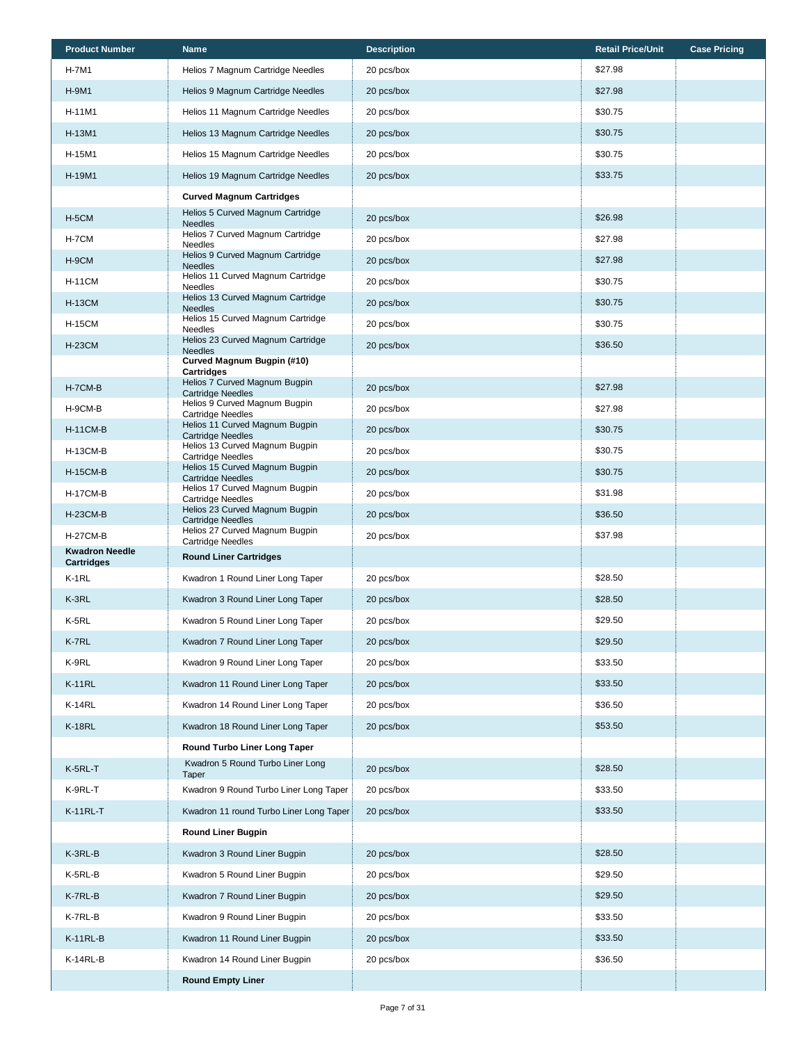| Product Number | Name | Description | Retail Price/Unit | Case Pricing |
|---|---|---|---|---|
| H-7M1 | Helios 7 Magnum Cartridge Needles | 20 pcs/box | $27.98 | |
| H-9M1 | Helios 9 Magnum Cartridge Needles | 20 pcs/box | $27.98 | |
| H-11M1 | Helios 11 Magnum Cartridge Needles | 20 pcs/box | $30.75 | |
| H-13M1 | Helios 13 Magnum Cartridge Needles | 20 pcs/box | $30.75 | |
| H-15M1 | Helios 15 Magnum Cartridge Needles | 20 pcs/box | $30.75 | |
| H-19M1 | Helios 19 Magnum Cartridge Needles | 20 pcs/box | $33.75 | |
| | **Curved Magnum Cartridges** | | | |
| H-5CM | Helios 5 Curved Magnum Cartridge Needles | 20 pcs/box | $26.98 | |
| H-7CM | Helios 7 Curved Magnum Cartridge Needles | 20 pcs/box | $27.98 | |
| H-9CM | Helios 9 Curved Magnum Cartridge Needles | 20 pcs/box | $27.98 | |
| H-11CM | Helios 11 Curved Magnum Cartridge Needles | 20 pcs/box | $30.75 | |
| H-13CM | Helios 13 Curved Magnum Cartridge Needles | 20 pcs/box | $30.75 | |
| H-15CM | Helios 15 Curved Magnum Cartridge Needles | 20 pcs/box | $30.75 | |
| H-23CM | Helios 23 Curved Magnum Cartridge Needles | 20 pcs/box | $36.50 | |
| | **Curved Magnum Bugpin (#10) Cartridges** | | | |
| H-7CM-B | Helios 7 Curved Magnum Bugpin Cartridge Needles | 20 pcs/box | $27.98 | |
| H-9CM-B | Helios 9 Curved Magnum Bugpin Cartridge Needles | 20 pcs/box | $27.98 | |
| H-11CM-B | Helios 11 Curved Magnum Bugpin Cartridge Needles | 20 pcs/box | $30.75 | |
| H-13CM-B | Helios 13 Curved Magnum Bugpin Cartridge Needles | 20 pcs/box | $30.75 | |
| H-15CM-B | Helios 15 Curved Magnum Bugpin Cartridge Needles | 20 pcs/box | $30.75 | |
| H-17CM-B | Helios 17 Curved Magnum Bugpin Cartridge Needles | 20 pcs/box | $31.98 | |
| H-23CM-B | Helios 23 Curved Magnum Bugpin Cartridge Needles | 20 pcs/box | $36.50 | |
| H-27CM-B | Helios 27 Curved Magnum Bugpin Cartridge Needles | 20 pcs/box | $37.98 | |
| **Kwadron Needle Cartridges** | **Round Liner Cartridges** | | | |
| K-1RL | Kwadron 1 Round Liner Long Taper | 20 pcs/box | $28.50 | |
| K-3RL | Kwadron 3 Round Liner Long Taper | 20 pcs/box | $28.50 | |
| K-5RL | Kwadron 5 Round Liner Long Taper | 20 pcs/box | $29.50 | |
| K-7RL | Kwadron 7 Round Liner Long Taper | 20 pcs/box | $29.50 | |
| K-9RL | Kwadron 9 Round Liner Long Taper | 20 pcs/box | $33.50 | |
| K-11RL | Kwadron 11 Round Liner Long Taper | 20 pcs/box | $33.50 | |
| K-14RL | Kwadron 14 Round Liner Long Taper | 20 pcs/box | $36.50 | |
| K-18RL | Kwadron 18 Round Liner Long Taper | 20 pcs/box | $53.50 | |
| | **Round Turbo Liner Long Taper** | | | |
| K-5RL-T | Kwadron 5 Round Turbo Liner Long Taper | 20 pcs/box | $28.50 | |
| K-9RL-T | Kwadron 9 Round Turbo Liner Long Taper | 20 pcs/box | $33.50 | |
| K-11RL-T | Kwadron 11 round Turbo Liner Long Taper | 20 pcs/box | $33.50 | |
| | **Round Liner Bugpin** | | | |
| K-3RL-B | Kwadron 3 Round Liner Bugpin | 20 pcs/box | $28.50 | |
| K-5RL-B | Kwadron 5 Round Liner Bugpin | 20 pcs/box | $29.50 | |
| K-7RL-B | Kwadron 7 Round Liner Bugpin | 20 pcs/box | $29.50 | |
| K-7RL-B | Kwadron 9 Round Liner Bugpin | 20 pcs/box | $33.50 | |
| K-11RL-B | Kwadron 11 Round Liner Bugpin | 20 pcs/box | $33.50 | |
| K-14RL-B | Kwadron 14 Round Liner Bugpin | 20 pcs/box | $36.50 | |
| | **Round Empty Liner** | | | |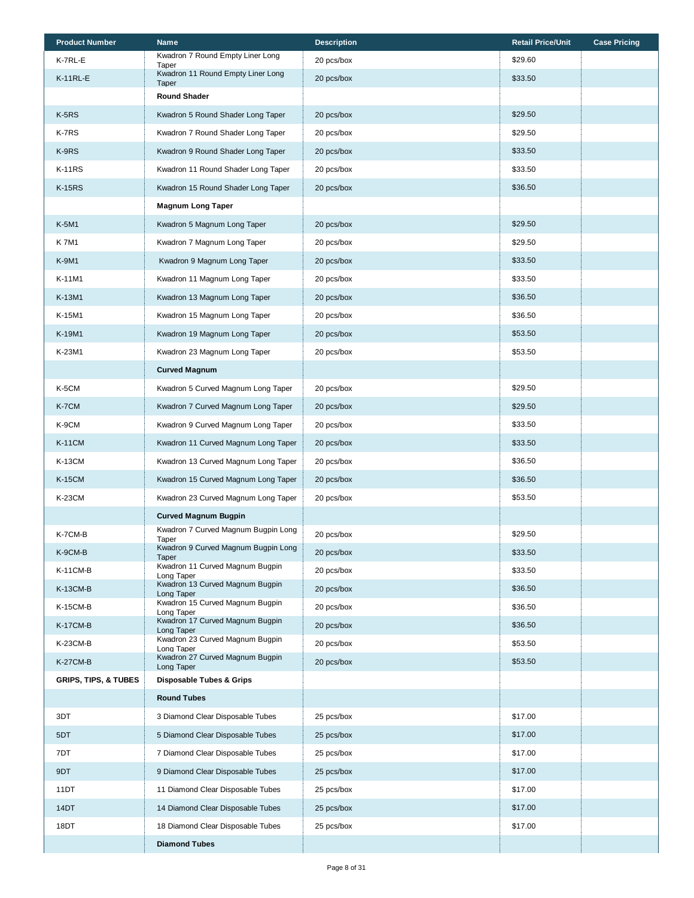| Product Number | Name | Description | Retail Price/Unit | Case Pricing |
|---|---|---|---|---|
| K-7RL-E | Kwadron 7 Round Empty Liner Long Taper | 20 pcs/box | $29.60 | |
| K-11RL-E | Kwadron 11 Round Empty Liner Long Taper | 20 pcs/box | $33.50 | |
| | **Round Shader** | | | |
| K-5RS | Kwadron 5 Round Shader Long Taper | 20 pcs/box | $29.50 | |
| K-7RS | Kwadron 7 Round Shader Long Taper | 20 pcs/box | $29.50 | |
| K-9RS | Kwadron 9 Round Shader Long Taper | 20 pcs/box | $33.50 | |
| K-11RS | Kwadron 11 Round Shader Long Taper | 20 pcs/box | $33.50 | |
| K-15RS | Kwadron 15 Round Shader Long Taper | 20 pcs/box | $36.50 | |
| | **Magnum Long Taper** | | | |
| K-5M1 | Kwadron 5 Magnum Long Taper | 20 pcs/box | $29.50 | |
| K 7M1 | Kwadron 7 Magnum Long Taper | 20 pcs/box | $29.50 | |
| K-9M1 | Kwadron 9 Magnum Long Taper | 20 pcs/box | $33.50 | |
| K-11M1 | Kwadron 11 Magnum Long Taper | 20 pcs/box | $33.50 | |
| K-13M1 | Kwadron 13 Magnum Long Taper | 20 pcs/box | $36.50 | |
| K-15M1 | Kwadron 15 Magnum Long Taper | 20 pcs/box | $36.50 | |
| K-19M1 | Kwadron 19 Magnum Long Taper | 20 pcs/box | $53.50 | |
| K-23M1 | Kwadron 23 Magnum Long Taper | 20 pcs/box | $53.50 | |
| | **Curved Magnum** | | | |
| K-5CM | Kwadron 5 Curved Magnum Long Taper | 20 pcs/box | $29.50 | |
| K-7CM | Kwadron 7 Curved Magnum Long Taper | 20 pcs/box | $29.50 | |
| K-9CM | Kwadron 9 Curved Magnum Long Taper | 20 pcs/box | $33.50 | |
| K-11CM | Kwadron 11 Curved Magnum Long Taper | 20 pcs/box | $33.50 | |
| K-13CM | Kwadron 13 Curved Magnum Long Taper | 20 pcs/box | $36.50 | |
| K-15CM | Kwadron 15 Curved Magnum Long Taper | 20 pcs/box | $36.50 | |
| K-23CM | Kwadron 23 Curved Magnum Long Taper | 20 pcs/box | $53.50 | |
| | **Curved Magnum Bugpin** | | | |
| K-7CM-B | Kwadron 7 Curved Magnum Bugpin Long Taper | 20 pcs/box | $29.50 | |
| K-9CM-B | Kwadron 9 Curved Magnum Bugpin Long Taper | 20 pcs/box | $33.50 | |
| K-11CM-B | Kwadron 11 Curved Magnum Bugpin Long Taper | 20 pcs/box | $33.50 | |
| K-13CM-B | Kwadron 13 Curved Magnum Bugpin Long Taper | 20 pcs/box | $36.50 | |
| K-15CM-B | Kwadron 15 Curved Magnum Bugpin Long Taper | 20 pcs/box | $36.50 | |
| K-17CM-B | Kwadron 17 Curved Magnum Bugpin Long Taper | 20 pcs/box | $36.50 | |
| K-23CM-B | Kwadron 23 Curved Magnum Bugpin Long Taper | 20 pcs/box | $53.50 | |
| K-27CM-B | Kwadron 27 Curved Magnum Bugpin Long Taper | 20 pcs/box | $53.50 | |
| **GRIPS, TIPS, & TUBES** | **Disposable Tubes & Grips** | | | |
| | **Round Tubes** | | | |
| 3DT | 3 Diamond Clear Disposable Tubes | 25 pcs/box | $17.00 | |
| 5DT | 5 Diamond Clear Disposable Tubes | 25 pcs/box | $17.00 | |
| 7DT | 7 Diamond Clear Disposable Tubes | 25 pcs/box | $17.00 | |
| 9DT | 9 Diamond Clear Disposable Tubes | 25 pcs/box | $17.00 | |
| 11DT | 11 Diamond Clear Disposable Tubes | 25 pcs/box | $17.00 | |
| 14DT | 14 Diamond Clear Disposable Tubes | 25 pcs/box | $17.00 | |
| 18DT | 18 Diamond Clear Disposable Tubes | 25 pcs/box | $17.00 | |
| | **Diamond Tubes** | | | |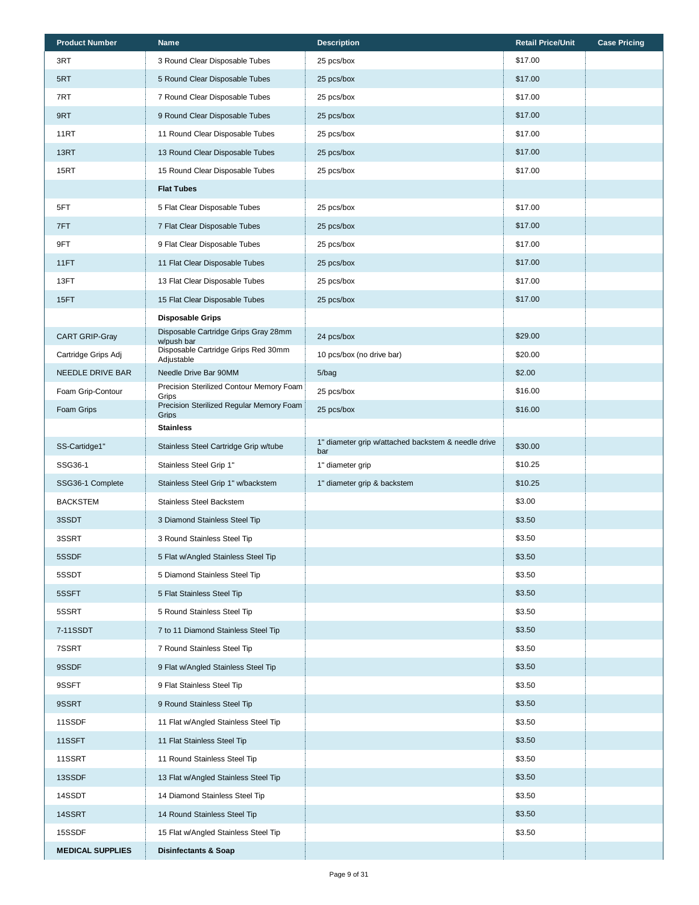| Product Number | Name | Description | Retail Price/Unit | Case Pricing |
|---|---|---|---|---|
| 3RT | 3 Round Clear Disposable Tubes | 25 pcs/box | $17.00 | |
| 5RT | 5 Round Clear Disposable Tubes | 25 pcs/box | $17.00 | |
| 7RT | 7 Round Clear Disposable Tubes | 25 pcs/box | $17.00 | |
| 9RT | 9 Round Clear Disposable Tubes | 25 pcs/box | $17.00 | |
| 11RT | 11 Round Clear Disposable Tubes | 25 pcs/box | $17.00 | |
| 13RT | 13 Round Clear Disposable Tubes | 25 pcs/box | $17.00 | |
| 15RT | 15 Round Clear Disposable Tubes | 25 pcs/box | $17.00 | |
| | **Flat Tubes** | | | |
| 5FT | 5 Flat Clear Disposable Tubes | 25 pcs/box | $17.00 | |
| 7FT | 7 Flat Clear Disposable Tubes | 25 pcs/box | $17.00 | |
| 9FT | 9 Flat Clear Disposable Tubes | 25 pcs/box | $17.00 | |
| 11FT | 11 Flat Clear Disposable Tubes | 25 pcs/box | $17.00 | |
| 13FT | 13 Flat Clear Disposable Tubes | 25 pcs/box | $17.00 | |
| 15FT | 15 Flat Clear Disposable Tubes | 25 pcs/box | $17.00 | |
| | **Disposable Grips** | | | |
| CART GRIP-Gray | Disposable Cartridge Grips Gray 28mm w/push bar | 24 pcs/box | $29.00 | |
| Cartridge Grips Adj | Disposable Cartridge Grips Red 30mm Adjustable | 10 pcs/box (no drive bar) | $20.00 | |
| NEEDLE DRIVE BAR | Needle Drive Bar 90MM | 5/bag | $2.00 | |
| Foam Grip-Contour | Precision Sterilized Contour Memory Foam Grips | 25 pcs/box | $16.00 | |
| Foam Grips | Precision Sterilized Regular Memory Foam Grips | 25 pcs/box | $16.00 | |
| | **Stainless** | | | |
| SS-Cartidge1" | Stainless Steel Cartridge Grip w/tube | 1" diameter grip w/attached backstem & needle drive bar | $30.00 | |
| SSG36-1 | Stainless Steel Grip 1" | 1" diameter grip | $10.25 | |
| SSG36-1 Complete | Stainless Steel Grip 1" w/backstem | 1" diameter grip & backstem | $10.25 | |
| BACKSTEM | Stainless Steel Backstem | | $3.00 | |
| 3SSDT | 3 Diamond Stainless Steel Tip | | $3.50 | |
| 3SSRT | 3 Round Stainless Steel Tip | | $3.50 | |
| 5SSDF | 5 Flat w/Angled Stainless Steel Tip | | $3.50 | |
| 5SSDT | 5 Diamond Stainless Steel Tip | | $3.50 | |
| 5SSFT | 5 Flat Stainless Steel Tip | | $3.50 | |
| 5SSRT | 5 Round Stainless Steel Tip | | $3.50 | |
| 7-11SSDT | 7 to 11 Diamond Stainless Steel Tip | | $3.50 | |
| 7SSRT | 7 Round Stainless Steel Tip | | $3.50 | |
| 9SSDF | 9 Flat w/Angled Stainless Steel Tip | | $3.50 | |
| 9SSFT | 9 Flat Stainless Steel Tip | | $3.50 | |
| 9SSRT | 9 Round Stainless Steel Tip | | $3.50 | |
| 11SSDF | 11 Flat w/Angled Stainless Steel Tip | | $3.50 | |
| 11SSFT | 11 Flat Stainless Steel Tip | | $3.50 | |
| 11SSRT | 11 Round Stainless Steel Tip | | $3.50 | |
| 13SSDF | 13 Flat w/Angled Stainless Steel Tip | | $3.50 | |
| 14SSDT | 14 Diamond Stainless Steel Tip | | $3.50 | |
| 14SSRT | 14 Round Stainless Steel Tip | | $3.50 | |
| 15SSDF | 15 Flat w/Angled Stainless Steel Tip | | $3.50 | |
| **MEDICAL SUPPLIES** | **Disinfectants & Soap** | | | |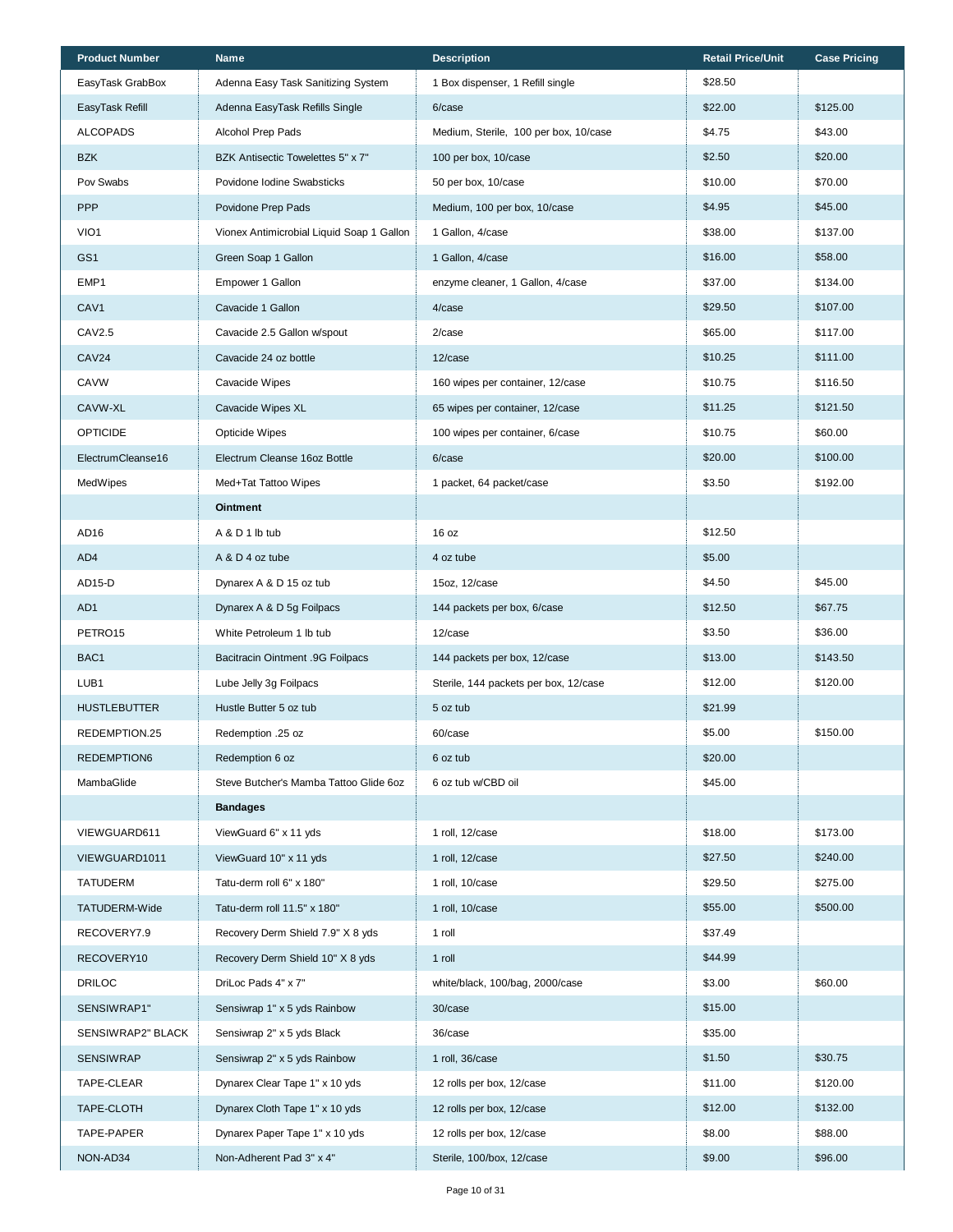| Product Number | Name | Description | Retail Price/Unit | Case Pricing |
|---|---|---|---|---|
| EasyTask GrabBox | Adenna Easy Task Sanitizing System | 1 Box dispenser, 1 Refill single | $28.50 | |
| EasyTask Refill | Adenna EasyTask Refills Single | 6/case | $22.00 | $125.00 |
| ALCOPADS | Alcohol Prep Pads | Medium, Sterile, 100 per box, 10/case | $4.75 | $43.00 |
| BZK | BZK Antisectic Towelettes 5" x 7" | 100 per box, 10/case | $2.50 | $20.00 |
| Pov Swabs | Povidone Iodine Swabsticks | 50 per box, 10/case | $10.00 | $70.00 |
| PPP | Povidone Prep Pads | Medium, 100 per box, 10/case | $4.95 | $45.00 |
| VIO1 | Vionex Antimicrobial Liquid Soap 1 Gallon | 1 Gallon, 4/case | $38.00 | $137.00 |
| GS1 | Green Soap 1 Gallon | 1 Gallon, 4/case | $16.00 | $58.00 |
| EMP1 | Empower 1 Gallon | enzyme cleaner, 1 Gallon, 4/case | $37.00 | $134.00 |
| CAV1 | Cavacide 1 Gallon | 4/case | $29.50 | $107.00 |
| CAV2.5 | Cavacide 2.5 Gallon w/spout | 2/case | $65.00 | $117.00 |
| CAV24 | Cavacide 24 oz bottle | 12/case | $10.25 | $111.00 |
| CAVW | Cavacide Wipes | 160 wipes per container, 12/case | $10.75 | $116.50 |
| CAVW-XL | Cavacide Wipes XL | 65 wipes per container, 12/case | $11.25 | $121.50 |
| OPTICIDE | Opticide Wipes | 100 wipes per container, 6/case | $10.75 | $60.00 |
| ElectrumCleanse16 | Electrum Cleanse 16oz Bottle | 6/case | $20.00 | $100.00 |
| MedWipes | Med+Tat Tattoo Wipes | 1 packet, 64 packet/case | $3.50 | $192.00 |
| | **Ointment** | | | |
| AD16 | A & D 1 lb tub | 16 oz | $12.50 | |
| AD4 | A & D 4 oz tube | 4 oz tube | $5.00 | |
| AD15-D | Dynarex A & D 15 oz tub | 15oz, 12/case | $4.50 | $45.00 |
| AD1 | Dynarex A & D 5g Foilpacs | 144 packets per box, 6/case | $12.50 | $67.75 |
| PETRO15 | White Petroleum 1 lb tub | 12/case | $3.50 | $36.00 |
| BAC1 | Bacitracin Ointment .9G Foilpacs | 144 packets per box, 12/case | $13.00 | $143.50 |
| LUB1 | Lube Jelly 3g Foilpacs | Sterile, 144 packets per box, 12/case | $12.00 | $120.00 |
| HUSTLEBUTTER | Hustle Butter 5 oz tub | 5 oz tub | $21.99 | |
| REDEMPTION.25 | Redemption .25 oz | 60/case | $5.00 | $150.00 |
| REDEMPTION6 | Redemption 6 oz | 6 oz tub | $20.00 | |
| MambaGlide | Steve Butcher's Mamba Tattoo Glide 6oz | 6 oz tub w/CBD oil | $45.00 | |
| | **Bandages** | | | |
| VIEWGUARD611 | ViewGuard 6" x 11 yds | 1 roll, 12/case | $18.00 | $173.00 |
| VIEWGUARD1011 | ViewGuard 10" x 11 yds | 1 roll, 12/case | $27.50 | $240.00 |
| TATUDERM | Tatu-derm roll 6" x 180" | 1 roll, 10/case | $29.50 | $275.00 |
| TATUDERM-Wide | Tatu-derm roll 11.5" x 180" | 1 roll, 10/case | $55.00 | $500.00 |
| RECOVERY7.9 | Recovery Derm Shield 7.9" X 8 yds | 1 roll | $37.49 | |
| RECOVERY10 | Recovery Derm Shield 10" X 8 yds | 1 roll | $44.99 | |
| DRILOC | DriLoc Pads 4" x 7" | white/black, 100/bag, 2000/case | $3.00 | $60.00 |
| SENSIWRAP1" | Sensiwrap 1" x 5 yds Rainbow | 30/case | $15.00 | |
| SENSIWRAP2" BLACK | Sensiwrap 2" x 5 yds Black | 36/case | $35.00 | |
| SENSIWRAP | Sensiwrap 2" x 5 yds Rainbow | 1 roll, 36/case | $1.50 | $30.75 |
| TAPE-CLEAR | Dynarex Clear Tape 1" x 10 yds | 12 rolls per box, 12/case | $11.00 | $120.00 |
| TAPE-CLOTH | Dynarex Cloth Tape 1" x 10 yds | 12 rolls per box, 12/case | $12.00 | $132.00 |
| TAPE-PAPER | Dynarex Paper Tape 1" x 10 yds | 12 rolls per box, 12/case | $8.00 | $88.00 |
| NON-AD34 | Non-Adherent Pad 3" x 4" | Sterile, 100/box, 12/case | $9.00 | $96.00 |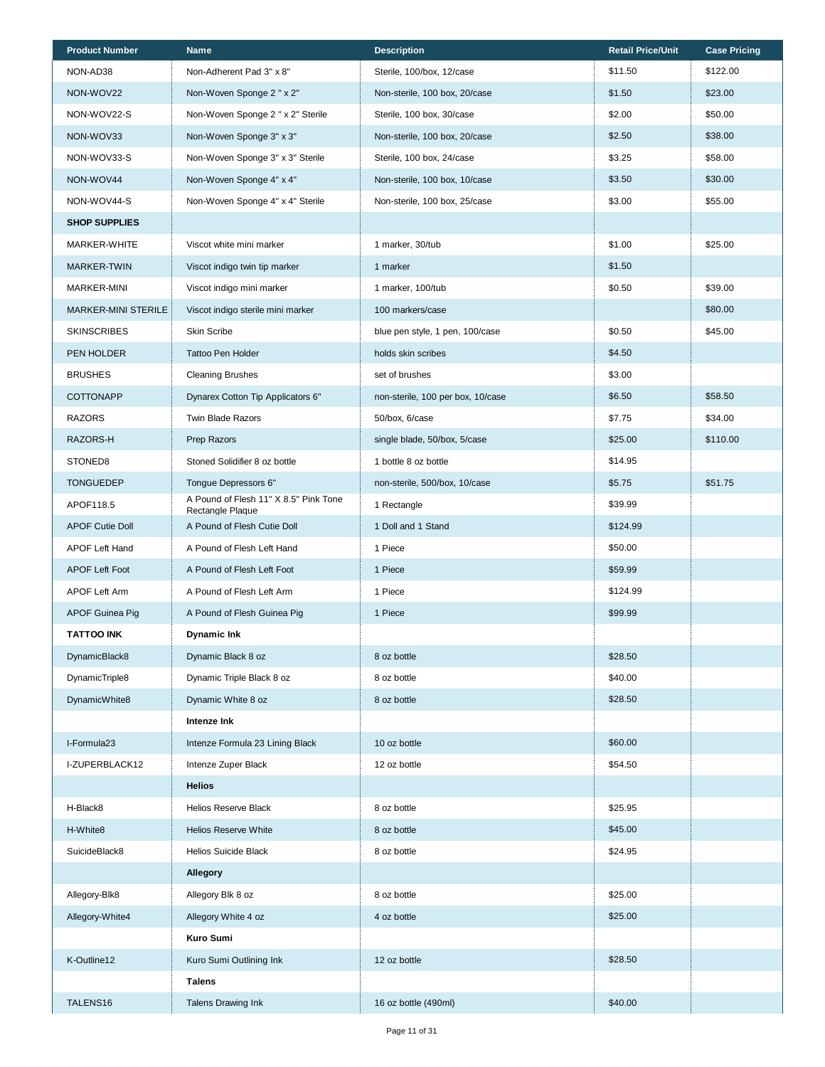| Product Number | Name | Description | Retail Price/Unit | Case Pricing |
|---|---|---|---|---|
| NON-AD38 | Non-Adherent Pad 3" x 8" | Sterile, 100/box, 12/case | $11.50 | $122.00 |
| NON-WOV22 | Non-Woven Sponge 2 " x 2" | Non-sterile, 100 box, 20/case | $1.50 | $23.00 |
| NON-WOV22-S | Non-Woven Sponge 2 " x 2" Sterile | Sterile, 100 box, 30/case | $2.00 | $50.00 |
| NON-WOV33 | Non-Woven Sponge 3" x 3" | Non-sterile, 100 box, 20/case | $2.50 | $38.00 |
| NON-WOV33-S | Non-Woven Sponge 3" x 3" Sterile | Sterile, 100 box, 24/case | $3.25 | $58.00 |
| NON-WOV44 | Non-Woven Sponge 4" x 4" | Non-sterile, 100 box, 10/case | $3.50 | $30.00 |
| NON-WOV44-S | Non-Woven Sponge 4" x 4" Sterile | Non-sterile, 100 box, 25/case | $3.00 | $55.00 |
| **SHOP SUPPLIES** | | | | |
| MARKER-WHITE | Viscot white mini marker | 1 marker, 30/tub | $1.00 | $25.00 |
| MARKER-TWIN | Viscot indigo twin tip marker | 1 marker | $1.50 | |
| MARKER-MINI | Viscot indigo mini marker | 1 marker, 100/tub | $0.50 | $39.00 |
| MARKER-MINI STERILE | Viscot indigo sterile mini marker | 100 markers/case | | $80.00 |
| SKINSCRIBES | Skin Scribe | blue pen style, 1 pen, 100/case | $0.50 | $45.00 |
| PEN HOLDER | Tattoo Pen Holder | holds skin scribes | $4.50 | |
| BRUSHES | Cleaning Brushes | set of brushes | $3.00 | |
| COTTONAPP | Dynarex Cotton Tip Applicators 6" | non-sterile, 100 per box, 10/case | $6.50 | $58.50 |
| RAZORS | Twin Blade Razors | 50/box, 6/case | $7.75 | $34.00 |
| RAZORS-H | Prep Razors | single blade, 50/box, 5/case | $25.00 | $110.00 |
| STONED8 | Stoned Solidifier 8 oz bottle | 1 bottle 8 oz bottle | $14.95 | |
| TONGUEDEP | Tongue Depressors 6" | non-sterile, 500/box, 10/case | $5.75 | $51.75 |
| APOF118.5 | A Pound of Flesh 11" X 8.5" Pink Tone Rectangle Plaque | 1 Rectangle | $39.99 | |
| APOF Cutie Doll | A Pound of Flesh Cutie Doll | 1 Doll and 1 Stand | $124.99 | |
| APOF Left Hand | A Pound of Flesh Left Hand | 1 Piece | $50.00 | |
| APOF Left Foot | A Pound of Flesh Left Foot | 1 Piece | $59.99 | |
| APOF Left Arm | A Pound of Flesh Left Arm | 1 Piece | $124.99 | |
| APOF Guinea Pig | A Pound of Flesh Guinea Pig | 1 Piece | $99.99 | |
| **TATTOO INK** | **Dynamic Ink** | | | |
| DynamicBlack8 | Dynamic Black 8 oz | 8 oz bottle | $28.50 | |
| DynamicTriple8 | Dynamic Triple Black 8 oz | 8 oz bottle | $40.00 | |
| DynamicWhite8 | Dynamic White 8 oz | 8 oz bottle | $28.50 | |
| | **Intenze Ink** | | | |
| I-Formula23 | Intenze Formula 23 Lining Black | 10 oz bottle | $60.00 | |
| I-ZUPERBLACK12 | Intenze Zuper Black | 12 oz bottle | $54.50 | |
| | **Helios** | | | |
| H-Black8 | Helios Reserve Black | 8 oz bottle | $25.95 | |
| H-White8 | Helios Reserve White | 8 oz bottle | $45.00 | |
| SuicideBlack8 | Helios Suicide Black | 8 oz bottle | $24.95 | |
| | **Allegory** | | | |
| Allegory-Blk8 | Allegory Blk 8 oz | 8 oz bottle | $25.00 | |
| Allegory-White4 | Allegory White 4 oz | 4 oz bottle | $25.00 | |
| | **Kuro Sumi** | | | |
| K-Outline12 | Kuro Sumi Outlining Ink | 12 oz bottle | $28.50 | |
| | **Talens** | | | |
| TALENS16 | Talens Drawing Ink | 16 oz bottle (490ml) | $40.00 | |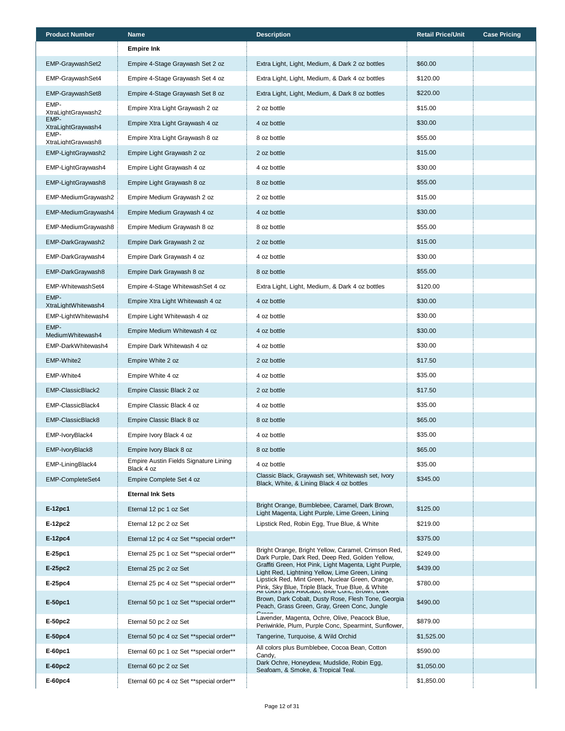| Product Number | Name | Description | Retail Price/Unit | Case Pricing |
|---|---|---|---|---|
| | **Empire Ink** | | | |
| EMP-GraywashSet2 | Empire 4-Stage Graywash Set 2 oz | Extra Light, Light, Medium, & Dark 2 oz bottles | $60.00 | |
| EMP-GraywashSet4 | Empire 4-Stage Graywash Set 4 oz | Extra Light, Light, Medium, & Dark 4 oz bottles | $120.00 | |
| EMP-GraywashSet8 | Empire 4-Stage Graywash Set 8 oz | Extra Light, Light, Medium, & Dark 8 oz bottles | $220.00 | |
| EMP-XtraLightGraywash2 | Empire Xtra Light Graywash 2 oz | 2 oz bottle | $15.00 | |
| EMP-XtraLightGraywash4 | Empire Xtra Light Graywash 4 oz | 4 oz bottle | $30.00 | |
| EMP-XtraLightGraywash8 | Empire Xtra Light Graywash 8 oz | 8 oz bottle | $55.00 | |
| EMP-LightGraywash2 | Empire Light Graywash 2 oz | 2 oz bottle | $15.00 | |
| EMP-LightGraywash4 | Empire Light Graywash 4 oz | 4 oz bottle | $30.00 | |
| EMP-LightGraywash8 | Empire Light Graywash 8 oz | 8 oz bottle | $55.00 | |
| EMP-MediumGraywash2 | Empire Medium Graywash 2 oz | 2 oz bottle | $15.00 | |
| EMP-MediumGraywash4 | Empire Medium Graywash 4 oz | 4 oz bottle | $30.00 | |
| EMP-MediumGraywash8 | Empire Medium Graywash 8 oz | 8 oz bottle | $55.00 | |
| EMP-DarkGraywash2 | Empire Dark Graywash 2 oz | 2 oz bottle | $15.00 | |
| EMP-DarkGraywash4 | Empire Dark Graywash 4 oz | 4 oz bottle | $30.00 | |
| EMP-DarkGraywash8 | Empire Dark Graywash 8 oz | 8 oz bottle | $55.00 | |
| EMP-WhitewashSet4 | Empire 4-Stage WhitewashSet 4 oz | Extra Light, Light, Medium, & Dark 4 oz bottles | $120.00 | |
| EMP-XtraLightWhitewash4 | Empire Xtra Light Whitewash 4 oz | 4 oz bottle | $30.00 | |
| EMP-LightWhitewash4 | Empire Light Whitewash 4 oz | 4 oz bottle | $30.00 | |
| EMP-MediumWhitewash4 | Empire Medium Whitewash 4 oz | 4 oz bottle | $30.00 | |
| EMP-DarkWhitewash4 | Empire Dark Whitewash 4 oz | 4 oz bottle | $30.00 | |
| EMP-White2 | Empire White 2 oz | 2 oz bottle | $17.50 | |
| EMP-White4 | Empire White 4 oz | 4 oz bottle | $35.00 | |
| EMP-ClassicBlack2 | Empire Classic Black 2 oz | 2 oz bottle | $17.50 | |
| EMP-ClassicBlack4 | Empire Classic Black 4 oz | 4 oz bottle | $35.00 | |
| EMP-ClassicBlack8 | Empire Classic Black 8 oz | 8 oz bottle | $65.00 | |
| EMP-IvoryBlack4 | Empire Ivory Black 4 oz | 4 oz bottle | $35.00 | |
| EMP-IvoryBlack8 | Empire Ivory Black 8 oz | 8 oz bottle | $65.00 | |
| EMP-LiningBlack4 | Empire Austin Fields Signature Lining Black 4 oz | 4 oz bottle | $35.00 | |
| EMP-CompleteSet4 | Empire Complete Set 4 oz | Classic Black, Graywash set, Whitewash set, Ivory Black, White, & Lining Black 4 oz bottles | $345.00 | |
| | **Eternal Ink Sets** | | | |
| **E-12pc1** | Eternal 12 pc 1 oz Set | Bright Orange, Bumblebee, Caramel, Dark Brown, Light Magenta, Light Purple, Lime Green, Lining | $125.00 | |
| **E-12pc2** | Eternal 12 pc 2 oz Set | Lipstick Red, Robin Egg, True Blue, & White | $219.00 | |
| **E-12pc4** | Eternal 12 pc 4 oz Set **special order** | | $375.00 | |
| **E-25pc1** | Eternal 25 pc 1 oz Set **special order** | Bright Orange, Bright Yellow, Caramel, Crimson Red, Dark Purple, Dark Red, Deep Red, Golden Yellow, | $249.00 | |
| **E-25pc2** | Eternal 25 pc 2 oz Set | Graffiti Green, Hot Pink, Light Magenta, Light Purple, Light Red, Lightning Yellow, Lime Green, Lining | $439.00 | |
| **E-25pc4** | Eternal 25 pc 4 oz Set **special order** | Lipstick Red, Mint Green, Nuclear Green, Orange, Pink, Sky Blue, Triple Black, True Blue, & White | $780.00 | |
| **E-50pc1** | Eternal 50 pc 1 oz Set **special order** | All colors plus Avocado, Blue Conc, Brown, Dark Brown, Dark Cobalt, Dusty Rose, Flesh Tone, Georgia Peach, Grass Green, Gray, Green Conc, Jungle Green | $490.00 | |
| **E-50pc2** | Eternal 50 pc 2 oz Set | Lavender, Magenta, Ochre, Olive, Peacock Blue, Periwinkle, Plum, Purple Conc, Spearmint, Sunflower, | $879.00 | |
| **E-50pc4** | Eternal 50 pc 4 oz Set **special order** | Tangerine, Turquoise, & Wild Orchid | $1,525.00 | |
| **E-60pc1** | Eternal 60 pc 1 oz Set **special order** | All colors plus Bumblebee, Cocoa Bean, Cotton Candy, | $590.00 | |
| **E-60pc2** | Eternal 60 pc 2 oz Set | Dark Ochre, Honeydew, Mudslide, Robin Egg, Seafoam, & Smoke, & Tropical Teal. | $1,050.00 | |
| **E-60pc4** | Eternal 60 pc 4 oz Set **special order** | | $1,850.00 | |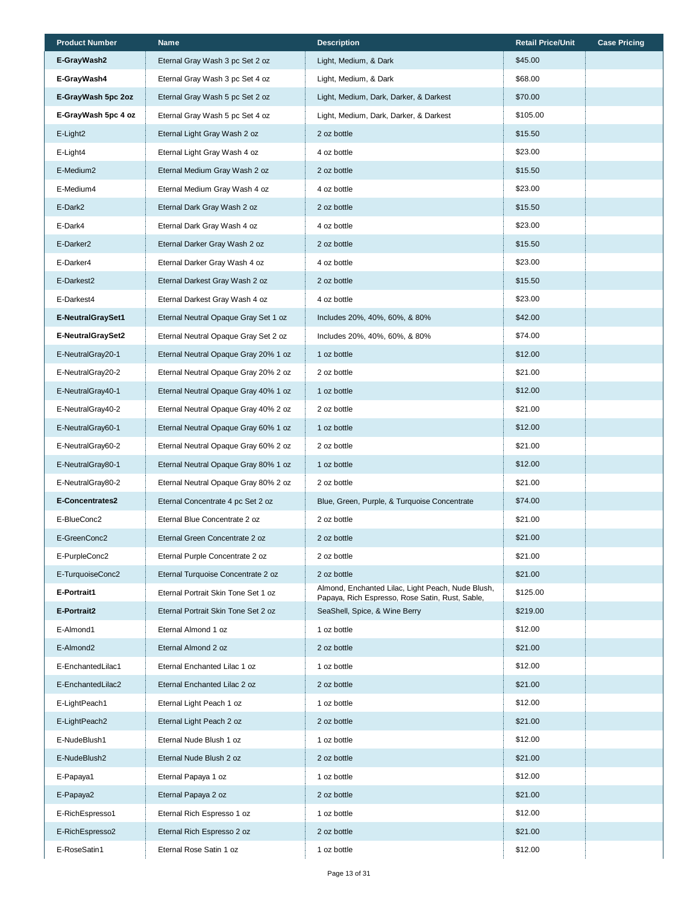| Product Number | Name | Description | Retail Price/Unit | Case Pricing |
|---|---|---|---|---|
| **E-GrayWash2** | Eternal Gray Wash 3 pc Set 2 oz | Light, Medium, & Dark | $45.00 | |
| **E-GrayWash4** | Eternal Gray Wash 3 pc Set 4 oz | Light, Medium, & Dark | $68.00 | |
| **E-GrayWash 5pc 2oz** | Eternal Gray Wash 5 pc Set 2 oz | Light, Medium, Dark, Darker, & Darkest | $70.00 | |
| **E-GrayWash 5pc 4 oz** | Eternal Gray Wash 5 pc Set 4 oz | Light, Medium, Dark, Darker, & Darkest | $105.00 | |
| E-Light2 | Eternal Light Gray Wash 2 oz | 2 oz bottle | $15.50 | |
| E-Light4 | Eternal Light Gray Wash 4 oz | 4 oz bottle | $23.00 | |
| E-Medium2 | Eternal Medium Gray Wash 2 oz | 2 oz bottle | $15.50 | |
| E-Medium4 | Eternal Medium Gray Wash 4 oz | 4 oz bottle | $23.00 | |
| E-Dark2 | Eternal Dark Gray Wash 2 oz | 2 oz bottle | $15.50 | |
| E-Dark4 | Eternal Dark Gray Wash 4 oz | 4 oz bottle | $23.00 | |
| E-Darker2 | Eternal Darker Gray Wash 2 oz | 2 oz bottle | $15.50 | |
| E-Darker4 | Eternal Darker Gray Wash 4 oz | 4 oz bottle | $23.00 | |
| E-Darkest2 | Eternal Darkest Gray Wash 2 oz | 2 oz bottle | $15.50 | |
| E-Darkest4 | Eternal Darkest Gray Wash 4 oz | 4 oz bottle | $23.00 | |
| **E-NeutralGraySet1** | Eternal Neutral Opaque Gray Set 1 oz | Includes 20%, 40%, 60%, & 80% | $42.00 | |
| **E-NeutralGraySet2** | Eternal Neutral Opaque Gray Set 2 oz | Includes 20%, 40%, 60%, & 80% | $74.00 | |
| E-NeutralGray20-1 | Eternal Neutral Opaque Gray 20% 1 oz | 1 oz bottle | $12.00 | |
| E-NeutralGray20-2 | Eternal Neutral Opaque Gray 20% 2 oz | 2 oz bottle | $21.00 | |
| E-NeutralGray40-1 | Eternal Neutral Opaque Gray 40% 1 oz | 1 oz bottle | $12.00 | |
| E-NeutralGray40-2 | Eternal Neutral Opaque Gray 40% 2 oz | 2 oz bottle | $21.00 | |
| E-NeutralGray60-1 | Eternal Neutral Opaque Gray 60% 1 oz | 1 oz bottle | $12.00 | |
| E-NeutralGray60-2 | Eternal Neutral Opaque Gray 60% 2 oz | 2 oz bottle | $21.00 | |
| E-NeutralGray80-1 | Eternal Neutral Opaque Gray 80% 1 oz | 1 oz bottle | $12.00 | |
| E-NeutralGray80-2 | Eternal Neutral Opaque Gray 80% 2 oz | 2 oz bottle | $21.00 | |
| **E-Concentrates2** | Eternal Concentrate 4 pc Set 2 oz | Blue, Green, Purple, & Turquoise Concentrate | $74.00 | |
| E-BlueConc2 | Eternal Blue Concentrate 2 oz | 2 oz bottle | $21.00 | |
| E-GreenConc2 | Eternal Green Concentrate 2 oz | 2 oz bottle | $21.00 | |
| E-PurpleConc2 | Eternal Purple Concentrate 2 oz | 2 oz bottle | $21.00 | |
| E-TurquoiseConc2 | Eternal Turquoise Concentrate 2 oz | 2 oz bottle | $21.00 | |
| **E-Portrait1** | Eternal Portrait Skin Tone Set 1 oz | Almond, Enchanted Lilac, Light Peach, Nude Blush, Papaya, Rich Espresso, Rose Satin, Rust, Sable, | $125.00 | |
| **E-Portrait2** | Eternal Portrait Skin Tone Set 2 oz | SeaShell, Spice, & Wine Berry | $219.00 | |
| E-Almond1 | Eternal Almond 1 oz | 1 oz bottle | $12.00 | |
| E-Almond2 | Eternal Almond 2 oz | 2 oz bottle | $21.00 | |
| E-EnchantedLilac1 | Eternal Enchanted Lilac 1 oz | 1 oz bottle | $12.00 | |
| E-EnchantedLilac2 | Eternal Enchanted Lilac 2 oz | 2 oz bottle | $21.00 | |
| E-LightPeach1 | Eternal Light Peach 1 oz | 1 oz bottle | $12.00 | |
| E-LightPeach2 | Eternal Light Peach 2 oz | 2 oz bottle | $21.00 | |
| E-NudeBlush1 | Eternal Nude Blush 1 oz | 1 oz bottle | $12.00 | |
| E-NudeBlush2 | Eternal Nude Blush 2 oz | 2 oz bottle | $21.00 | |
| E-Papaya1 | Eternal Papaya 1 oz | 1 oz bottle | $12.00 | |
| E-Papaya2 | Eternal Papaya 2 oz | 2 oz bottle | $21.00 | |
| E-RichEspresso1 | Eternal Rich Espresso 1 oz | 1 oz bottle | $12.00 | |
| E-RichEspresso2 | Eternal Rich Espresso 2 oz | 2 oz bottle | $21.00 | |
| E-RoseSatin1 | Eternal Rose Satin 1 oz | 1 oz bottle | $12.00 | |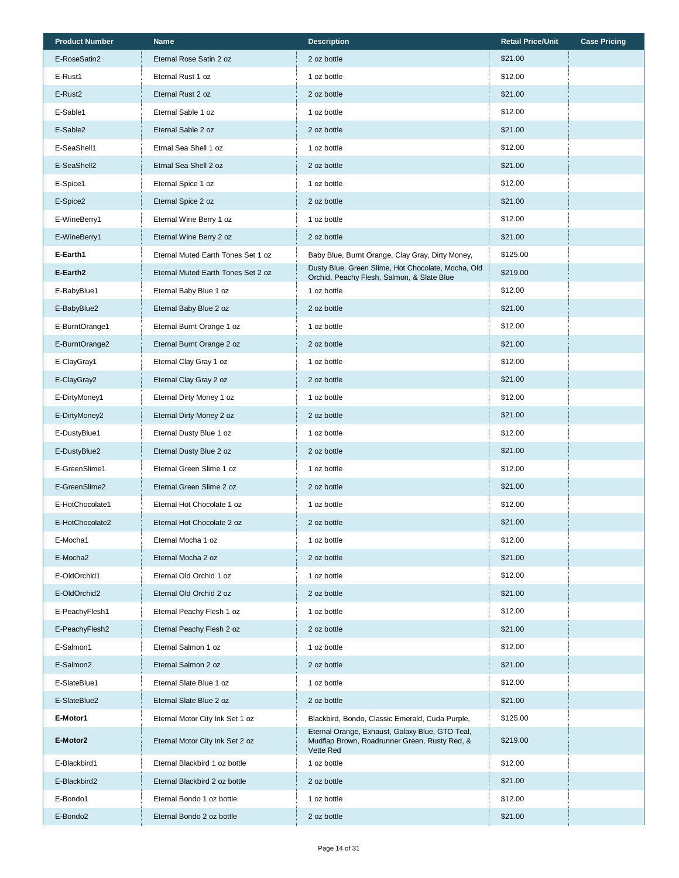| Product Number | Name | Description | Retail Price/Unit | Case Pricing |
|---|---|---|---|---|
| E-RoseSatin2 | Eternal Rose Satin 2 oz | 2 oz bottle | $21.00 | |
| E-Rust1 | Eternal Rust 1 oz | 1 oz bottle | $12.00 | |
| E-Rust2 | Eternal Rust 2 oz | 2 oz bottle | $21.00 | |
| E-Sable1 | Eternal Sable 1 oz | 1 oz bottle | $12.00 | |
| E-Sable2 | Eternal Sable 2 oz | 2 oz bottle | $21.00 | |
| E-SeaShell1 | Etrnal Sea Shell 1 oz | 1 oz bottle | $12.00 | |
| E-SeaShell2 | Etrnal Sea Shell 2 oz | 2 oz bottle | $21.00 | |
| E-Spice1 | Eternal Spice 1 oz | 1 oz bottle | $12.00 | |
| E-Spice2 | Eternal Spice 2 oz | 2 oz bottle | $21.00 | |
| E-WineBerry1 | Eternal Wine Berry 1 oz | 1 oz bottle | $12.00 | |
| E-WineBerry1 | Eternal Wine Berry 2 oz | 2 oz bottle | $21.00 | |
| **E-Earth1** | Eternal Muted Earth Tones Set 1 oz | Baby Blue, Burnt Orange, Clay Gray, Dirty Money, | $125.00 | |
| **E-Earth2** | Eternal Muted Earth Tones Set 2 oz | Dusty Blue, Green Slime, Hot Chocolate, Mocha, Old Orchid, Peachy Flesh, Salmon, & Slate Blue | $219.00 | |
| E-BabyBlue1 | Eternal Baby Blue 1 oz | 1 oz bottle | $12.00 | |
| E-BabyBlue2 | Eternal Baby Blue 2 oz | 2 oz bottle | $21.00 | |
| E-BurntOrange1 | Eternal Burnt Orange 1 oz | 1 oz bottle | $12.00 | |
| E-BurntOrange2 | Eternal Burnt Orange 2 oz | 2 oz bottle | $21.00 | |
| E-ClayGray1 | Eternal Clay Gray 1 oz | 1 oz bottle | $12.00 | |
| E-ClayGray2 | Eternal Clay Gray 2 oz | 2 oz bottle | $21.00 | |
| E-DirtyMoney1 | Eternal Dirty Money 1 oz | 1 oz bottle | $12.00 | |
| E-DirtyMoney2 | Eternal Dirty Money 2 oz | 2 oz bottle | $21.00 | |
| E-DustyBlue1 | Eternal Dusty Blue 1 oz | 1 oz bottle | $12.00 | |
| E-DustyBlue2 | Eternal Dusty Blue 2 oz | 2 oz bottle | $21.00 | |
| E-GreenSlime1 | Eternal Green Slime 1 oz | 1 oz bottle | $12.00 | |
| E-GreenSlime2 | Eternal Green Slime 2 oz | 2 oz bottle | $21.00 | |
| E-HotChocolate1 | Eternal Hot Chocolate 1 oz | 1 oz bottle | $12.00 | |
| E-HotChocolate2 | Eternal Hot Chocolate 2 oz | 2 oz bottle | $21.00 | |
| E-Mocha1 | Eternal Mocha 1 oz | 1 oz bottle | $12.00 | |
| E-Mocha2 | Eternal Mocha 2 oz | 2 oz bottle | $21.00 | |
| E-OldOrchid1 | Eternal Old Orchid 1 oz | 1 oz bottle | $12.00 | |
| E-OldOrchid2 | Eternal Old Orchid 2 oz | 2 oz bottle | $21.00 | |
| E-PeachyFlesh1 | Eternal Peachy Flesh 1 oz | 1 oz bottle | $12.00 | |
| E-PeachyFlesh2 | Eternal Peachy Flesh 2 oz | 2 oz bottle | $21.00 | |
| E-Salmon1 | Eternal Salmon 1 oz | 1 oz bottle | $12.00 | |
| E-Salmon2 | Eternal Salmon 2 oz | 2 oz bottle | $21.00 | |
| E-SlateBlue1 | Eternal Slate Blue 1 oz | 1 oz bottle | $12.00 | |
| E-SlateBlue2 | Eternal Slate Blue 2 oz | 2 oz bottle | $21.00 | |
| **E-Motor1** | Eternal Motor City Ink Set 1 oz | Blackbird, Bondo, Classic Emerald, Cuda Purple, | $125.00 | |
| **E-Motor2** | Eternal Motor City Ink Set 2 oz | Eternal Orange, Exhaust, Galaxy Blue, GTO Teal, Mudflap Brown, Roadrunner Green, Rusty Red, & Vette Red | $219.00 | |
| E-Blackbird1 | Eternal Blackbird 1 oz bottle | 1 oz bottle | $12.00 | |
| E-Blackbird2 | Eternal Blackbird 2 oz bottle | 2 oz bottle | $21.00 | |
| E-Bondo1 | Eternal Bondo 1 oz bottle | 1 oz bottle | $12.00 | |
| E-Bondo2 | Eternal Bondo 2 oz bottle | 2 oz bottle | $21.00 | |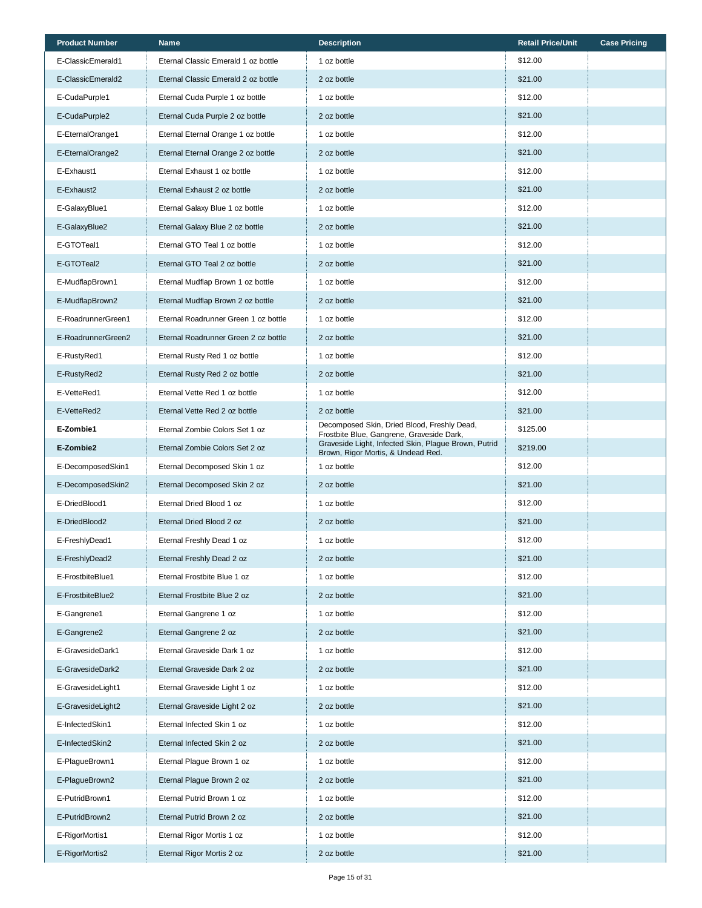| Product Number | Name | Description | Retail Price/Unit | Case Pricing |
|---|---|---|---|---|
| E-ClassicEmerald1 | Eternal Classic Emerald 1 oz bottle | 1 oz bottle | $12.00 | |
| E-ClassicEmerald2 | Eternal Classic Emerald 2 oz bottle | 2 oz bottle | $21.00 | |
| E-CudaPurple1 | Eternal Cuda Purple 1 oz bottle | 1 oz bottle | $12.00 | |
| E-CudaPurple2 | Eternal Cuda Purple 2 oz bottle | 2 oz bottle | $21.00 | |
| E-EternalOrange1 | Eternal Eternal Orange 1 oz bottle | 1 oz bottle | $12.00 | |
| E-EternalOrange2 | Eternal Eternal Orange 2 oz bottle | 2 oz bottle | $21.00 | |
| E-Exhaust1 | Eternal Exhaust 1 oz bottle | 1 oz bottle | $12.00 | |
| E-Exhaust2 | Eternal Exhaust 2 oz bottle | 2 oz bottle | $21.00 | |
| E-GalaxyBlue1 | Eternal Galaxy Blue 1 oz bottle | 1 oz bottle | $12.00 | |
| E-GalaxyBlue2 | Eternal Galaxy Blue 2 oz bottle | 2 oz bottle | $21.00 | |
| E-GTOTeal1 | Eternal GTO Teal 1 oz bottle | 1 oz bottle | $12.00 | |
| E-GTOTeal2 | Eternal GTO Teal 2 oz bottle | 2 oz bottle | $21.00 | |
| E-MudflapBrown1 | Eternal Mudflap Brown 1 oz bottle | 1 oz bottle | $12.00 | |
| E-MudflapBrown2 | Eternal Mudflap Brown 2 oz bottle | 2 oz bottle | $21.00 | |
| E-RoadrunnerGreen1 | Eternal Roadrunner Green 1 oz bottle | 1 oz bottle | $12.00 | |
| E-RoadrunnerGreen2 | Eternal Roadrunner Green 2 oz bottle | 2 oz bottle | $21.00 | |
| E-RustyRed1 | Eternal Rusty Red 1 oz bottle | 1 oz bottle | $12.00 | |
| E-RustyRed2 | Eternal Rusty Red 2 oz bottle | 2 oz bottle | $21.00 | |
| E-VetteRed1 | Eternal Vette Red 1 oz bottle | 1 oz bottle | $12.00 | |
| E-VetteRed2 | Eternal Vette Red 2 oz bottle | 2 oz bottle | $21.00 | |
| **E-Zombie1** | Eternal Zombie Colors Set 1 oz | Decomposed Skin, Dried Blood, Freshly Dead, Frostbite Blue, Gangrene, Graveside Dark, | $125.00 | |
| **E-Zombie2** | Eternal Zombie Colors Set 2 oz | Graveside Light, Infected Skin, Plague Brown, Putrid Brown, Rigor Mortis, & Undead Red. | $219.00 | |
| E-DecomposedSkin1 | Eternal Decomposed Skin 1 oz | 1 oz bottle | $12.00 | |
| E-DecomposedSkin2 | Eternal Decomposed Skin 2 oz | 2 oz bottle | $21.00 | |
| E-DriedBlood1 | Eternal Dried Blood 1 oz | 1 oz bottle | $12.00 | |
| E-DriedBlood2 | Eternal Dried Blood 2 oz | 2 oz bottle | $21.00 | |
| E-FreshlyDead1 | Eternal Freshly Dead 1 oz | 1 oz bottle | $12.00 | |
| E-FreshlyDead2 | Eternal Freshly Dead 2 oz | 2 oz bottle | $21.00 | |
| E-FrostbiteBlue1 | Eternal Frostbite Blue 1 oz | 1 oz bottle | $12.00 | |
| E-FrostbiteBlue2 | Eternal Frostbite Blue 2 oz | 2 oz bottle | $21.00 | |
| E-Gangrene1 | Eternal Gangrene 1 oz | 1 oz bottle | $12.00 | |
| E-Gangrene2 | Eternal Gangrene 2 oz | 2 oz bottle | $21.00 | |
| E-GravesideDark1 | Eternal Graveside Dark 1 oz | 1 oz bottle | $12.00 | |
| E-GravesideDark2 | Eternal Graveside Dark 2 oz | 2 oz bottle | $21.00 | |
| E-GravesideLight1 | Eternal Graveside Light 1 oz | 1 oz bottle | $12.00 | |
| E-GravesideLight2 | Eternal Graveside Light 2 oz | 2 oz bottle | $21.00 | |
| E-InfectedSkin1 | Eternal Infected Skin 1 oz | 1 oz bottle | $12.00 | |
| E-InfectedSkin2 | Eternal Infected Skin 2 oz | 2 oz bottle | $21.00 | |
| E-PlagueBrown1 | Eternal Plague Brown 1 oz | 1 oz bottle | $12.00 | |
| E-PlagueBrown2 | Eternal Plague Brown 2 oz | 2 oz bottle | $21.00 | |
| E-PutridBrown1 | Eternal Putrid Brown 1 oz | 1 oz bottle | $12.00 | |
| E-PutridBrown2 | Eternal Putrid Brown 2 oz | 2 oz bottle | $21.00 | |
| E-RigorMortis1 | Eternal Rigor Mortis 1 oz | 1 oz bottle | $12.00 | |
| E-RigorMortis2 | Eternal Rigor Mortis 2 oz | 2 oz bottle | $21.00 | |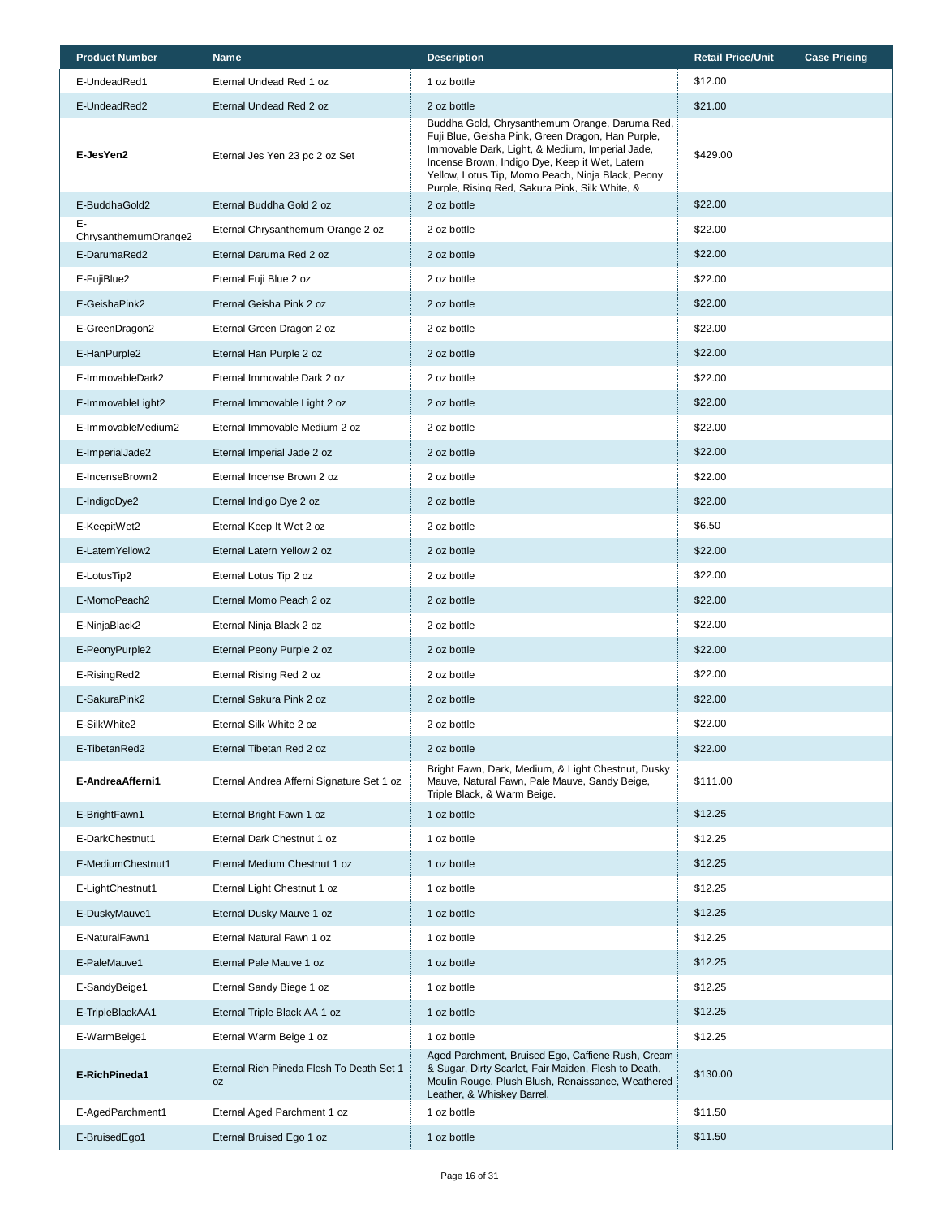| Product Number | Name | Description | Retail Price/Unit | Case Pricing |
|---|---|---|---|---|
| E-UndeadRed1 | Eternal Undead Red 1 oz | 1 oz bottle | $12.00 | |
| E-UndeadRed2 | Eternal Undead Red 2 oz | 2 oz bottle | $21.00 | |
| **E-JesYen2** | Eternal Jes Yen 23 pc 2 oz Set | Buddha Gold, Chrysanthemum Orange, Daruma Red, Fuji Blue, Geisha Pink, Green Dragon, Han Purple, Immovable Dark, Light, & Medium, Imperial Jade, Incense Brown, Indigo Dye, Keep it Wet, Latern Yellow, Lotus Tip, Momo Peach, Ninja Black, Peony Purple, Rising Red, Sakura Pink, Silk White, & | $429.00 | |
| E-BuddhaGold2 | Eternal Buddha Gold 2 oz | 2 oz bottle | $22.00 | |
| E-ChrysanthemumOrange2 | Eternal Chrysanthemum Orange 2 oz | 2 oz bottle | $22.00 | |
| E-DarumaRed2 | Eternal Daruma Red 2 oz | 2 oz bottle | $22.00 | |
| E-FujiBlue2 | Eternal Fuji Blue 2 oz | 2 oz bottle | $22.00 | |
| E-GeishaPink2 | Eternal Geisha Pink 2 oz | 2 oz bottle | $22.00 | |
| E-GreenDragon2 | Eternal Green Dragon 2 oz | 2 oz bottle | $22.00 | |
| E-HanPurple2 | Eternal Han Purple 2 oz | 2 oz bottle | $22.00 | |
| E-ImmovableDark2 | Eternal Immovable Dark 2 oz | 2 oz bottle | $22.00 | |
| E-ImmovableLight2 | Eternal Immovable Light 2 oz | 2 oz bottle | $22.00 | |
| E-ImmovableMedium2 | Eternal Immovable Medium 2 oz | 2 oz bottle | $22.00 | |
| E-ImperialJade2 | Eternal Imperial Jade 2 oz | 2 oz bottle | $22.00 | |
| E-IncenseBrown2 | Eternal Incense Brown 2 oz | 2 oz bottle | $22.00 | |
| E-IndigoDye2 | Eternal Indigo Dye 2 oz | 2 oz bottle | $22.00 | |
| E-KeepitWet2 | Eternal Keep It Wet 2 oz | 2 oz bottle | $6.50 | |
| E-LaternYellow2 | Eternal Latern Yellow 2 oz | 2 oz bottle | $22.00 | |
| E-LotusTip2 | Eternal Lotus Tip 2 oz | 2 oz bottle | $22.00 | |
| E-MomoPeach2 | Eternal Momo Peach 2 oz | 2 oz bottle | $22.00 | |
| E-NinjaBlack2 | Eternal Ninja Black 2 oz | 2 oz bottle | $22.00 | |
| E-PeonyPurple2 | Eternal Peony Purple 2 oz | 2 oz bottle | $22.00 | |
| E-RisingRed2 | Eternal Rising Red 2 oz | 2 oz bottle | $22.00 | |
| E-SakuraPink2 | Eternal Sakura Pink 2 oz | 2 oz bottle | $22.00 | |
| E-SilkWhite2 | Eternal Silk White 2 oz | 2 oz bottle | $22.00 | |
| E-TibetanRed2 | Eternal Tibetan Red 2 oz | 2 oz bottle | $22.00 | |
| **E-AndreaAfferni1** | Eternal Andrea Afferni Signature Set 1 oz | Bright Fawn, Dark, Medium, & Light Chestnut, Dusky Mauve, Natural Fawn, Pale Mauve, Sandy Beige, Triple Black, & Warm Beige. | $111.00 | |
| E-BrightFawn1 | Eternal Bright Fawn 1 oz | 1 oz bottle | $12.25 | |
| E-DarkChestnut1 | Eternal Dark Chestnut 1 oz | 1 oz bottle | $12.25 | |
| E-MediumChestnut1 | Eternal Medium Chestnut 1 oz | 1 oz bottle | $12.25 | |
| E-LightChestnut1 | Eternal Light Chestnut 1 oz | 1 oz bottle | $12.25 | |
| E-DuskyMauve1 | Eternal Dusky Mauve 1 oz | 1 oz bottle | $12.25 | |
| E-NaturalFawn1 | Eternal Natural Fawn 1 oz | 1 oz bottle | $12.25 | |
| E-PaleMauve1 | Eternal Pale Mauve 1 oz | 1 oz bottle | $12.25 | |
| E-SandyBeige1 | Eternal Sandy Biege 1 oz | 1 oz bottle | $12.25 | |
| E-TripleBlackAA1 | Eternal Triple Black AA 1 oz | 1 oz bottle | $12.25 | |
| E-WarmBeige1 | Eternal Warm Beige 1 oz | 1 oz bottle | $12.25 | |
| **E-RichPineda1** | Eternal Rich Pineda Flesh To Death Set 1 oz | Aged Parchment, Bruised Ego, Caffiene Rush, Cream & Sugar, Dirty Scarlet, Fair Maiden, Flesh to Death, Moulin Rouge, Plush Blush, Renaissance, Weathered Leather, & Whiskey Barrel. | $130.00 | |
| E-AgedParchment1 | Eternal Aged Parchment 1 oz | 1 oz bottle | $11.50 | |
| E-BruisedEgo1 | Eternal Bruised Ego 1 oz | 1 oz bottle | $11.50 | |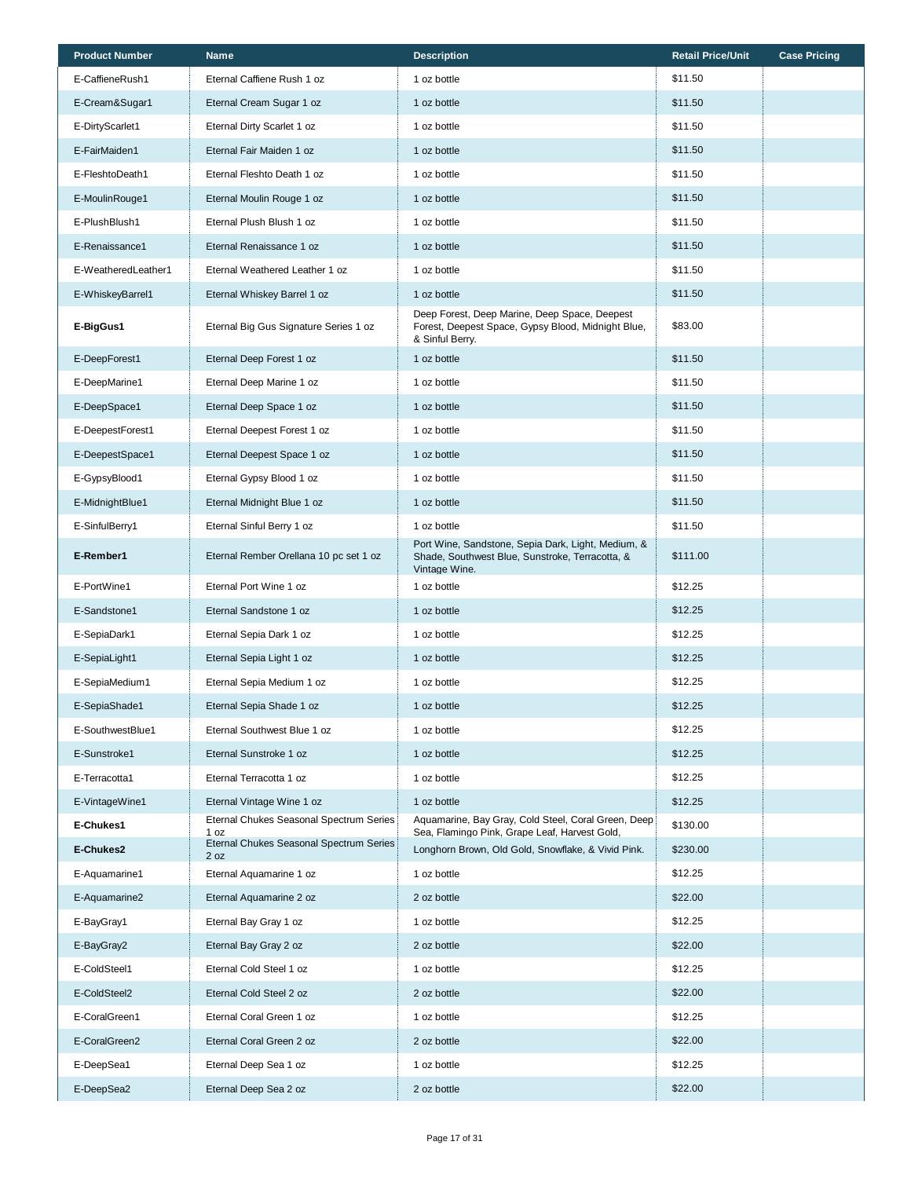| Product Number | Name | Description | Retail Price/Unit | Case Pricing |
|---|---|---|---|---|
| E-CaffieneRush1 | Eternal Caffiene Rush 1 oz | 1 oz bottle | $11.50 | |
| E-Cream&Sugar1 | Eternal Cream Sugar 1 oz | 1 oz bottle | $11.50 | |
| E-DirtyScarlet1 | Eternal Dirty Scarlet 1 oz | 1 oz bottle | $11.50 | |
| E-FairMaiden1 | Eternal Fair Maiden 1 oz | 1 oz bottle | $11.50 | |
| E-FleshtoDeath1 | Eternal Fleshto Death 1 oz | 1 oz bottle | $11.50 | |
| E-MoulinRouge1 | Eternal Moulin Rouge 1 oz | 1 oz bottle | $11.50 | |
| E-PlushBlush1 | Eternal Plush Blush 1 oz | 1 oz bottle | $11.50 | |
| E-Renaissance1 | Eternal Renaissance 1 oz | 1 oz bottle | $11.50 | |
| E-WeatheredLeather1 | Eternal Weathered Leather 1 oz | 1 oz bottle | $11.50 | |
| E-WhiskeyBarrel1 | Eternal Whiskey Barrel 1 oz | 1 oz bottle | $11.50 | |
| **E-BigGus1** | Eternal Big Gus Signature Series 1 oz | Deep Forest, Deep Marine, Deep Space, Deepest Forest, Deepest Space, Gypsy Blood, Midnight Blue, & Sinful Berry. | $83.00 | |
| E-DeepForest1 | Eternal Deep Forest 1 oz | 1 oz bottle | $11.50 | |
| E-DeepMarine1 | Eternal Deep Marine 1 oz | 1 oz bottle | $11.50 | |
| E-DeepSpace1 | Eternal Deep Space 1 oz | 1 oz bottle | $11.50 | |
| E-DeepestForest1 | Eternal Deepest Forest 1 oz | 1 oz bottle | $11.50 | |
| E-DeepestSpace1 | Eternal Deepest Space 1 oz | 1 oz bottle | $11.50 | |
| E-GypsyBlood1 | Eternal Gypsy Blood 1 oz | 1 oz bottle | $11.50 | |
| E-MidnightBlue1 | Eternal Midnight Blue 1 oz | 1 oz bottle | $11.50 | |
| E-SinfulBerry1 | Eternal Sinful Berry 1 oz | 1 oz bottle | $11.50 | |
| **E-Rember1** | Eternal Rember Orellana 10 pc set 1 oz | Port Wine, Sandstone, Sepia Dark, Light, Medium, & Shade, Southwest Blue, Sunstroke, Terracotta, & Vintage Wine. | $111.00 | |
| E-PortWine1 | Eternal Port Wine 1 oz | 1 oz bottle | $12.25 | |
| E-Sandstone1 | Eternal Sandstone 1 oz | 1 oz bottle | $12.25 | |
| E-SepiaDark1 | Eternal Sepia Dark 1 oz | 1 oz bottle | $12.25 | |
| E-SepiaLight1 | Eternal Sepia Light 1 oz | 1 oz bottle | $12.25 | |
| E-SepiaMedium1 | Eternal Sepia Medium 1 oz | 1 oz bottle | $12.25 | |
| E-SepiaShade1 | Eternal Sepia Shade 1 oz | 1 oz bottle | $12.25 | |
| E-SouthwestBlue1 | Eternal Southwest Blue 1 oz | 1 oz bottle | $12.25 | |
| E-Sunstroke1 | Eternal Sunstroke 1 oz | 1 oz bottle | $12.25 | |
| E-Terracotta1 | Eternal Terracotta 1 oz | 1 oz bottle | $12.25 | |
| E-VintageWine1 | Eternal Vintage Wine 1 oz | 1 oz bottle | $12.25 | |
| **E-Chukes1** | Eternal Chukes Seasonal Spectrum Series 1 oz | Aquamarine, Bay Gray, Cold Steel, Coral Green, Deep Sea, Flamingo Pink, Grape Leaf, Harvest Gold, | $130.00 | |
| **E-Chukes2** | Eternal Chukes Seasonal Spectrum Series 2 oz | Longhorn Brown, Old Gold, Snowflake, & Vivid Pink. | $230.00 | |
| E-Aquamarine1 | Eternal Aquamarine 1 oz | 1 oz bottle | $12.25 | |
| E-Aquamarine2 | Eternal Aquamarine 2 oz | 2 oz bottle | $22.00 | |
| E-BayGray1 | Eternal Bay Gray 1 oz | 1 oz bottle | $12.25 | |
| E-BayGray2 | Eternal Bay Gray 2 oz | 2 oz bottle | $22.00 | |
| E-ColdSteel1 | Eternal Cold Steel 1 oz | 1 oz bottle | $12.25 | |
| E-ColdSteel2 | Eternal Cold Steel 2 oz | 2 oz bottle | $22.00 | |
| E-CoralGreen1 | Eternal Coral Green 1 oz | 1 oz bottle | $12.25 | |
| E-CoralGreen2 | Eternal Coral Green 2 oz | 2 oz bottle | $22.00 | |
| E-DeepSea1 | Eternal Deep Sea 1 oz | 1 oz bottle | $12.25 | |
| E-DeepSea2 | Eternal Deep Sea 2 oz | 2 oz bottle | $22.00 | |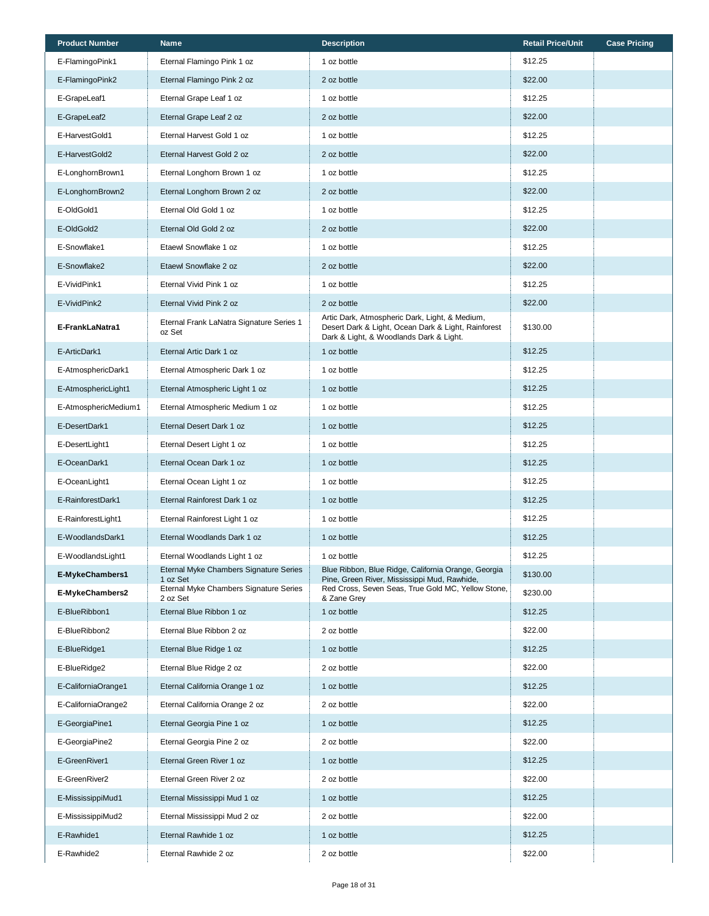| Product Number | Name | Description | Retail Price/Unit | Case Pricing |
|---|---|---|---|---|
| E-FlamingoPink1 | Eternal Flamingo Pink 1 oz | 1 oz bottle | $12.25 | |
| E-FlamingoPink2 | Eternal Flamingo Pink 2 oz | 2 oz bottle | $22.00 | |
| E-GrapeLeaf1 | Eternal Grape Leaf 1 oz | 1 oz bottle | $12.25 | |
| E-GrapeLeaf2 | Eternal Grape Leaf 2 oz | 2 oz bottle | $22.00 | |
| E-HarvestGold1 | Eternal Harvest Gold 1 oz | 1 oz bottle | $12.25 | |
| E-HarvestGold2 | Eternal Harvest Gold 2 oz | 2 oz bottle | $22.00 | |
| E-LonghornBrown1 | Eternal Longhorn Brown 1 oz | 1 oz bottle | $12.25 | |
| E-LonghornBrown2 | Eternal Longhorn Brown 2 oz | 2 oz bottle | $22.00 | |
| E-OldGold1 | Eternal Old Gold 1 oz | 1 oz bottle | $12.25 | |
| E-OldGold2 | Eternal Old Gold 2 oz | 2 oz bottle | $22.00 | |
| E-Snowflake1 | Etaewl Snowflake 1 oz | 1 oz bottle | $12.25 | |
| E-Snowflake2 | Etaewl Snowflake 2 oz | 2 oz bottle | $22.00 | |
| E-VividPink1 | Eternal Vivid Pink 1 oz | 1 oz bottle | $12.25 | |
| E-VividPink2 | Eternal Vivid Pink 2 oz | 2 oz bottle | $22.00 | |
| **E-FrankLaNatra1** | Eternal Frank LaNatra Signature Series 1 oz Set | Artic Dark, Atmospheric Dark, Light, & Medium, Desert Dark & Light, Ocean Dark & Light, Rainforest Dark & Light, & Woodlands Dark & Light. | $130.00 | |
| E-ArticDark1 | Eternal Artic Dark 1 oz | 1 oz bottle | $12.25 | |
| E-AtmosphericDark1 | Eternal Atmospheric Dark 1 oz | 1 oz bottle | $12.25 | |
| E-AtmosphericLight1 | Eternal Atmospheric Light 1 oz | 1 oz bottle | $12.25 | |
| E-AtmosphericMedium1 | Eternal Atmospheric Medium 1 oz | 1 oz bottle | $12.25 | |
| E-DesertDark1 | Eternal Desert Dark 1 oz | 1 oz bottle | $12.25 | |
| E-DesertLight1 | Eternal Desert Light 1 oz | 1 oz bottle | $12.25 | |
| E-OceanDark1 | Eternal Ocean Dark 1 oz | 1 oz bottle | $12.25 | |
| E-OceanLight1 | Eternal Ocean Light 1 oz | 1 oz bottle | $12.25 | |
| E-RainforestDark1 | Eternal Rainforest Dark 1 oz | 1 oz bottle | $12.25 | |
| E-RainforestLight1 | Eternal Rainforest Light 1 oz | 1 oz bottle | $12.25 | |
| E-WoodlandsDark1 | Eternal Woodlands Dark 1 oz | 1 oz bottle | $12.25 | |
| E-WoodlandsLight1 | Eternal Woodlands Light 1 oz | 1 oz bottle | $12.25 | |
| **E-MykeChambers1** | Eternal Myke Chambers Signature Series 1 oz Set | Blue Ribbon, Blue Ridge, California Orange, Georgia Pine, Green River, Mississippi Mud, Rawhide, | $130.00 | |
| **E-MykeChambers2** | Eternal Myke Chambers Signature Series 2 oz Set | Red Cross, Seven Seas, True Gold MC, Yellow Stone, & Zane Grey | $230.00 | |
| E-BlueRibbon1 | Eternal Blue Ribbon 1 oz | 1 oz bottle | $12.25 | |
| E-BlueRibbon2 | Eternal Blue Ribbon 2 oz | 2 oz bottle | $22.00 | |
| E-BlueRidge1 | Eternal Blue Ridge 1 oz | 1 oz bottle | $12.25 | |
| E-BlueRidge2 | Eternal Blue Ridge 2 oz | 2 oz bottle | $22.00 | |
| E-CaliforniaOrange1 | Eternal California Orange 1 oz | 1 oz bottle | $12.25 | |
| E-CaliforniaOrange2 | Eternal California Orange 2 oz | 2 oz bottle | $22.00 | |
| E-GeorgiaPine1 | Eternal Georgia Pine 1 oz | 1 oz bottle | $12.25 | |
| E-GeorgiaPine2 | Eternal Georgia Pine 2 oz | 2 oz bottle | $22.00 | |
| E-GreenRiver1 | Eternal Green River 1 oz | 1 oz bottle | $12.25 | |
| E-GreenRiver2 | Eternal Green River 2 oz | 2 oz bottle | $22.00 | |
| E-MississippiMud1 | Eternal Mississippi Mud 1 oz | 1 oz bottle | $12.25 | |
| E-MississippiMud2 | Eternal Mississippi Mud 2 oz | 2 oz bottle | $22.00 | |
| E-Rawhide1 | Eternal Rawhide 1 oz | 1 oz bottle | $12.25 | |
| E-Rawhide2 | Eternal Rawhide 2 oz | 2 oz bottle | $22.00 | |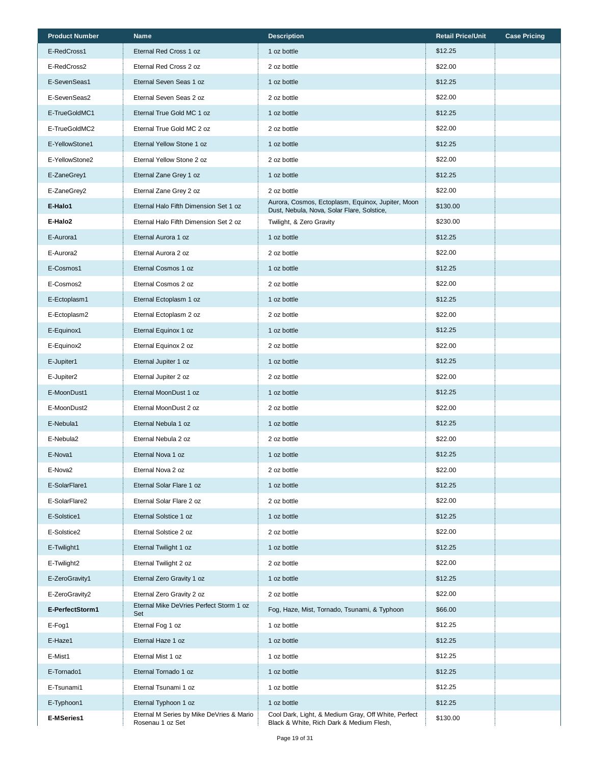| Product Number | Name | Description | Retail Price/Unit | Case Pricing |
|---|---|---|---|---|
| E-RedCross1 | Eternal Red Cross 1 oz | 1 oz bottle | $12.25 | |
| E-RedCross2 | Eternal Red Cross 2 oz | 2 oz bottle | $22.00 | |
| E-SevenSeas1 | Eternal Seven Seas 1 oz | 1 oz bottle | $12.25 | |
| E-SevenSeas2 | Eternal Seven Seas 2 oz | 2 oz bottle | $22.00 | |
| E-TrueGoldMC1 | Eternal True Gold MC 1 oz | 1 oz bottle | $12.25 | |
| E-TrueGoldMC2 | Eternal True Gold MC 2 oz | 2 oz bottle | $22.00 | |
| E-YellowStone1 | Eternal Yellow Stone 1 oz | 1 oz bottle | $12.25 | |
| E-YellowStone2 | Eternal Yellow Stone 2 oz | 2 oz bottle | $22.00 | |
| E-ZaneGrey1 | Eternal Zane Grey 1 oz | 1 oz bottle | $12.25 | |
| E-ZaneGrey2 | Eternal Zane Grey 2 oz | 2 oz bottle | $22.00 | |
| **E-Halo1** | Eternal Halo Fifth Dimension Set 1 oz | Aurora, Cosmos, Ectoplasm, Equinox, Jupiter, Moon Dust, Nebula, Nova, Solar Flare, Solstice, | $130.00 | |
| **E-Halo2** | Eternal Halo Fifth Dimension Set 2 oz | Twilight, & Zero Gravity | $230.00 | |
| E-Aurora1 | Eternal Aurora 1 oz | 1 oz bottle | $12.25 | |
| E-Aurora2 | Eternal Aurora 2 oz | 2 oz bottle | $22.00 | |
| E-Cosmos1 | Eternal Cosmos 1 oz | 1 oz bottle | $12.25 | |
| E-Cosmos2 | Eternal Cosmos 2 oz | 2 oz bottle | $22.00 | |
| E-Ectoplasm1 | Eternal Ectoplasm 1 oz | 1 oz bottle | $12.25 | |
| E-Ectoplasm2 | Eternal Ectoplasm 2 oz | 2 oz bottle | $22.00 | |
| E-Equinox1 | Eternal Equinox 1 oz | 1 oz bottle | $12.25 | |
| E-Equinox2 | Eternal Equinox 2 oz | 2 oz bottle | $22.00 | |
| E-Jupiter1 | Eternal Jupiter 1 oz | 1 oz bottle | $12.25 | |
| E-Jupiter2 | Eternal Jupiter 2 oz | 2 oz bottle | $22.00 | |
| E-MoonDust1 | Eternal MoonDust 1 oz | 1 oz bottle | $12.25 | |
| E-MoonDust2 | Eternal MoonDust 2 oz | 2 oz bottle | $22.00 | |
| E-Nebula1 | Eternal Nebula 1 oz | 1 oz bottle | $12.25 | |
| E-Nebula2 | Eternal Nebula 2 oz | 2 oz bottle | $22.00 | |
| E-Nova1 | Eternal Nova 1 oz | 1 oz bottle | $12.25 | |
| E-Nova2 | Eternal Nova 2 oz | 2 oz bottle | $22.00 | |
| E-SolarFlare1 | Eternal Solar Flare 1 oz | 1 oz bottle | $12.25 | |
| E-SolarFlare2 | Eternal Solar Flare 2 oz | 2 oz bottle | $22.00 | |
| E-Solstice1 | Eternal Solstice 1 oz | 1 oz bottle | $12.25 | |
| E-Solstice2 | Eternal Solstice 2 oz | 2 oz bottle | $22.00 | |
| E-Twilight1 | Eternal Twilight 1 oz | 1 oz bottle | $12.25 | |
| E-Twilight2 | Eternal Twilight 2 oz | 2 oz bottle | $22.00 | |
| E-ZeroGravity1 | Eternal Zero Gravity 1 oz | 1 oz bottle | $12.25 | |
| E-ZeroGravity2 | Eternal Zero Gravity 2 oz | 2 oz bottle | $22.00 | |
| **E-PerfectStorm1** | Eternal Mike DeVries Perfect Storm 1 oz Set | Fog, Haze, Mist, Tornado, Tsunami, & Typhoon | $66.00 | |
| E-Fog1 | Eternal Fog 1 oz | 1 oz bottle | $12.25 | |
| E-Haze1 | Eternal Haze 1 oz | 1 oz bottle | $12.25 | |
| E-Mist1 | Eternal Mist 1 oz | 1 oz bottle | $12.25 | |
| E-Tornado1 | Eternal Tornado 1 oz | 1 oz bottle | $12.25 | |
| E-Tsunami1 | Eternal Tsunami 1 oz | 1 oz bottle | $12.25 | |
| E-Typhoon1 | Eternal Typhoon 1 oz | 1 oz bottle | $12.25 | |
| **E-MSeries1** | Eternal M Series by Mike DeVries & Mario Rosenau 1 oz Set | Cool Dark, Light, & Medium Gray, Off White, Perfect Black & White, Rich Dark & Medium Flesh, | $130.00 | |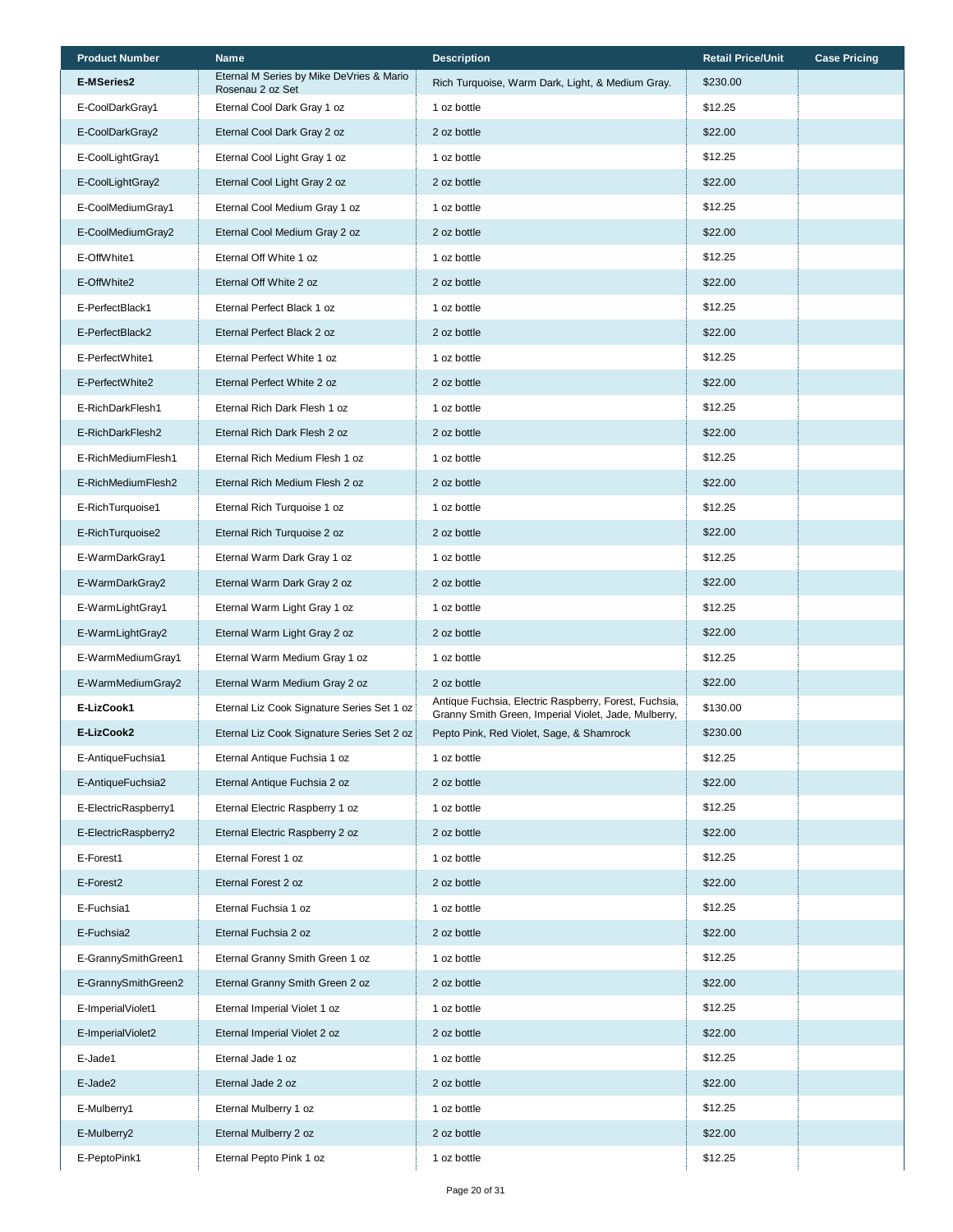| Product Number | Name | Description | Retail Price/Unit | Case Pricing |
|---|---|---|---|---|
| **E-MSeries2** | Eternal M Series by Mike DeVries & Mario Rosenau 2 oz Set | Rich Turquoise, Warm Dark, Light, & Medium Gray. | $230.00 | |
| E-CoolDarkGray1 | Eternal Cool Dark Gray 1 oz | 1 oz bottle | $12.25 | |
| E-CoolDarkGray2 | Eternal Cool Dark Gray 2 oz | 2 oz bottle | $22.00 | |
| E-CoolLightGray1 | Eternal Cool Light Gray 1 oz | 1 oz bottle | $12.25 | |
| E-CoolLightGray2 | Eternal Cool Light Gray 2 oz | 2 oz bottle | $22.00 | |
| E-CoolMediumGray1 | Eternal Cool Medium Gray 1 oz | 1 oz bottle | $12.25 | |
| E-CoolMediumGray2 | Eternal Cool Medium Gray 2 oz | 2 oz bottle | $22.00 | |
| E-OffWhite1 | Eternal Off White 1 oz | 1 oz bottle | $12.25 | |
| E-OffWhite2 | Eternal Off White 2 oz | 2 oz bottle | $22.00 | |
| E-PerfectBlack1 | Eternal Perfect Black 1 oz | 1 oz bottle | $12.25 | |
| E-PerfectBlack2 | Eternal Perfect Black 2 oz | 2 oz bottle | $22.00 | |
| E-PerfectWhite1 | Eternal Perfect White 1 oz | 1 oz bottle | $12.25 | |
| E-PerfectWhite2 | Eternal Perfect White 2 oz | 2 oz bottle | $22.00 | |
| E-RichDarkFlesh1 | Eternal Rich Dark Flesh 1 oz | 1 oz bottle | $12.25 | |
| E-RichDarkFlesh2 | Eternal Rich Dark Flesh 2 oz | 2 oz bottle | $22.00 | |
| E-RichMediumFlesh1 | Eternal Rich Medium Flesh 1 oz | 1 oz bottle | $12.25 | |
| E-RichMediumFlesh2 | Eternal Rich Medium Flesh 2 oz | 2 oz bottle | $22.00 | |
| E-RichTurquoise1 | Eternal Rich Turquoise 1 oz | 1 oz bottle | $12.25 | |
| E-RichTurquoise2 | Eternal Rich Turquoise 2 oz | 2 oz bottle | $22.00 | |
| E-WarmDarkGray1 | Eternal Warm Dark Gray 1 oz | 1 oz bottle | $12.25 | |
| E-WarmDarkGray2 | Eternal Warm Dark Gray 2 oz | 2 oz bottle | $22.00 | |
| E-WarmLightGray1 | Eternal Warm Light Gray 1 oz | 1 oz bottle | $12.25 | |
| E-WarmLightGray2 | Eternal Warm Light Gray 2 oz | 2 oz bottle | $22.00 | |
| E-WarmMediumGray1 | Eternal Warm Medium Gray 1 oz | 1 oz bottle | $12.25 | |
| E-WarmMediumGray2 | Eternal Warm Medium Gray 2 oz | 2 oz bottle | $22.00 | |
| **E-LizCook1** | Eternal Liz Cook Signature Series Set 1 oz | Antique Fuchsia, Electric Raspberry, Forest, Fuchsia, Granny Smith Green, Imperial Violet, Jade, Mulberry, | $130.00 | |
| **E-LizCook2** | Eternal Liz Cook Signature Series Set 2 oz | Pepto Pink, Red Violet, Sage, & Shamrock | $230.00 | |
| E-AntiqueFuchsia1 | Eternal Antique Fuchsia 1 oz | 1 oz bottle | $12.25 | |
| E-AntiqueFuchsia2 | Eternal Antique Fuchsia 2 oz | 2 oz bottle | $22.00 | |
| E-ElectricRaspberry1 | Eternal Electric Raspberry 1 oz | 1 oz bottle | $12.25 | |
| E-ElectricRaspberry2 | Eternal Electric Raspberry 2 oz | 2 oz bottle | $22.00 | |
| E-Forest1 | Eternal Forest 1 oz | 1 oz bottle | $12.25 | |
| E-Forest2 | Eternal Forest 2 oz | 2 oz bottle | $22.00 | |
| E-Fuchsia1 | Eternal Fuchsia 1 oz | 1 oz bottle | $12.25 | |
| E-Fuchsia2 | Eternal Fuchsia 2 oz | 2 oz bottle | $22.00 | |
| E-GrannySmithGreen1 | Eternal Granny Smith Green 1 oz | 1 oz bottle | $12.25 | |
| E-GrannySmithGreen2 | Eternal Granny Smith Green 2 oz | 2 oz bottle | $22.00 | |
| E-ImperialViolet1 | Eternal Imperial Violet 1 oz | 1 oz bottle | $12.25 | |
| E-ImperialViolet2 | Eternal Imperial Violet 2 oz | 2 oz bottle | $22.00 | |
| E-Jade1 | Eternal Jade 1 oz | 1 oz bottle | $12.25 | |
| E-Jade2 | Eternal Jade 2 oz | 2 oz bottle | $22.00 | |
| E-Mulberry1 | Eternal Mulberry 1 oz | 1 oz bottle | $12.25 | |
| E-Mulberry2 | Eternal Mulberry 2 oz | 2 oz bottle | $22.00 | |
| E-PeptoPink1 | Eternal Pepto Pink 1 oz | 1 oz bottle | $12.25 | |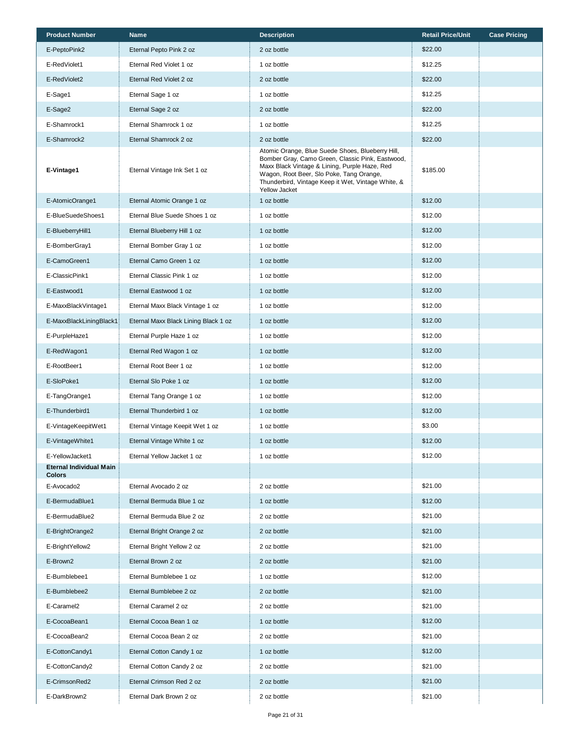| Product Number | Name | Description | Retail Price/Unit | Case Pricing |
|---|---|---|---|---|
| E-PeptoPink2 | Eternal Pepto Pink 2 oz | 2 oz bottle | $22.00 | |
| E-RedViolet1 | Eternal Red Violet 1 oz | 1 oz bottle | $12.25 | |
| E-RedViolet2 | Eternal Red Violet 2 oz | 2 oz bottle | $22.00 | |
| E-Sage1 | Eternal Sage 1 oz | 1 oz bottle | $12.25 | |
| E-Sage2 | Eternal Sage 2 oz | 2 oz bottle | $22.00 | |
| E-Shamrock1 | Eternal Shamrock 1 oz | 1 oz bottle | $12.25 | |
| E-Shamrock2 | Eternal Shamrock 2 oz | 2 oz bottle | $22.00 | |
| **E-Vintage1** | Eternal Vintage Ink Set 1 oz | Atomic Orange, Blue Suede Shoes, Blueberry Hill, Bomber Gray, Camo Green, Classic Pink, Eastwood, Maxx Black Vintage & Lining, Purple Haze, Red Wagon, Root Beer, Slo Poke, Tang Orange, Thunderbird, Vintage Keep it Wet, Vintage White, & Yellow Jacket | $185.00 | |
| E-AtomicOrange1 | Eternal Atomic Orange 1 oz | 1 oz bottle | $12.00 | |
| E-BlueSuedeShoes1 | Eternal Blue Suede Shoes 1 oz | 1 oz bottle | $12.00 | |
| E-BlueberryHill1 | Eternal Blueberry Hill 1 oz | 1 oz bottle | $12.00 | |
| E-BomberGray1 | Eternal Bomber Gray 1 oz | 1 oz bottle | $12.00 | |
| E-CamoGreen1 | Eternal Camo Green 1 oz | 1 oz bottle | $12.00 | |
| E-ClassicPink1 | Eternal Classic Pink 1 oz | 1 oz bottle | $12.00 | |
| E-Eastwood1 | Eternal Eastwood 1 oz | 1 oz bottle | $12.00 | |
| E-MaxxBlackVintage1 | Eternal Maxx Black Vintage 1 oz | 1 oz bottle | $12.00 | |
| E-MaxxBlackLiningBlack1 | Eternal Maxx Black Lining Black 1 oz | 1 oz bottle | $12.00 | |
| E-PurpleHaze1 | Eternal Purple Haze 1 oz | 1 oz bottle | $12.00 | |
| E-RedWagon1 | Eternal Red Wagon 1 oz | 1 oz bottle | $12.00 | |
| E-RootBeer1 | Eternal Root Beer 1 oz | 1 oz bottle | $12.00 | |
| E-SloPoke1 | Eternal Slo Poke 1 oz | 1 oz bottle | $12.00 | |
| E-TangOrange1 | Eternal Tang Orange 1 oz | 1 oz bottle | $12.00 | |
| E-Thunderbird1 | Eternal Thunderbird 1 oz | 1 oz bottle | $12.00 | |
| E-VintageKeepitWet1 | Eternal Vintage Keepit Wet 1 oz | 1 oz bottle | $3.00 | |
| E-VintageWhite1 | Eternal Vintage White 1 oz | 1 oz bottle | $12.00 | |
| E-YellowJacket1 | Eternal Yellow Jacket 1 oz | 1 oz bottle | $12.00 | |
| **Eternal Individual Main Colors** | | | | |
| E-Avocado2 | Eternal Avocado 2 oz | 2 oz bottle | $21.00 | |
| E-BermudaBlue1 | Eternal Bermuda Blue 1 oz | 1 oz bottle | $12.00 | |
| E-BermudaBlue2 | Eternal Bermuda Blue 2 oz | 2 oz bottle | $21.00 | |
| E-BrightOrange2 | Eternal Bright Orange 2 oz | 2 oz bottle | $21.00 | |
| E-BrightYellow2 | Eternal Bright Yellow 2 oz | 2 oz bottle | $21.00 | |
| E-Brown2 | Eternal Brown 2 oz | 2 oz bottle | $21.00 | |
| E-Bumblebee1 | Eternal Bumblebee 1 oz | 1 oz bottle | $12.00 | |
| E-Bumblebee2 | Eternal Bumblebee 2 oz | 2 oz bottle | $21.00 | |
| E-Caramel2 | Eternal Caramel 2 oz | 2 oz bottle | $21.00 | |
| E-CocoaBean1 | Eternal Cocoa Bean 1 oz | 1 oz bottle | $12.00 | |
| E-CocoaBean2 | Eternal Cocoa Bean 2 oz | 2 oz bottle | $21.00 | |
| E-CottonCandy1 | Eternal Cotton Candy 1 oz | 1 oz bottle | $12.00 | |
| E-CottonCandy2 | Eternal Cotton Candy 2 oz | 2 oz bottle | $21.00 | |
| E-CrimsonRed2 | Eternal Crimson Red 2 oz | 2 oz bottle | $21.00 | |
| E-DarkBrown2 | Eternal Dark Brown 2 oz | 2 oz bottle | $21.00 | |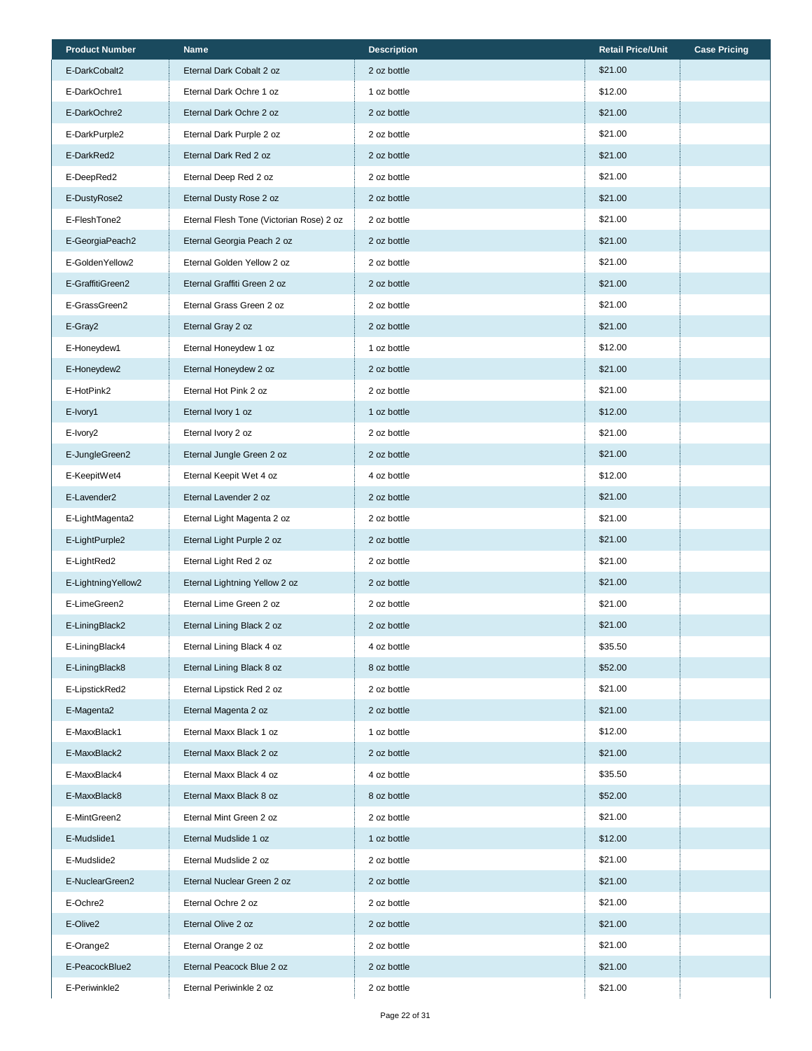| Product Number | Name | Description | Retail Price/Unit | Case Pricing |
|---|---|---|---|---|
| E-DarkCobalt2 | Eternal Dark Cobalt 2 oz | 2 oz bottle | $21.00 | |
| E-DarkOchre1 | Eternal Dark Ochre 1 oz | 1 oz bottle | $12.00 | |
| E-DarkOchre2 | Eternal Dark Ochre 2 oz | 2 oz bottle | $21.00 | |
| E-DarkPurple2 | Eternal Dark Purple 2 oz | 2 oz bottle | $21.00 | |
| E-DarkRed2 | Eternal Dark Red 2 oz | 2 oz bottle | $21.00 | |
| E-DeepRed2 | Eternal Deep Red 2 oz | 2 oz bottle | $21.00 | |
| E-DustyRose2 | Eternal Dusty Rose 2 oz | 2 oz bottle | $21.00 | |
| E-FleshTone2 | Eternal Flesh Tone (Victorian Rose) 2 oz | 2 oz bottle | $21.00 | |
| E-GeorgiaPeach2 | Eternal Georgia Peach 2 oz | 2 oz bottle | $21.00 | |
| E-GoldenYellow2 | Eternal Golden Yellow 2 oz | 2 oz bottle | $21.00 | |
| E-GraffitiGreen2 | Eternal Graffiti Green 2 oz | 2 oz bottle | $21.00 | |
| E-GrassGreen2 | Eternal Grass Green 2 oz | 2 oz bottle | $21.00 | |
| E-Gray2 | Eternal Gray 2 oz | 2 oz bottle | $21.00 | |
| E-Honeydew1 | Eternal Honeydew 1 oz | 1 oz bottle | $12.00 | |
| E-Honeydew2 | Eternal Honeydew 2 oz | 2 oz bottle | $21.00 | |
| E-HotPink2 | Eternal Hot Pink 2 oz | 2 oz bottle | $21.00 | |
| E-Ivory1 | Eternal Ivory 1 oz | 1 oz bottle | $12.00 | |
| E-Ivory2 | Eternal Ivory 2 oz | 2 oz bottle | $21.00 | |
| E-JungleGreen2 | Eternal Jungle Green 2 oz | 2 oz bottle | $21.00 | |
| E-KeepitWet4 | Eternal Keepit Wet 4 oz | 4 oz bottle | $12.00 | |
| E-Lavender2 | Eternal Lavender 2 oz | 2 oz bottle | $21.00 | |
| E-LightMagenta2 | Eternal Light Magenta 2 oz | 2 oz bottle | $21.00 | |
| E-LightPurple2 | Eternal Light Purple 2 oz | 2 oz bottle | $21.00 | |
| E-LightRed2 | Eternal Light Red 2 oz | 2 oz bottle | $21.00 | |
| E-LightningYellow2 | Eternal Lightning Yellow 2 oz | 2 oz bottle | $21.00 | |
| E-LimeGreen2 | Eternal Lime Green 2 oz | 2 oz bottle | $21.00 | |
| E-LiningBlack2 | Eternal Lining Black 2 oz | 2 oz bottle | $21.00 | |
| E-LiningBlack4 | Eternal Lining Black 4 oz | 4 oz bottle | $35.50 | |
| E-LiningBlack8 | Eternal Lining Black 8 oz | 8 oz bottle | $52.00 | |
| E-LipstickRed2 | Eternal Lipstick Red 2 oz | 2 oz bottle | $21.00 | |
| E-Magenta2 | Eternal Magenta 2 oz | 2 oz bottle | $21.00 | |
| E-MaxxBlack1 | Eternal Maxx Black 1 oz | 1 oz bottle | $12.00 | |
| E-MaxxBlack2 | Eternal Maxx Black 2 oz | 2 oz bottle | $21.00 | |
| E-MaxxBlack4 | Eternal Maxx Black 4 oz | 4 oz bottle | $35.50 | |
| E-MaxxBlack8 | Eternal Maxx Black 8 oz | 8 oz bottle | $52.00 | |
| E-MintGreen2 | Eternal Mint Green 2 oz | 2 oz bottle | $21.00 | |
| E-Mudslide1 | Eternal Mudslide 1 oz | 1 oz bottle | $12.00 | |
| E-Mudslide2 | Eternal Mudslide 2 oz | 2 oz bottle | $21.00 | |
| E-NuclearGreen2 | Eternal Nuclear Green 2 oz | 2 oz bottle | $21.00 | |
| E-Ochre2 | Eternal Ochre 2 oz | 2 oz bottle | $21.00 | |
| E-Olive2 | Eternal Olive 2 oz | 2 oz bottle | $21.00 | |
| E-Orange2 | Eternal Orange 2 oz | 2 oz bottle | $21.00 | |
| E-PeacockBlue2 | Eternal Peacock Blue 2 oz | 2 oz bottle | $21.00 | |
| E-Periwinkle2 | Eternal Periwinkle 2 oz | 2 oz bottle | $21.00 | |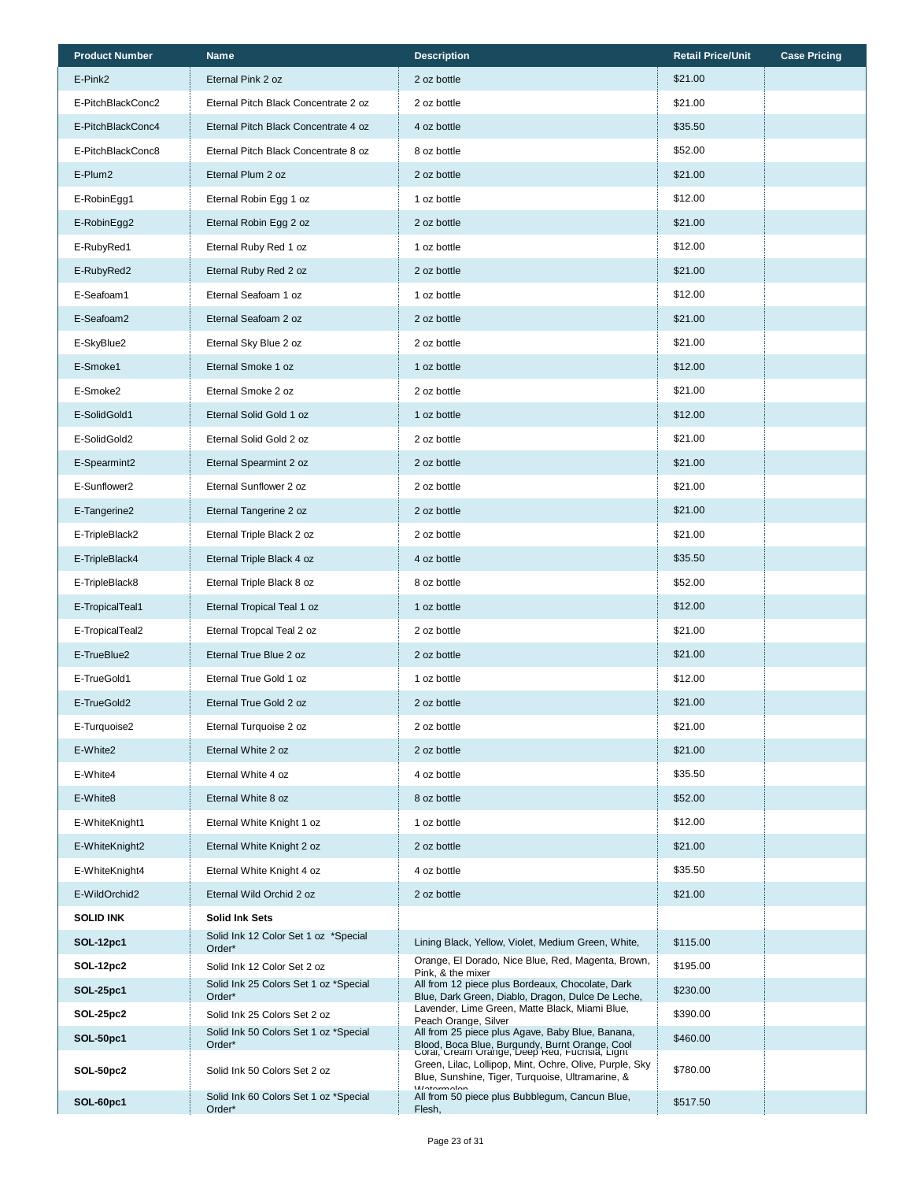| Product Number | Name | Description | Retail Price/Unit | Case Pricing |
|---|---|---|---|---|
| E-Pink2 | Eternal Pink 2 oz | 2 oz bottle | $21.00 | |
| E-PitchBlackConc2 | Eternal Pitch Black Concentrate 2 oz | 2 oz bottle | $21.00 | |
| E-PitchBlackConc4 | Eternal Pitch Black Concentrate 4 oz | 4 oz bottle | $35.50 | |
| E-PitchBlackConc8 | Eternal Pitch Black Concentrate 8 oz | 8 oz bottle | $52.00 | |
| E-Plum2 | Eternal Plum 2 oz | 2 oz bottle | $21.00 | |
| E-RobinEgg1 | Eternal Robin Egg 1 oz | 1 oz bottle | $12.00 | |
| E-RobinEgg2 | Eternal Robin Egg 2 oz | 2 oz bottle | $21.00 | |
| E-RubyRed1 | Eternal Ruby Red 1 oz | 1 oz bottle | $12.00 | |
| E-RubyRed2 | Eternal Ruby Red 2 oz | 2 oz bottle | $21.00 | |
| E-Seafoam1 | Eternal Seafoam 1 oz | 1 oz bottle | $12.00 | |
| E-Seafoam2 | Eternal Seafoam 2 oz | 2 oz bottle | $21.00 | |
| E-SkyBlue2 | Eternal Sky Blue 2 oz | 2 oz bottle | $21.00 | |
| E-Smoke1 | Eternal Smoke 1 oz | 1 oz bottle | $12.00 | |
| E-Smoke2 | Eternal Smoke 2 oz | 2 oz bottle | $21.00 | |
| E-SolidGold1 | Eternal Solid Gold 1 oz | 1 oz bottle | $12.00 | |
| E-SolidGold2 | Eternal Solid Gold 2 oz | 2 oz bottle | $21.00 | |
| E-Spearmint2 | Eternal Spearmint 2 oz | 2 oz bottle | $21.00 | |
| E-Sunflower2 | Eternal Sunflower 2 oz | 2 oz bottle | $21.00 | |
| E-Tangerine2 | Eternal Tangerine 2 oz | 2 oz bottle | $21.00 | |
| E-TripleBlack2 | Eternal Triple Black 2 oz | 2 oz bottle | $21.00 | |
| E-TripleBlack4 | Eternal Triple Black 4 oz | 4 oz bottle | $35.50 | |
| E-TripleBlack8 | Eternal Triple Black 8 oz | 8 oz bottle | $52.00 | |
| E-TropicalTeal1 | Eternal Tropical Teal 1 oz | 1 oz bottle | $12.00 | |
| E-TropicalTeal2 | Eternal Tropcal Teal 2 oz | 2 oz bottle | $21.00 | |
| E-TrueBlue2 | Eternal True Blue 2 oz | 2 oz bottle | $21.00 | |
| E-TrueGold1 | Eternal True Gold 1 oz | 1 oz bottle | $12.00 | |
| E-TrueGold2 | Eternal True Gold 2 oz | 2 oz bottle | $21.00 | |
| E-Turquoise2 | Eternal Turquoise 2 oz | 2 oz bottle | $21.00 | |
| E-White2 | Eternal White 2 oz | 2 oz bottle | $21.00 | |
| E-White4 | Eternal White 4 oz | 4 oz bottle | $35.50 | |
| E-White8 | Eternal White 8 oz | 8 oz bottle | $52.00 | |
| E-WhiteKnight1 | Eternal White Knight 1 oz | 1 oz bottle | $12.00 | |
| E-WhiteKnight2 | Eternal White Knight 2 oz | 2 oz bottle | $21.00 | |
| E-WhiteKnight4 | Eternal White Knight 4 oz | 4 oz bottle | $35.50 | |
| E-WildOrchid2 | Eternal Wild Orchid 2 oz | 2 oz bottle | $21.00 | |
| **SOLID INK** | **Solid Ink Sets** | | | |
| **SOL-12pc1** | Solid Ink 12 Color Set 1 oz *Special Order* | Lining Black, Yellow, Violet, Medium Green, White, | $115.00 | |
| **SOL-12pc2** | Solid Ink 12 Color Set 2 oz | Orange, El Dorado, Nice Blue, Red, Magenta, Brown, Pink, & the mixer | $195.00 | |
| **SOL-25pc1** | Solid Ink 25 Colors Set 1 oz *Special Order* | All from 12 piece plus Bordeaux, Chocolate, Dark Blue, Dark Green, Diablo, Dragon, Dulce De Leche, | $230.00 | |
| **SOL-25pc2** | Solid Ink 25 Colors Set 2 oz | Lavender, Lime Green, Matte Black, Miami Blue, Peach Orange, Silver | $390.00 | |
| **SOL-50pc1** | Solid Ink 50 Colors Set 1 oz *Special Order* | All from 25 piece plus Agave, Baby Blue, Banana, Blood, Boca Blue, Burgundy, Burnt Orange, Cool | $460.00 | |
| **SOL-50pc2** | Solid Ink 50 Colors Set 2 oz | Coral, Cream Orange, Deep Red, Fucnsia, Light Green, Lilac, Lollipop, Mint, Ochre, Olive, Purple, Sky Blue, Sunshine, Tiger, Turquoise, Ultramarine, & Watermelon | $780.00 | |
| **SOL-60pc1** | Solid Ink 60 Colors Set 1 oz *Special Order* | All from 50 piece plus Bubblegum, Cancun Blue, Flesh, | $517.50 | |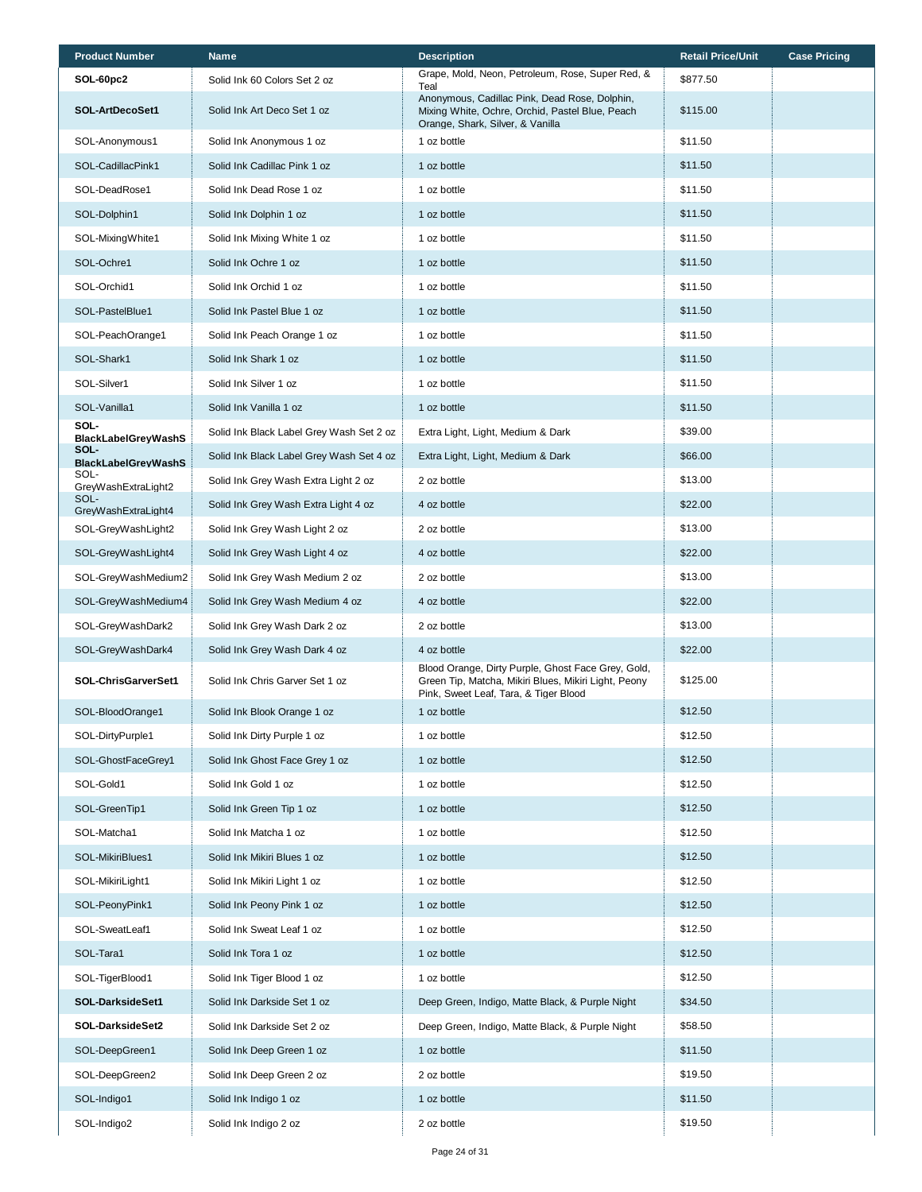| Product Number | Name | Description | Retail Price/Unit | Case Pricing |
|---|---|---|---|---|
| **SOL-60pc2** | Solid Ink 60 Colors Set 2 oz | Grape, Mold, Neon, Petroleum, Rose, Super Red, & Teal | $877.50 | |
| **SOL-ArtDecoSet1** | Solid Ink Art Deco Set 1 oz | Anonymous, Cadillac Pink, Dead Rose, Dolphin, Mixing White, Ochre, Orchid, Pastel Blue, Peach Orange, Shark, Silver, & Vanilla | $115.00 | |
| SOL-Anonymous1 | Solid Ink Anonymous 1 oz | 1 oz bottle | $11.50 | |
| SOL-CadillacPink1 | Solid Ink Cadillac Pink 1 oz | 1 oz bottle | $11.50 | |
| SOL-DeadRose1 | Solid Ink Dead Rose 1 oz | 1 oz bottle | $11.50 | |
| SOL-Dolphin1 | Solid Ink Dolphin 1 oz | 1 oz bottle | $11.50 | |
| SOL-MixingWhite1 | Solid Ink Mixing White 1 oz | 1 oz bottle | $11.50 | |
| SOL-Ochre1 | Solid Ink Ochre 1 oz | 1 oz bottle | $11.50 | |
| SOL-Orchid1 | Solid Ink Orchid 1 oz | 1 oz bottle | $11.50 | |
| SOL-PastelBlue1 | Solid Ink Pastel Blue 1 oz | 1 oz bottle | $11.50 | |
| SOL-PeachOrange1 | Solid Ink Peach Orange 1 oz | 1 oz bottle | $11.50 | |
| SOL-Shark1 | Solid Ink Shark 1 oz | 1 oz bottle | $11.50 | |
| SOL-Silver1 | Solid Ink Silver 1 oz | 1 oz bottle | $11.50 | |
| SOL-Vanilla1 | Solid Ink Vanilla 1 oz | 1 oz bottle | $11.50 | |
| **SOL-BlackLabelGreyWashS** | Solid Ink Black Label Grey Wash Set 2 oz | Extra Light, Light, Medium & Dark | $39.00 | |
| **SOL-BlackLabelGreyWashS** | Solid Ink Black Label Grey Wash Set 4 oz | Extra Light, Light, Medium & Dark | $66.00 | |
| SOL-GreyWashExtraLight2 | Solid Ink Grey Wash Extra Light 2 oz | 2 oz bottle | $13.00 | |
| SOL-GreyWashExtraLight4 | Solid Ink Grey Wash Extra Light 4 oz | 4 oz bottle | $22.00 | |
| SOL-GreyWashLight2 | Solid Ink Grey Wash Light 2 oz | 2 oz bottle | $13.00 | |
| SOL-GreyWashLight4 | Solid Ink Grey Wash Light 4 oz | 4 oz bottle | $22.00 | |
| SOL-GreyWashMedium2 | Solid Ink Grey Wash Medium 2 oz | 2 oz bottle | $13.00 | |
| SOL-GreyWashMedium4 | Solid Ink Grey Wash Medium 4 oz | 4 oz bottle | $22.00 | |
| SOL-GreyWashDark2 | Solid Ink Grey Wash Dark 2 oz | 2 oz bottle | $13.00 | |
| SOL-GreyWashDark4 | Solid Ink Grey Wash Dark 4 oz | 4 oz bottle | $22.00 | |
| **SOL-ChrisGarverSet1** | Solid Ink Chris Garver Set 1 oz | Blood Orange, Dirty Purple, Ghost Face Grey, Gold, Green Tip, Matcha, Mikiri Blues, Mikiri Light, Peony Pink, Sweet Leaf, Tara, & Tiger Blood | $125.00 | |
| SOL-BloodOrange1 | Solid Ink Blook Orange 1 oz | 1 oz bottle | $12.50 | |
| SOL-DirtyPurple1 | Solid Ink Dirty Purple 1 oz | 1 oz bottle | $12.50 | |
| SOL-GhostFaceGrey1 | Solid Ink Ghost Face Grey 1 oz | 1 oz bottle | $12.50 | |
| SOL-Gold1 | Solid Ink Gold 1 oz | 1 oz bottle | $12.50 | |
| SOL-GreenTip1 | Solid Ink Green Tip 1 oz | 1 oz bottle | $12.50 | |
| SOL-Matcha1 | Solid Ink Matcha 1 oz | 1 oz bottle | $12.50 | |
| SOL-MikiriBlues1 | Solid Ink Mikiri Blues 1 oz | 1 oz bottle | $12.50 | |
| SOL-MikiriLight1 | Solid Ink Mikiri Light 1 oz | 1 oz bottle | $12.50 | |
| SOL-PeonyPink1 | Solid Ink Peony Pink 1 oz | 1 oz bottle | $12.50 | |
| SOL-SweatLeaf1 | Solid Ink Sweat Leaf 1 oz | 1 oz bottle | $12.50 | |
| SOL-Tara1 | Solid Ink Tora 1 oz | 1 oz bottle | $12.50 | |
| SOL-TigerBlood1 | Solid Ink Tiger Blood 1 oz | 1 oz bottle | $12.50 | |
| **SOL-DarksideSet1** | Solid Ink Darkside Set 1 oz | Deep Green, Indigo, Matte Black, & Purple Night | $34.50 | |
| **SOL-DarksideSet2** | Solid Ink Darkside Set 2 oz | Deep Green, Indigo, Matte Black, & Purple Night | $58.50 | |
| SOL-DeepGreen1 | Solid Ink Deep Green 1 oz | 1 oz bottle | $11.50 | |
| SOL-DeepGreen2 | Solid Ink Deep Green 2 oz | 2 oz bottle | $19.50 | |
| SOL-Indigo1 | Solid Ink Indigo 1 oz | 1 oz bottle | $11.50 | |
| SOL-Indigo2 | Solid Ink Indigo 2 oz | 2 oz bottle | $19.50 | |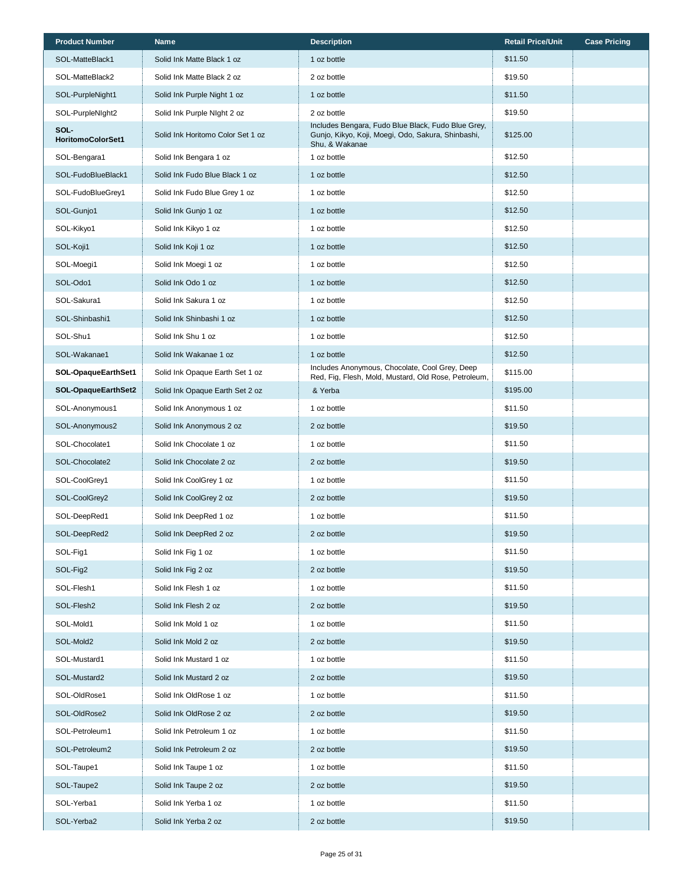| Product Number | Name | Description | Retail Price/Unit | Case Pricing |
|---|---|---|---|---|
| SOL-MatteBlack1 | Solid Ink Matte Black 1 oz | 1 oz bottle | $11.50 | |
| SOL-MatteBlack2 | Solid Ink Matte Black 2 oz | 2 oz bottle | $19.50 | |
| SOL-PurpleNight1 | Solid Ink Purple Night 1 oz | 1 oz bottle | $11.50 | |
| SOL-PurpleNIght2 | Solid Ink Purple NIght 2 oz | 2 oz bottle | $19.50 | |
| **SOL-HoritomoColorSet1** | Solid Ink Horitomo Color Set 1 oz | Includes Bengara, Fudo Blue Black, Fudo Blue Grey, Gunjo, Kikyo, Koji, Moegi, Odo, Sakura, Shinbashi, Shu, & Wakanae | $125.00 | |
| SOL-Bengara1 | Solid Ink Bengara 1 oz | 1 oz bottle | $12.50 | |
| SOL-FudoBlueBlack1 | Solid Ink Fudo Blue Black 1 oz | 1 oz bottle | $12.50 | |
| SOL-FudoBlueGrey1 | Solid Ink Fudo Blue Grey 1 oz | 1 oz bottle | $12.50 | |
| SOL-Gunjo1 | Solid Ink Gunjo 1 oz | 1 oz bottle | $12.50 | |
| SOL-Kikyo1 | Solid Ink Kikyo 1 oz | 1 oz bottle | $12.50 | |
| SOL-Koji1 | Solid Ink Koji 1 oz | 1 oz bottle | $12.50 | |
| SOL-Moegi1 | Solid Ink Moegi 1 oz | 1 oz bottle | $12.50 | |
| SOL-Odo1 | Solid Ink Odo 1 oz | 1 oz bottle | $12.50 | |
| SOL-Sakura1 | Solid Ink Sakura 1 oz | 1 oz bottle | $12.50 | |
| SOL-Shinbashi1 | Solid Ink Shinbashi 1 oz | 1 oz bottle | $12.50 | |
| SOL-Shu1 | Solid Ink Shu 1 oz | 1 oz bottle | $12.50 | |
| SOL-Wakanae1 | Solid Ink Wakanae 1 oz | 1 oz bottle | $12.50 | |
| **SOL-OpaqueEarthSet1** | Solid Ink Opaque Earth Set 1 oz | Includes Anonymous, Chocolate, Cool Grey, Deep Red, Fig, Flesh, Mold, Mustard, Old Rose, Petroleum, & Yerba | $115.00 | |
| **SOL-OpaqueEarthSet2** | Solid Ink Opaque Earth Set 2 oz | | $195.00 | |
| SOL-Anonymous1 | Solid Ink Anonymous 1 oz | 1 oz bottle | $11.50 | |
| SOL-Anonymous2 | Solid Ink Anonymous 2 oz | 2 oz bottle | $19.50 | |
| SOL-Chocolate1 | Solid Ink Chocolate 1 oz | 1 oz bottle | $11.50 | |
| SOL-Chocolate2 | Solid Ink Chocolate 2 oz | 2 oz bottle | $19.50 | |
| SOL-CoolGrey1 | Solid Ink CoolGrey 1 oz | 1 oz bottle | $11.50 | |
| SOL-CoolGrey2 | Solid Ink CoolGrey 2 oz | 2 oz bottle | $19.50 | |
| SOL-DeepRed1 | Solid Ink DeepRed 1 oz | 1 oz bottle | $11.50 | |
| SOL-DeepRed2 | Solid Ink DeepRed 2 oz | 2 oz bottle | $19.50 | |
| SOL-Fig1 | Solid Ink Fig 1 oz | 1 oz bottle | $11.50 | |
| SOL-Fig2 | Solid Ink Fig 2 oz | 2 oz bottle | $19.50 | |
| SOL-Flesh1 | Solid Ink Flesh 1 oz | 1 oz bottle | $11.50 | |
| SOL-Flesh2 | Solid Ink Flesh 2 oz | 2 oz bottle | $19.50 | |
| SOL-Mold1 | Solid Ink Mold 1 oz | 1 oz bottle | $11.50 | |
| SOL-Mold2 | Solid Ink Mold 2 oz | 2 oz bottle | $19.50 | |
| SOL-Mustard1 | Solid Ink Mustard 1 oz | 1 oz bottle | $11.50 | |
| SOL-Mustard2 | Solid Ink Mustard 2 oz | 2 oz bottle | $19.50 | |
| SOL-OldRose1 | Solid Ink OldRose 1 oz | 1 oz bottle | $11.50 | |
| SOL-OldRose2 | Solid Ink OldRose 2 oz | 2 oz bottle | $19.50 | |
| SOL-Petroleum1 | Solid Ink Petroleum 1 oz | 1 oz bottle | $11.50 | |
| SOL-Petroleum2 | Solid Ink Petroleum 2 oz | 2 oz bottle | $19.50 | |
| SOL-Taupe1 | Solid Ink Taupe 1 oz | 1 oz bottle | $11.50 | |
| SOL-Taupe2 | Solid Ink Taupe 2 oz | 2 oz bottle | $19.50 | |
| SOL-Yerba1 | Solid Ink Yerba 1 oz | 1 oz bottle | $11.50 | |
| SOL-Yerba2 | Solid Ink Yerba 2 oz | 2 oz bottle | $19.50 | |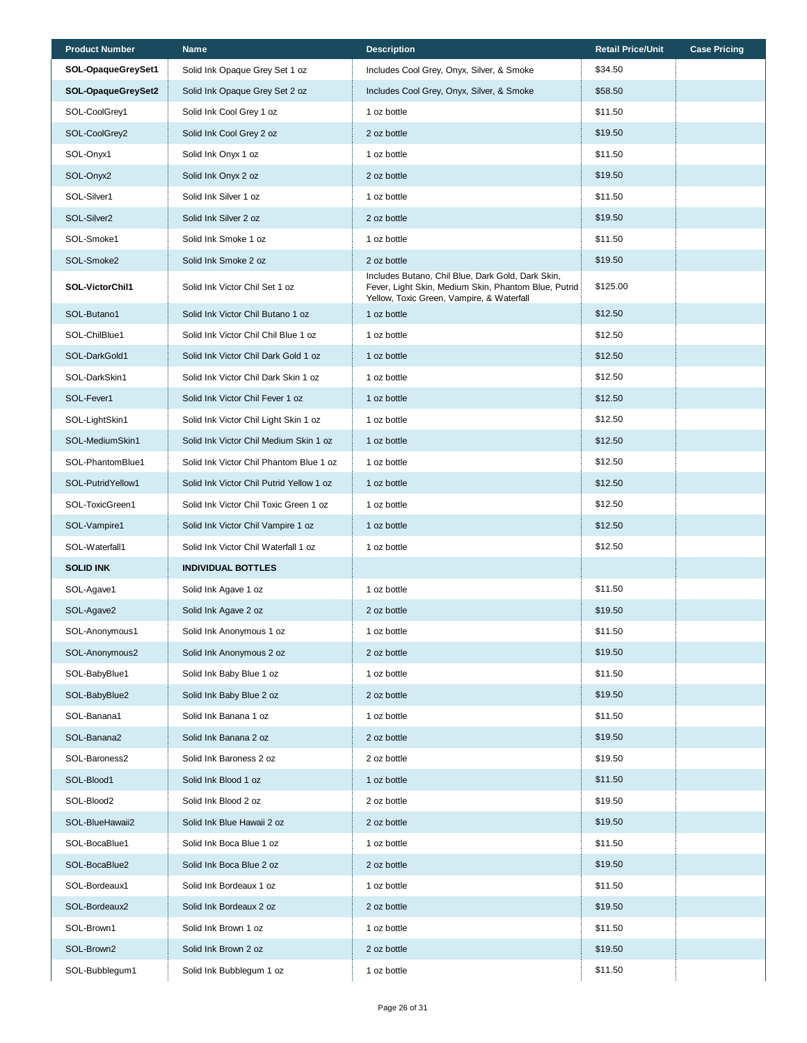| Product Number | Name | Description | Retail Price/Unit | Case Pricing |
|---|---|---|---|---|
| **SOL-OpaqueGreySet1** | Solid Ink Opaque Grey Set 1 oz | Includes Cool Grey, Onyx, Silver, & Smoke | $34.50 | |
| **SOL-OpaqueGreySet2** | Solid Ink Opaque Grey Set 2 oz | Includes Cool Grey, Onyx, Silver, & Smoke | $58.50 | |
| SOL-CoolGrey1 | Solid Ink Cool Grey 1 oz | 1 oz bottle | $11.50 | |
| SOL-CoolGrey2 | Solid Ink Cool Grey 2 oz | 2 oz bottle | $19.50 | |
| SOL-Onyx1 | Solid Ink Onyx 1 oz | 1 oz bottle | $11.50 | |
| SOL-Onyx2 | Solid Ink Onyx 2 oz | 2 oz bottle | $19.50 | |
| SOL-Silver1 | Solid Ink Silver 1 oz | 1 oz bottle | $11.50 | |
| SOL-Silver2 | Solid Ink Silver 2 oz | 2 oz bottle | $19.50 | |
| SOL-Smoke1 | Solid Ink Smoke 1 oz | 1 oz bottle | $11.50 | |
| SOL-Smoke2 | Solid Ink Smoke 2 oz | 2 oz bottle | $19.50 | |
| **SOL-VictorChil1** | Solid Ink Victor Chil Set 1 oz | Includes Butano, Chil Blue, Dark Gold, Dark Skin, Fever, Light Skin, Medium Skin, Phantom Blue, Putrid Yellow, Toxic Green, Vampire, & Waterfall | $125.00 | |
| SOL-Butano1 | Solid Ink Victor Chil Butano 1 oz | 1 oz bottle | $12.50 | |
| SOL-ChilBlue1 | Solid Ink Victor Chil Chil Blue 1 oz | 1 oz bottle | $12.50 | |
| SOL-DarkGold1 | Solid Ink Victor Chil Dark Gold 1 oz | 1 oz bottle | $12.50 | |
| SOL-DarkSkin1 | Solid Ink Victor Chil Dark Skin 1 oz | 1 oz bottle | $12.50 | |
| SOL-Fever1 | Solid Ink Victor Chil Fever 1 oz | 1 oz bottle | $12.50 | |
| SOL-LightSkin1 | Solid Ink Victor Chil Light Skin 1 oz | 1 oz bottle | $12.50 | |
| SOL-MediumSkin1 | Solid Ink Victor Chil Medium Skin 1 oz | 1 oz bottle | $12.50 | |
| SOL-PhantomBlue1 | Solid Ink Victor Chil Phantom Blue 1 oz | 1 oz bottle | $12.50 | |
| SOL-PutridYellow1 | Solid Ink Victor Chil Putrid Yellow 1 oz | 1 oz bottle | $12.50 | |
| SOL-ToxicGreen1 | Solid Ink Victor Chil Toxic Green 1 oz | 1 oz bottle | $12.50 | |
| SOL-Vampire1 | Solid Ink Victor Chil Vampire 1 oz | 1 oz bottle | $12.50 | |
| SOL-Waterfall1 | Solid Ink Victor Chil Waterfall 1 oz | 1 oz bottle | $12.50 | |
| **SOLID INK** | **INDIVIDUAL BOTTLES** | | | |
| SOL-Agave1 | Solid Ink Agave 1 oz | 1 oz bottle | $11.50 | |
| SOL-Agave2 | Solid Ink Agave 2 oz | 2 oz bottle | $19.50 | |
| SOL-Anonymous1 | Solid Ink Anonymous 1 oz | 1 oz bottle | $11.50 | |
| SOL-Anonymous2 | Solid Ink Anonymous 2 oz | 2 oz bottle | $19.50 | |
| SOL-BabyBlue1 | Solid Ink Baby Blue 1 oz | 1 oz bottle | $11.50 | |
| SOL-BabyBlue2 | Solid Ink Baby Blue 2 oz | 2 oz bottle | $19.50 | |
| SOL-Banana1 | Solid Ink Banana 1 oz | 1 oz bottle | $11.50 | |
| SOL-Banana2 | Solid Ink Banana 2 oz | 2 oz bottle | $19.50 | |
| SOL-Baroness2 | Solid Ink Baroness 2 oz | 2 oz bottle | $19.50 | |
| SOL-Blood1 | Solid Ink Blood 1 oz | 1 oz bottle | $11.50 | |
| SOL-Blood2 | Solid Ink Blood 2 oz | 2 oz bottle | $19.50 | |
| SOL-BlueHawaii2 | Solid Ink Blue Hawaii 2 oz | 2 oz bottle | $19.50 | |
| SOL-BocaBlue1 | Solid Ink Boca Blue 1 oz | 1 oz bottle | $11.50 | |
| SOL-BocaBlue2 | Solid Ink Boca Blue 2 oz | 2 oz bottle | $19.50 | |
| SOL-Bordeaux1 | Solid Ink Bordeaux 1 oz | 1 oz bottle | $11.50 | |
| SOL-Bordeaux2 | Solid Ink Bordeaux 2 oz | 2 oz bottle | $19.50 | |
| SOL-Brown1 | Solid Ink Brown 1 oz | 1 oz bottle | $11.50 | |
| SOL-Brown2 | Solid Ink Brown 2 oz | 2 oz bottle | $19.50 | |
| SOL-Bubblegum1 | Solid Ink Bubblegum 1 oz | 1 oz bottle | $11.50 | |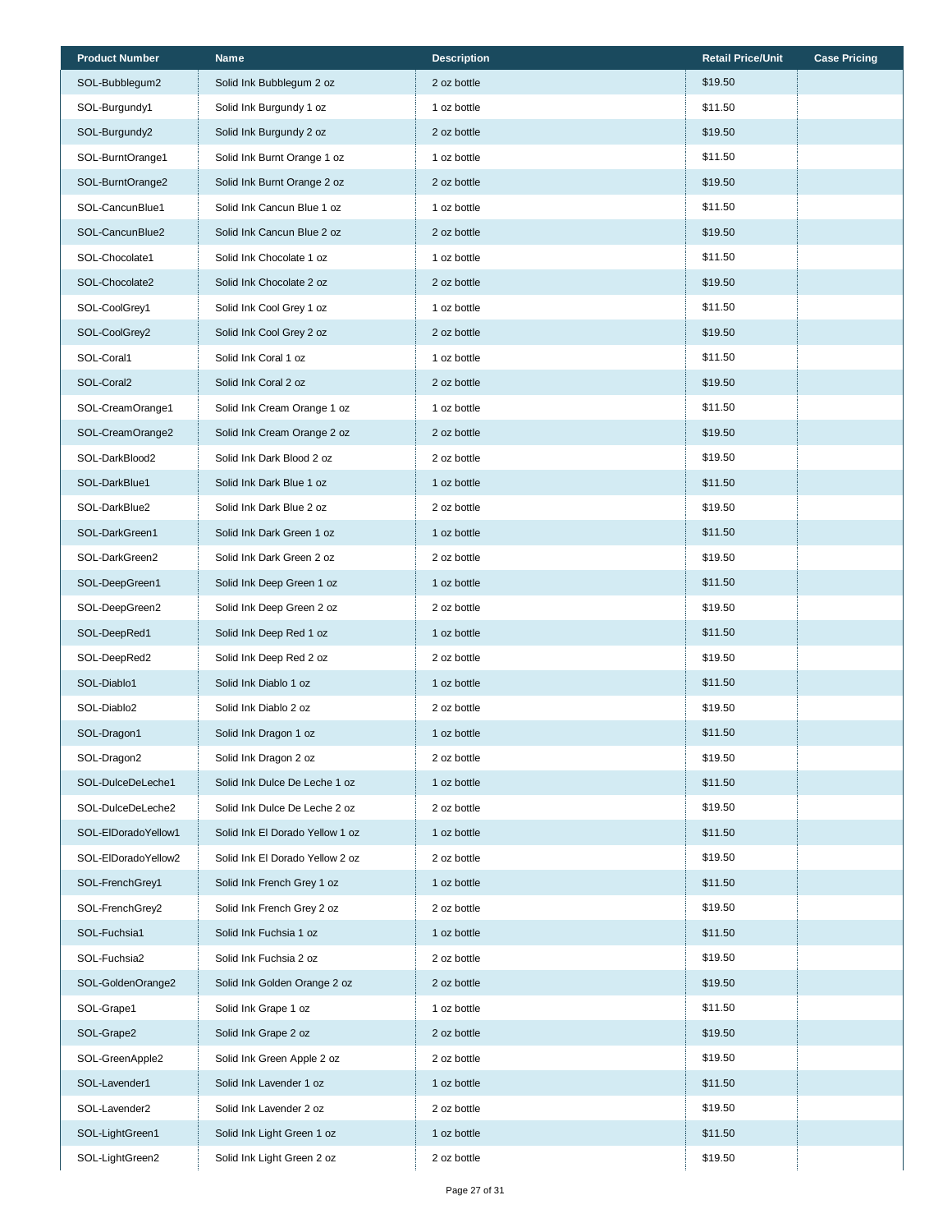| Product Number | Name | Description | Retail Price/Unit | Case Pricing |
|---|---|---|---|---|
| SOL-Bubblegum2 | Solid Ink Bubblegum 2 oz | 2 oz bottle | $19.50 | |
| SOL-Burgundy1 | Solid Ink Burgundy 1 oz | 1 oz bottle | $11.50 | |
| SOL-Burgundy2 | Solid Ink Burgundy 2 oz | 2 oz bottle | $19.50 | |
| SOL-BurntOrange1 | Solid Ink Burnt Orange 1 oz | 1 oz bottle | $11.50 | |
| SOL-BurntOrange2 | Solid Ink Burnt Orange 2 oz | 2 oz bottle | $19.50 | |
| SOL-CancunBlue1 | Solid Ink Cancun Blue 1 oz | 1 oz bottle | $11.50 | |
| SOL-CancunBlue2 | Solid Ink Cancun Blue 2 oz | 2 oz bottle | $19.50 | |
| SOL-Chocolate1 | Solid Ink Chocolate 1 oz | 1 oz bottle | $11.50 | |
| SOL-Chocolate2 | Solid Ink Chocolate 2 oz | 2 oz bottle | $19.50 | |
| SOL-CoolGrey1 | Solid Ink Cool Grey 1 oz | 1 oz bottle | $11.50 | |
| SOL-CoolGrey2 | Solid Ink Cool Grey 2 oz | 2 oz bottle | $19.50 | |
| SOL-Coral1 | Solid Ink Coral 1 oz | 1 oz bottle | $11.50 | |
| SOL-Coral2 | Solid Ink Coral 2 oz | 2 oz bottle | $19.50 | |
| SOL-CreamOrange1 | Solid Ink Cream Orange 1 oz | 1 oz bottle | $11.50 | |
| SOL-CreamOrange2 | Solid Ink Cream Orange 2 oz | 2 oz bottle | $19.50 | |
| SOL-DarkBlood2 | Solid Ink Dark Blood 2 oz | 2 oz bottle | $19.50 | |
| SOL-DarkBlue1 | Solid Ink Dark Blue 1 oz | 1 oz bottle | $11.50 | |
| SOL-DarkBlue2 | Solid Ink Dark Blue 2 oz | 2 oz bottle | $19.50 | |
| SOL-DarkGreen1 | Solid Ink Dark Green 1 oz | 1 oz bottle | $11.50 | |
| SOL-DarkGreen2 | Solid Ink Dark Green 2 oz | 2 oz bottle | $19.50 | |
| SOL-DeepGreen1 | Solid Ink Deep Green 1 oz | 1 oz bottle | $11.50 | |
| SOL-DeepGreen2 | Solid Ink Deep Green 2 oz | 2 oz bottle | $19.50 | |
| SOL-DeepRed1 | Solid Ink Deep Red 1 oz | 1 oz bottle | $11.50 | |
| SOL-DeepRed2 | Solid Ink Deep Red 2 oz | 2 oz bottle | $19.50 | |
| SOL-Diablo1 | Solid Ink Diablo 1 oz | 1 oz bottle | $11.50 | |
| SOL-Diablo2 | Solid Ink Diablo 2 oz | 2 oz bottle | $19.50 | |
| SOL-Dragon1 | Solid Ink Dragon 1 oz | 1 oz bottle | $11.50 | |
| SOL-Dragon2 | Solid Ink Dragon 2 oz | 2 oz bottle | $19.50 | |
| SOL-DulceDeLeche1 | Solid Ink Dulce De Leche 1 oz | 1 oz bottle | $11.50 | |
| SOL-DulceDeLeche2 | Solid Ink Dulce De Leche 2 oz | 2 oz bottle | $19.50 | |
| SOL-ElDoradoYellow1 | Solid Ink El Dorado Yellow 1 oz | 1 oz bottle | $11.50 | |
| SOL-ElDoradoYellow2 | Solid Ink El Dorado Yellow 2 oz | 2 oz bottle | $19.50 | |
| SOL-FrenchGrey1 | Solid Ink French Grey 1 oz | 1 oz bottle | $11.50 | |
| SOL-FrenchGrey2 | Solid Ink French Grey 2 oz | 2 oz bottle | $19.50 | |
| SOL-Fuchsia1 | Solid Ink Fuchsia 1 oz | 1 oz bottle | $11.50 | |
| SOL-Fuchsia2 | Solid Ink Fuchsia 2 oz | 2 oz bottle | $19.50 | |
| SOL-GoldenOrange2 | Solid Ink Golden Orange 2 oz | 2 oz bottle | $19.50 | |
| SOL-Grape1 | Solid Ink Grape 1 oz | 1 oz bottle | $11.50 | |
| SOL-Grape2 | Solid Ink Grape 2 oz | 2 oz bottle | $19.50 | |
| SOL-GreenApple2 | Solid Ink Green Apple 2 oz | 2 oz bottle | $19.50 | |
| SOL-Lavender1 | Solid Ink Lavender 1 oz | 1 oz bottle | $11.50 | |
| SOL-Lavender2 | Solid Ink Lavender 2 oz | 2 oz bottle | $19.50 | |
| SOL-LightGreen1 | Solid Ink Light Green 1 oz | 1 oz bottle | $11.50 | |
| SOL-LightGreen2 | Solid Ink Light Green 2 oz | 2 oz bottle | $19.50 | |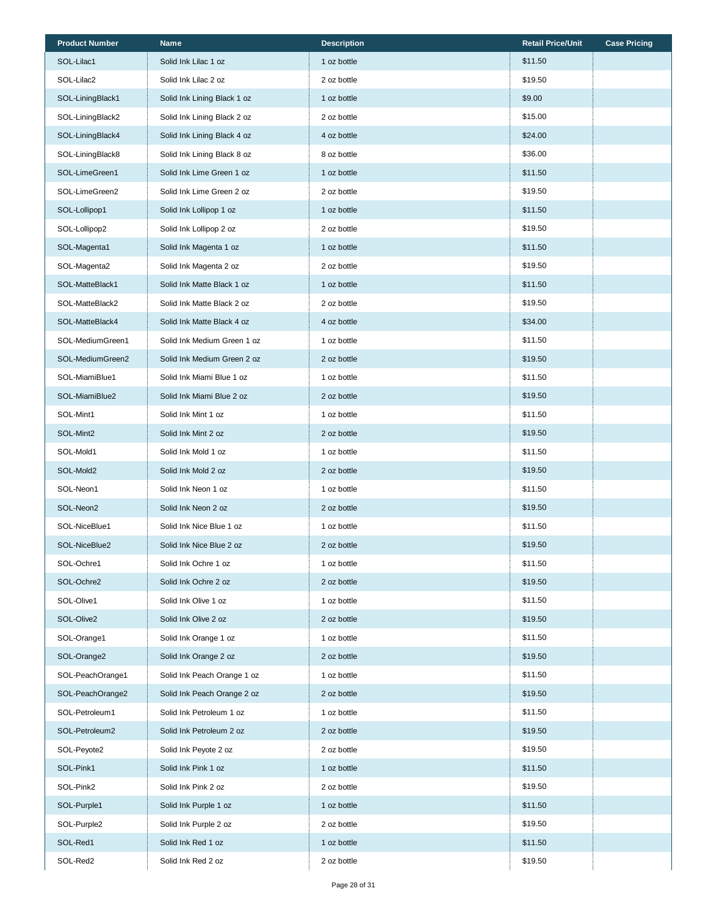| Product Number | Name | Description | Retail Price/Unit | Case Pricing |
|---|---|---|---|---|
| SOL-Lilac1 | Solid Ink Lilac 1 oz | 1 oz bottle | $11.50 | |
| SOL-Lilac2 | Solid Ink Lilac 2 oz | 2 oz bottle | $19.50 | |
| SOL-LiningBlack1 | Solid Ink Lining Black 1 oz | 1 oz bottle | $9.00 | |
| SOL-LiningBlack2 | Solid Ink Lining Black 2 oz | 2 oz bottle | $15.00 | |
| SOL-LiningBlack4 | Solid Ink Lining Black 4 oz | 4 oz bottle | $24.00 | |
| SOL-LiningBlack8 | Solid Ink Lining Black 8 oz | 8 oz bottle | $36.00 | |
| SOL-LimeGreen1 | Solid Ink Lime Green 1 oz | 1 oz bottle | $11.50 | |
| SOL-LimeGreen2 | Solid Ink Lime Green 2 oz | 2 oz bottle | $19.50 | |
| SOL-Lollipop1 | Solid Ink Lollipop 1 oz | 1 oz bottle | $11.50 | |
| SOL-Lollipop2 | Solid Ink Lollipop 2 oz | 2 oz bottle | $19.50 | |
| SOL-Magenta1 | Solid Ink Magenta 1 oz | 1 oz bottle | $11.50 | |
| SOL-Magenta2 | Solid Ink Magenta 2 oz | 2 oz bottle | $19.50 | |
| SOL-MatteBlack1 | Solid Ink Matte Black 1 oz | 1 oz bottle | $11.50 | |
| SOL-MatteBlack2 | Solid Ink Matte Black 2 oz | 2 oz bottle | $19.50 | |
| SOL-MatteBlack4 | Solid Ink Matte Black 4 oz | 4 oz bottle | $34.00 | |
| SOL-MediumGreen1 | Solid Ink Medium Green 1 oz | 1 oz bottle | $11.50 | |
| SOL-MediumGreen2 | Solid Ink Medium Green 2 oz | 2 oz bottle | $19.50 | |
| SOL-MiamiBlue1 | Solid Ink Miami Blue 1 oz | 1 oz bottle | $11.50 | |
| SOL-MiamiBlue2 | Solid Ink Miami Blue 2 oz | 2 oz bottle | $19.50 | |
| SOL-Mint1 | Solid Ink Mint 1 oz | 1 oz bottle | $11.50 | |
| SOL-Mint2 | Solid Ink Mint 2 oz | 2 oz bottle | $19.50 | |
| SOL-Mold1 | Solid Ink Mold 1 oz | 1 oz bottle | $11.50 | |
| SOL-Mold2 | Solid Ink Mold 2 oz | 2 oz bottle | $19.50 | |
| SOL-Neon1 | Solid Ink Neon 1 oz | 1 oz bottle | $11.50 | |
| SOL-Neon2 | Solid Ink Neon 2 oz | 2 oz bottle | $19.50 | |
| SOL-NiceBlue1 | Solid Ink Nice Blue 1 oz | 1 oz bottle | $11.50 | |
| SOL-NiceBlue2 | Solid Ink Nice Blue 2 oz | 2 oz bottle | $19.50 | |
| SOL-Ochre1 | Solid Ink Ochre 1 oz | 1 oz bottle | $11.50 | |
| SOL-Ochre2 | Solid Ink Ochre 2 oz | 2 oz bottle | $19.50 | |
| SOL-Olive1 | Solid Ink Olive 1 oz | 1 oz bottle | $11.50 | |
| SOL-Olive2 | Solid Ink Olive 2 oz | 2 oz bottle | $19.50 | |
| SOL-Orange1 | Solid Ink Orange 1 oz | 1 oz bottle | $11.50 | |
| SOL-Orange2 | Solid Ink Orange 2 oz | 2 oz bottle | $19.50 | |
| SOL-PeachOrange1 | Solid Ink Peach Orange 1 oz | 1 oz bottle | $11.50 | |
| SOL-PeachOrange2 | Solid Ink Peach Orange 2 oz | 2 oz bottle | $19.50 | |
| SOL-Petroleum1 | Solid Ink Petroleum 1 oz | 1 oz bottle | $11.50 | |
| SOL-Petroleum2 | Solid Ink Petroleum 2 oz | 2 oz bottle | $19.50 | |
| SOL-Peyote2 | Solid Ink Peyote 2 oz | 2 oz bottle | $19.50 | |
| SOL-Pink1 | Solid Ink Pink 1 oz | 1 oz bottle | $11.50 | |
| SOL-Pink2 | Solid Ink Pink 2 oz | 2 oz bottle | $19.50 | |
| SOL-Purple1 | Solid Ink Purple 1 oz | 1 oz bottle | $11.50 | |
| SOL-Purple2 | Solid Ink Purple 2 oz | 2 oz bottle | $19.50 | |
| SOL-Red1 | Solid Ink Red 1 oz | 1 oz bottle | $11.50 | |
| SOL-Red2 | Solid Ink Red 2 oz | 2 oz bottle | $19.50 | |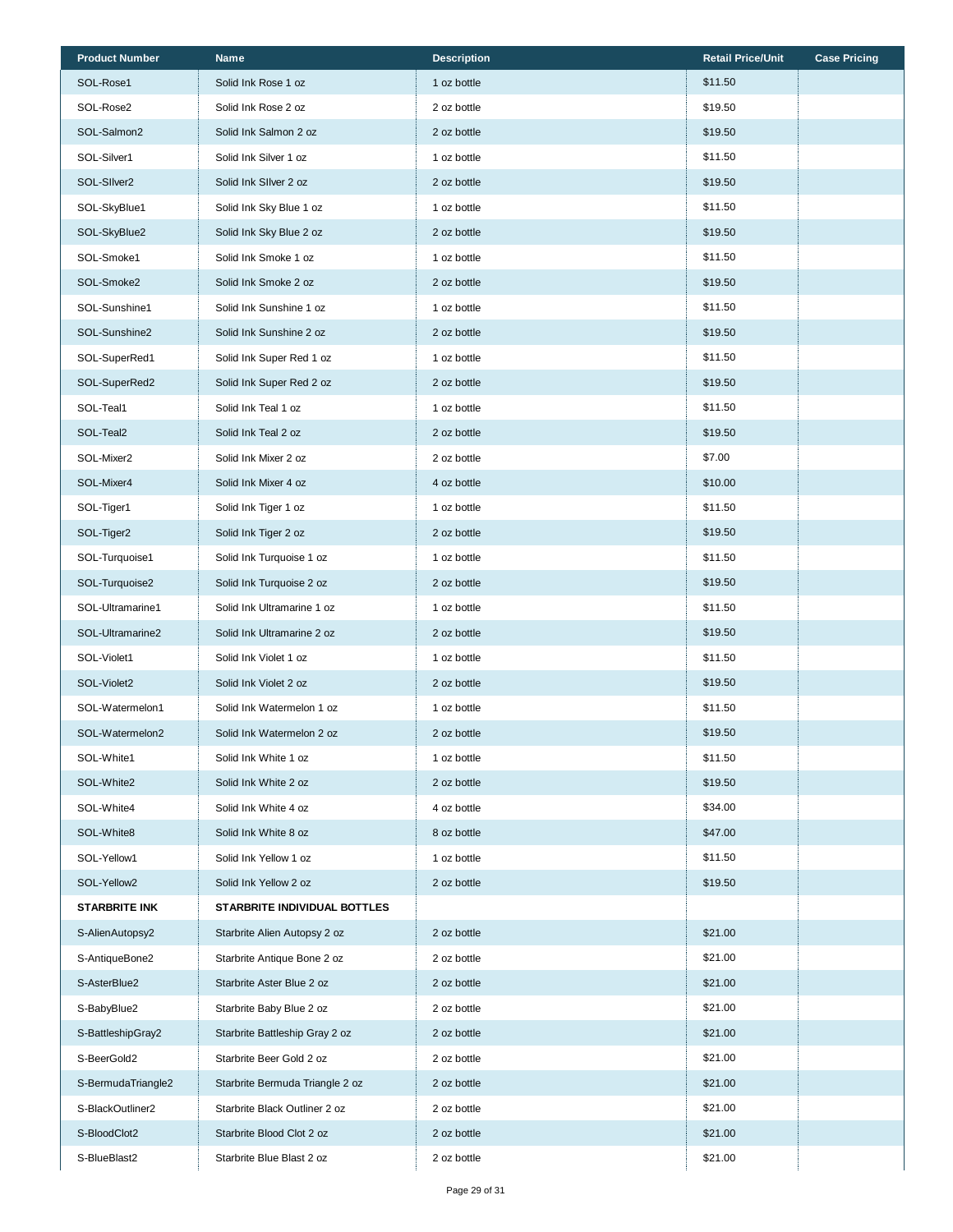| Product Number | Name | Description | Retail Price/Unit | Case Pricing |
|---|---|---|---|---|
| SOL-Rose1 | Solid Ink Rose 1 oz | 1 oz bottle | $11.50 | |
| SOL-Rose2 | Solid Ink Rose 2 oz | 2 oz bottle | $19.50 | |
| SOL-Salmon2 | Solid Ink Salmon 2 oz | 2 oz bottle | $19.50 | |
| SOL-Silver1 | Solid Ink Silver 1 oz | 1 oz bottle | $11.50 | |
| SOL-SIlver2 | Solid Ink SIlver 2 oz | 2 oz bottle | $19.50 | |
| SOL-SkyBlue1 | Solid Ink Sky Blue 1 oz | 1 oz bottle | $11.50 | |
| SOL-SkyBlue2 | Solid Ink Sky Blue 2 oz | 2 oz bottle | $19.50 | |
| SOL-Smoke1 | Solid Ink Smoke 1 oz | 1 oz bottle | $11.50 | |
| SOL-Smoke2 | Solid Ink Smoke 2 oz | 2 oz bottle | $19.50 | |
| SOL-Sunshine1 | Solid Ink Sunshine 1 oz | 1 oz bottle | $11.50 | |
| SOL-Sunshine2 | Solid Ink Sunshine 2 oz | 2 oz bottle | $19.50 | |
| SOL-SuperRed1 | Solid Ink Super Red 1 oz | 1 oz bottle | $11.50 | |
| SOL-SuperRed2 | Solid Ink Super Red 2 oz | 2 oz bottle | $19.50 | |
| SOL-Teal1 | Solid Ink Teal 1 oz | 1 oz bottle | $11.50 | |
| SOL-Teal2 | Solid Ink Teal 2 oz | 2 oz bottle | $19.50 | |
| SOL-Mixer2 | Solid Ink Mixer 2 oz | 2 oz bottle | $7.00 | |
| SOL-Mixer4 | Solid Ink Mixer 4 oz | 4 oz bottle | $10.00 | |
| SOL-Tiger1 | Solid Ink Tiger 1 oz | 1 oz bottle | $11.50 | |
| SOL-Tiger2 | Solid Ink Tiger 2 oz | 2 oz bottle | $19.50 | |
| SOL-Turquoise1 | Solid Ink Turquoise 1 oz | 1 oz bottle | $11.50 | |
| SOL-Turquoise2 | Solid Ink Turquoise 2 oz | 2 oz bottle | $19.50 | |
| SOL-Ultramarine1 | Solid Ink Ultramarine 1 oz | 1 oz bottle | $11.50 | |
| SOL-Ultramarine2 | Solid Ink Ultramarine 2 oz | 2 oz bottle | $19.50 | |
| SOL-Violet1 | Solid Ink Violet 1 oz | 1 oz bottle | $11.50 | |
| SOL-Violet2 | Solid Ink Violet 2 oz | 2 oz bottle | $19.50 | |
| SOL-Watermelon1 | Solid Ink Watermelon 1 oz | 1 oz bottle | $11.50 | |
| SOL-Watermelon2 | Solid Ink Watermelon 2 oz | 2 oz bottle | $19.50 | |
| SOL-White1 | Solid Ink White 1 oz | 1 oz bottle | $11.50 | |
| SOL-White2 | Solid Ink White 2 oz | 2 oz bottle | $19.50 | |
| SOL-White4 | Solid Ink White 4 oz | 4 oz bottle | $34.00 | |
| SOL-White8 | Solid Ink White 8 oz | 8 oz bottle | $47.00 | |
| SOL-Yellow1 | Solid Ink Yellow 1 oz | 1 oz bottle | $11.50 | |
| SOL-Yellow2 | Solid Ink Yellow 2 oz | 2 oz bottle | $19.50 | |
| **STARBRITE INK** | **STARBRITE INDIVIDUAL BOTTLES** | | | |
| S-AlienAutopsy2 | Starbrite Alien Autopsy 2 oz | 2 oz bottle | $21.00 | |
| S-AntiqueBone2 | Starbrite Antique Bone 2 oz | 2 oz bottle | $21.00 | |
| S-AsterBlue2 | Starbrite Aster Blue 2 oz | 2 oz bottle | $21.00 | |
| S-BabyBlue2 | Starbrite Baby Blue 2 oz | 2 oz bottle | $21.00 | |
| S-BattleshipGray2 | Starbrite Battleship Gray 2 oz | 2 oz bottle | $21.00 | |
| S-BeerGold2 | Starbrite Beer Gold 2 oz | 2 oz bottle | $21.00 | |
| S-BermudaTriangle2 | Starbrite Bermuda Triangle 2 oz | 2 oz bottle | $21.00 | |
| S-BlackOutliner2 | Starbrite Black Outliner 2 oz | 2 oz bottle | $21.00 | |
| S-BloodClot2 | Starbrite Blood Clot 2 oz | 2 oz bottle | $21.00 | |
| S-BlueBlast2 | Starbrite Blue Blast 2 oz | 2 oz bottle | $21.00 | |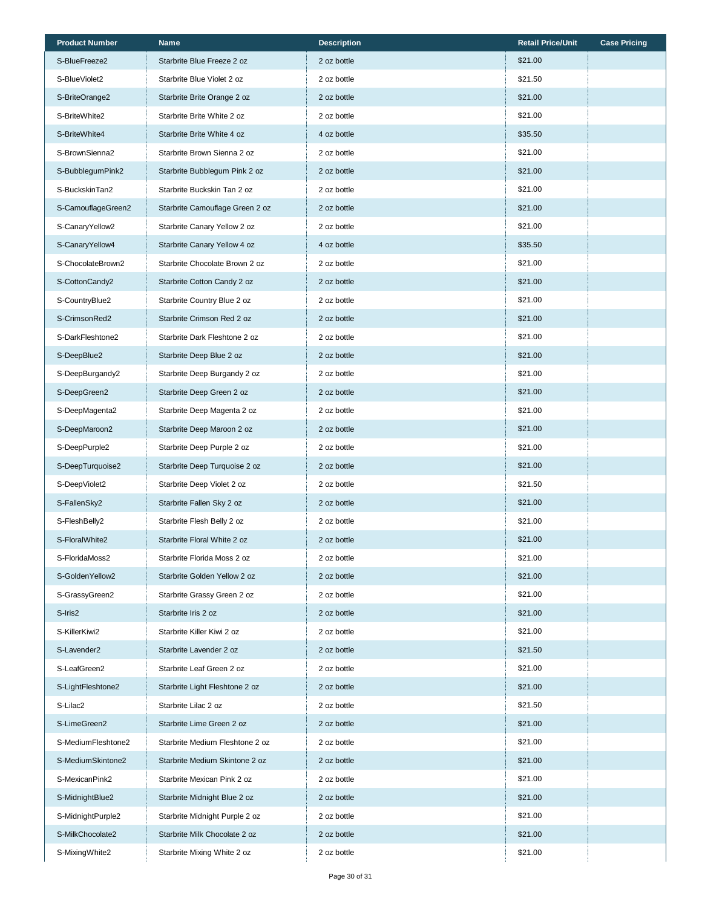| Product Number | Name | Description | Retail Price/Unit | Case Pricing |
|---|---|---|---|---|
| S-BlueFreeze2 | Starbrite Blue Freeze 2 oz | 2 oz bottle | $21.00 | |
| S-BlueViolet2 | Starbrite Blue Violet 2 oz | 2 oz bottle | $21.50 | |
| S-BriteOrange2 | Starbrite Brite Orange 2 oz | 2 oz bottle | $21.00 | |
| S-BriteWhite2 | Starbrite Brite White 2 oz | 2 oz bottle | $21.00 | |
| S-BriteWhite4 | Starbrite Brite White 4 oz | 4 oz bottle | $35.50 | |
| S-BrownSienna2 | Starbrite Brown Sienna 2 oz | 2 oz bottle | $21.00 | |
| S-BubblegumPink2 | Starbrite Bubblegum Pink 2 oz | 2 oz bottle | $21.00 | |
| S-BuckskinTan2 | Starbrite Buckskin Tan 2 oz | 2 oz bottle | $21.00 | |
| S-CamouflageGreen2 | Starbrite Camouflage Green 2 oz | 2 oz bottle | $21.00 | |
| S-CanaryYellow2 | Starbrite Canary Yellow 2 oz | 2 oz bottle | $21.00 | |
| S-CanaryYellow4 | Starbrite Canary Yellow 4 oz | 4 oz bottle | $35.50 | |
| S-ChocolateBrown2 | Starbrite Chocolate Brown 2 oz | 2 oz bottle | $21.00 | |
| S-CottonCandy2 | Starbrite Cotton Candy 2 oz | 2 oz bottle | $21.00 | |
| S-CountryBlue2 | Starbrite Country Blue 2 oz | 2 oz bottle | $21.00 | |
| S-CrimsonRed2 | Starbrite Crimson Red 2 oz | 2 oz bottle | $21.00 | |
| S-DarkFleshtone2 | Starbrite Dark Fleshtone 2 oz | 2 oz bottle | $21.00 | |
| S-DeepBlue2 | Starbrite Deep Blue 2 oz | 2 oz bottle | $21.00 | |
| S-DeepBurgandy2 | Starbrite Deep Burgandy 2 oz | 2 oz bottle | $21.00 | |
| S-DeepGreen2 | Starbrite Deep Green 2 oz | 2 oz bottle | $21.00 | |
| S-DeepMagenta2 | Starbrite Deep Magenta 2 oz | 2 oz bottle | $21.00 | |
| S-DeepMaroon2 | Starbrite Deep Maroon 2 oz | 2 oz bottle | $21.00 | |
| S-DeepPurple2 | Starbrite Deep Purple 2 oz | 2 oz bottle | $21.00 | |
| S-DeepTurquoise2 | Starbrite Deep Turquoise 2 oz | 2 oz bottle | $21.00 | |
| S-DeepViolet2 | Starbrite Deep Violet 2 oz | 2 oz bottle | $21.50 | |
| S-FallenSky2 | Starbrite Fallen Sky 2 oz | 2 oz bottle | $21.00 | |
| S-FleshBelly2 | Starbrite Flesh Belly 2 oz | 2 oz bottle | $21.00 | |
| S-FloralWhite2 | Starbrite Floral White 2 oz | 2 oz bottle | $21.00 | |
| S-FloridaMoss2 | Starbrite Florida Moss 2 oz | 2 oz bottle | $21.00 | |
| S-GoldenYellow2 | Starbrite Golden Yellow 2 oz | 2 oz bottle | $21.00 | |
| S-GrassyGreen2 | Starbrite Grassy Green 2 oz | 2 oz bottle | $21.00 | |
| S-Iris2 | Starbrite Iris 2 oz | 2 oz bottle | $21.00 | |
| S-KillerKiwi2 | Starbrite Killer Kiwi 2 oz | 2 oz bottle | $21.00 | |
| S-Lavender2 | Starbrite Lavender 2 oz | 2 oz bottle | $21.50 | |
| S-LeafGreen2 | Starbrite Leaf Green 2 oz | 2 oz bottle | $21.00 | |
| S-LightFleshtone2 | Starbrite Light Fleshtone 2 oz | 2 oz bottle | $21.00 | |
| S-Lilac2 | Starbrite Lilac 2 oz | 2 oz bottle | $21.50 | |
| S-LimeGreen2 | Starbrite Lime Green 2 oz | 2 oz bottle | $21.00 | |
| S-MediumFleshtone2 | Starbrite Medium Fleshtone 2 oz | 2 oz bottle | $21.00 | |
| S-MediumSkintone2 | Starbrite Medium Skintone 2 oz | 2 oz bottle | $21.00 | |
| S-MexicanPink2 | Starbrite Mexican Pink 2 oz | 2 oz bottle | $21.00 | |
| S-MidnightBlue2 | Starbrite Midnight Blue 2 oz | 2 oz bottle | $21.00 | |
| S-MidnightPurple2 | Starbrite Midnight Purple 2 oz | 2 oz bottle | $21.00 | |
| S-MilkChocolate2 | Starbrite Milk Chocolate 2 oz | 2 oz bottle | $21.00 | |
| S-MixingWhite2 | Starbrite Mixing White 2 oz | 2 oz bottle | $21.00 | |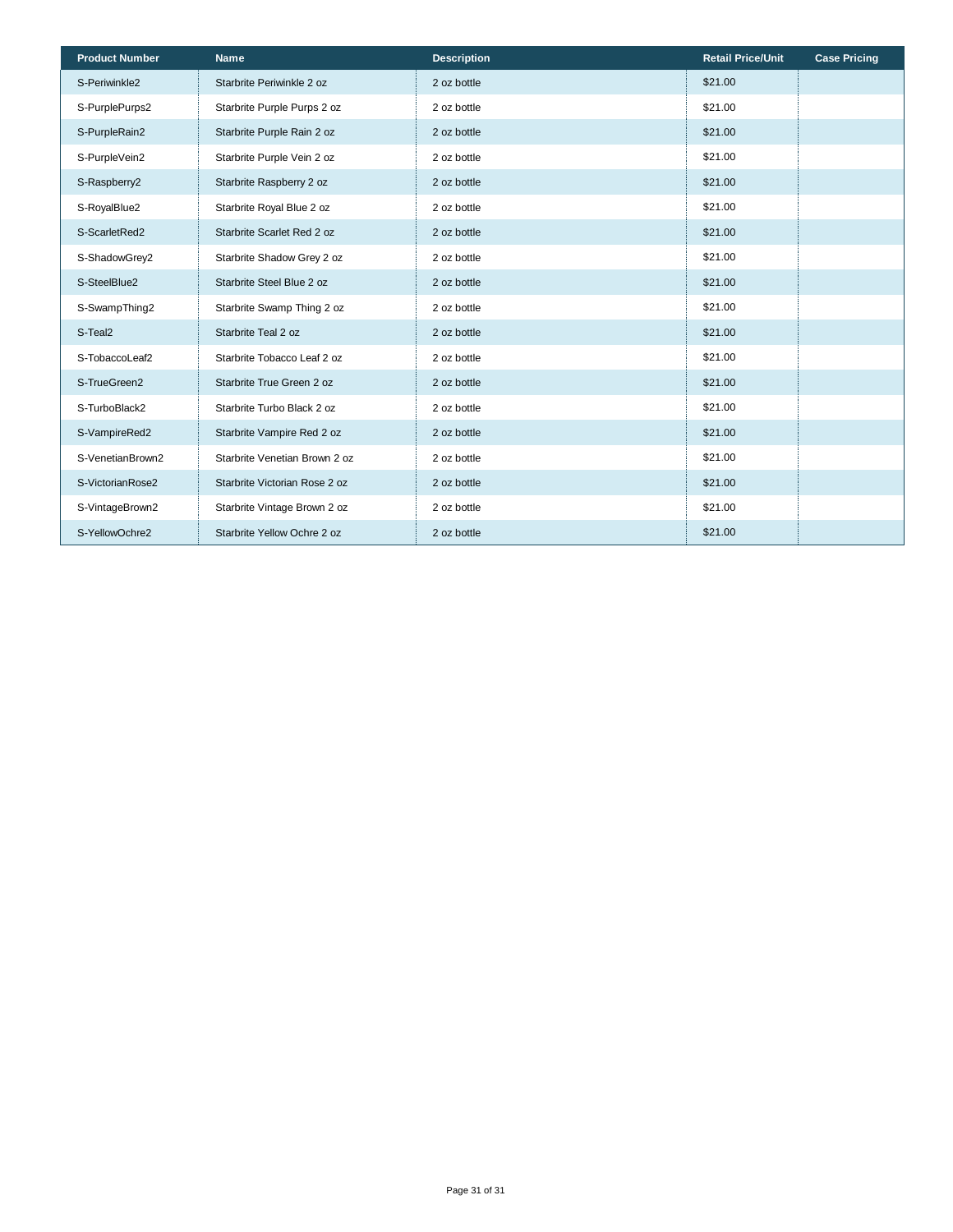| Product Number | Name | Description | Retail Price/Unit | Case Pricing |
|---|---|---|---|---|
| S-Periwinkle2 | Starbrite Periwinkle 2 oz | 2 oz bottle | $21.00 | |
| S-PurplePurps2 | Starbrite Purple Purps 2 oz | 2 oz bottle | $21.00 | |
| S-PurpleRain2 | Starbrite Purple Rain 2 oz | 2 oz bottle | $21.00 | |
| S-PurpleVein2 | Starbrite Purple Vein 2 oz | 2 oz bottle | $21.00 | |
| S-Raspberry2 | Starbrite Raspberry 2 oz | 2 oz bottle | $21.00 | |
| S-RoyalBlue2 | Starbrite Royal Blue 2 oz | 2 oz bottle | $21.00 | |
| S-ScarletRed2 | Starbrite Scarlet Red 2 oz | 2 oz bottle | $21.00 | |
| S-ShadowGrey2 | Starbrite Shadow Grey 2 oz | 2 oz bottle | $21.00 | |
| S-SteelBlue2 | Starbrite Steel Blue 2 oz | 2 oz bottle | $21.00 | |
| S-SwampThing2 | Starbrite Swamp Thing 2 oz | 2 oz bottle | $21.00 | |
| S-Teal2 | Starbrite Teal 2 oz | 2 oz bottle | $21.00 | |
| S-TobaccoLeaf2 | Starbrite Tobacco Leaf 2 oz | 2 oz bottle | $21.00 | |
| S-TrueGreen2 | Starbrite True Green 2 oz | 2 oz bottle | $21.00 | |
| S-TurboBlack2 | Starbrite Turbo Black 2 oz | 2 oz bottle | $21.00 | |
| S-VampireRed2 | Starbrite Vampire Red 2 oz | 2 oz bottle | $21.00 | |
| S-VenetianBrown2 | Starbrite Venetian Brown 2 oz | 2 oz bottle | $21.00 | |
| S-VictorianRose2 | Starbrite Victorian Rose 2 oz | 2 oz bottle | $21.00 | |
| S-VintageBrown2 | Starbrite Vintage Brown 2 oz | 2 oz bottle | $21.00 | |
| S-YellowOchre2 | Starbrite Yellow Ochre 2 oz | 2 oz bottle | $21.00 | |